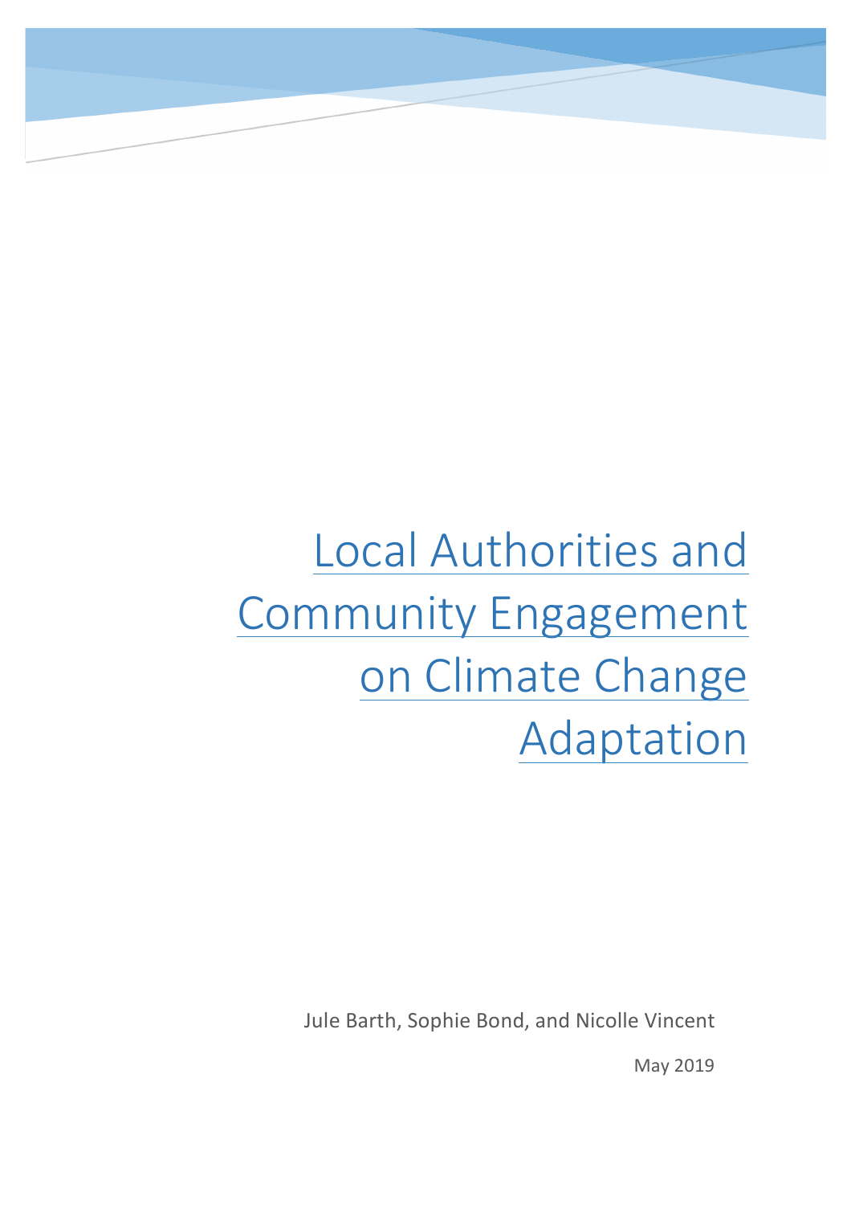# Local Authorities and Community Engagement on Climate Change Adaptation

Jule Barth, Sophie Bond, and Nicolle Vincent

May 2019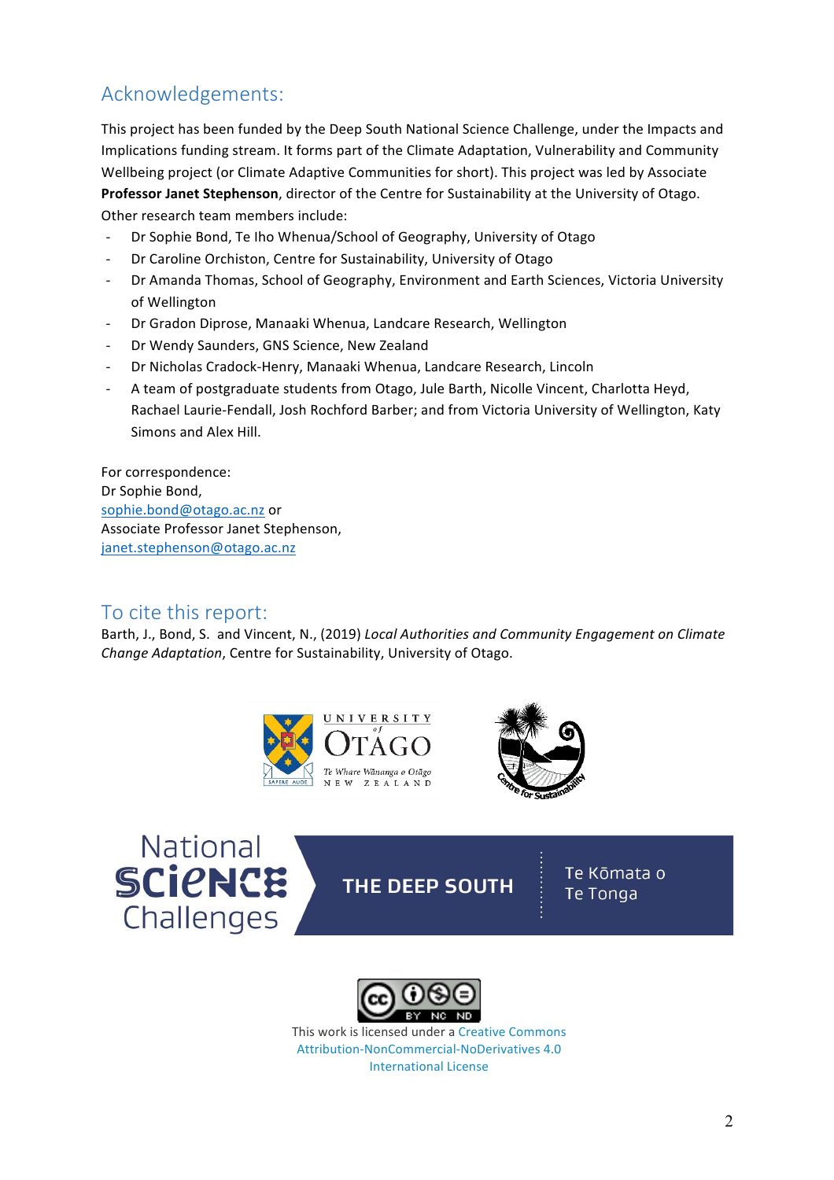## Acknowledgements:

This project has been funded by the Deep South National Science Challenge, under the Impacts and Implications funding stream. It forms part of the Climate Adaptation, Vulnerability and Community Wellbeing project (or Climate Adaptive Communities for short). This project was led by Associate **Professor Janet Stephenson**, director of the Centre for Sustainability at the University of Otago. Other research team members include:

- Dr Sophie Bond, Te Iho Whenua/School of Geography, University of Otago
- Dr Caroline Orchiston, Centre for Sustainability, University of Otago
- Dr Amanda Thomas, School of Geography, Environment and Earth Sciences, Victoria University of Wellington
- Dr Gradon Diprose, Manaaki Whenua, Landcare Research, Wellington
- Dr Wendy Saunders, GNS Science, New Zealand
- Dr Nicholas Cradock-Henry, Manaaki Whenua, Landcare Research, Lincoln
- A team of postgraduate students from Otago, Jule Barth, Nicolle Vincent, Charlotta Heyd, Rachael Laurie-Fendall, Josh Rochford Barber; and from Victoria University of Wellington, Katy Simons and Alex Hill.

For correspondence:
Dr Sophie Bond,
sophie.bond@otago.ac.nz or
Associate Professor Janet Stephenson,
janet.stephenson@otago.ac.nz

## To cite this report:

Barth, J., Bond, S. and Vincent, N., (2019) *Local Authorities and Community Engagement on Climate Change Adaptation*, Centre for Sustainability, University of Otago.

This work is licensed under a Creative Commons Attribution-NonCommercial-NoDerivatives 4.0 International License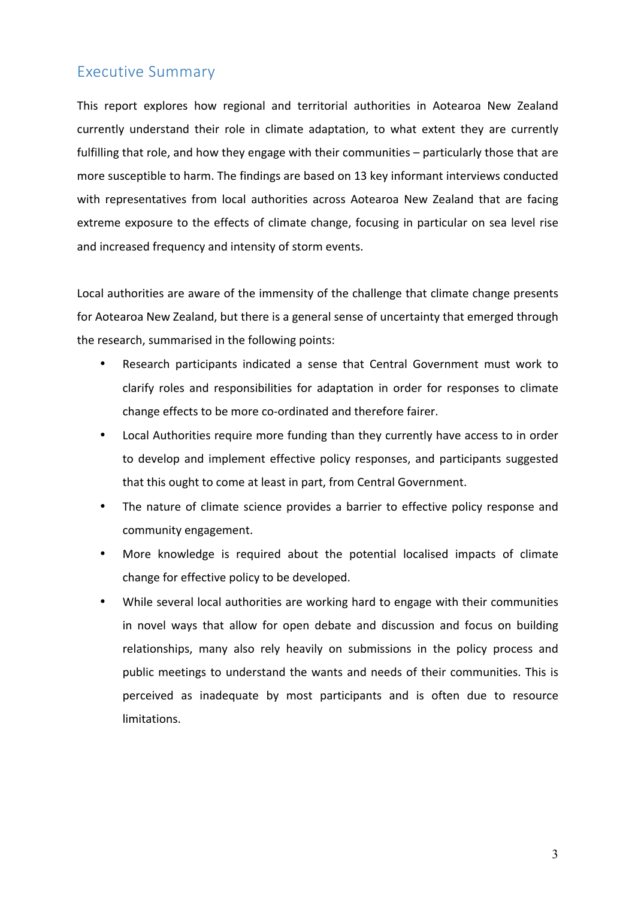## Executive Summary

This report explores how regional and territorial authorities in Aotearoa New Zealand currently understand their role in climate adaptation, to what extent they are currently fulfilling that role, and how they engage with their communities – particularly those that are more susceptible to harm. The findings are based on 13 key informant interviews conducted with representatives from local authorities across Aotearoa New Zealand that are facing extreme exposure to the effects of climate change, focusing in particular on sea level rise and increased frequency and intensity of storm events.

Local authorities are aware of the immensity of the challenge that climate change presents for Aotearoa New Zealand, but there is a general sense of uncertainty that emerged through the research, summarised in the following points:

- Research participants indicated a sense that Central Government must work to clarify roles and responsibilities for adaptation in order for responses to climate change effects to be more co-ordinated and therefore fairer.
- Local Authorities require more funding than they currently have access to in order to develop and implement effective policy responses, and participants suggested that this ought to come at least in part, from Central Government.
- The nature of climate science provides a barrier to effective policy response and community engagement.
- More knowledge is required about the potential localised impacts of climate change for effective policy to be developed.
- While several local authorities are working hard to engage with their communities in novel ways that allow for open debate and discussion and focus on building relationships, many also rely heavily on submissions in the policy process and public meetings to understand the wants and needs of their communities. This is perceived as inadequate by most participants and is often due to resource limitations.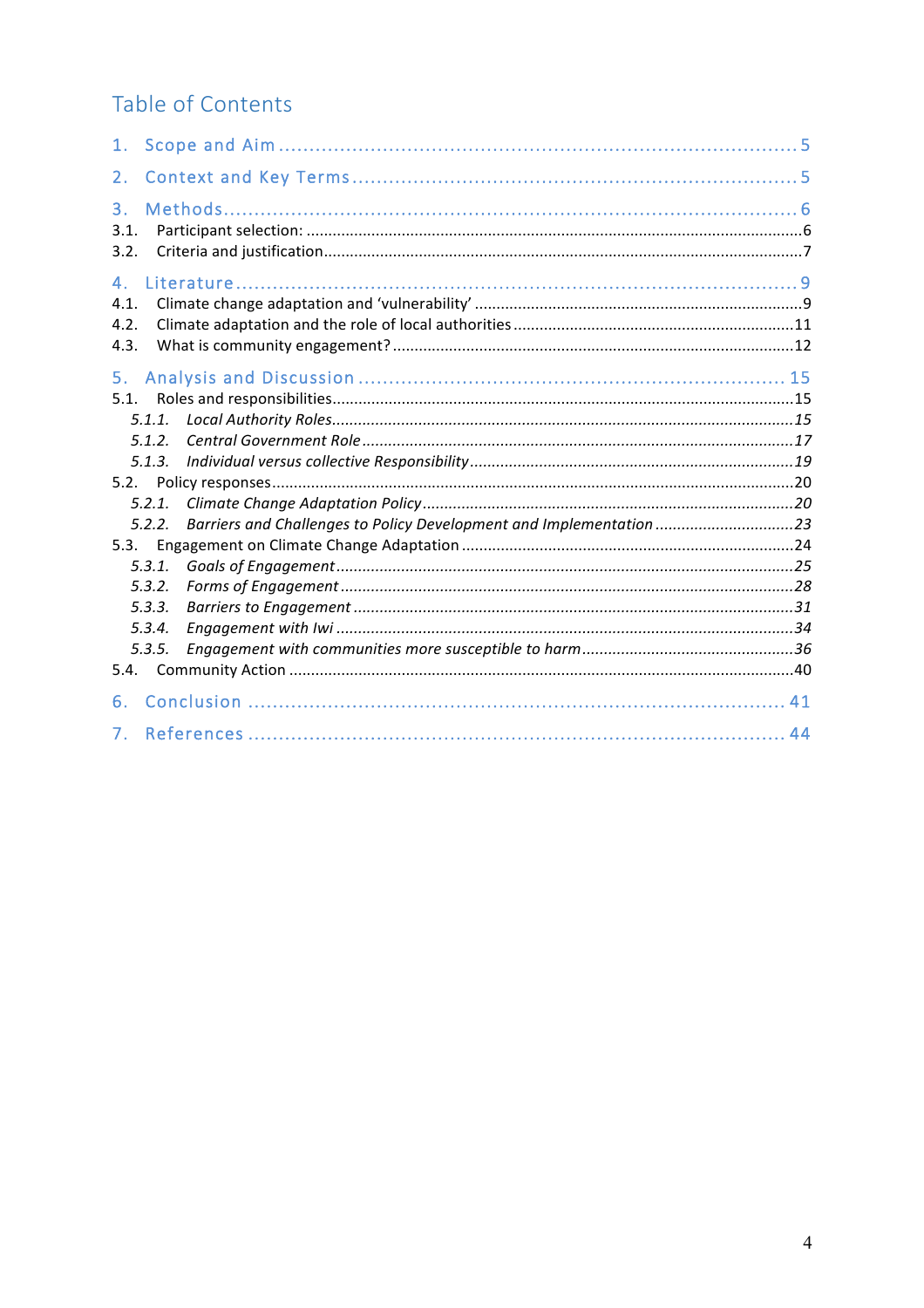# Table of Contents

1. Scope and Aim ........................................................................ 5
2. Context and Key Terms ........................................................... 5
3. Methods ................................................................................ 6
   - 3.1. Participant selection: ...................................................................... 6
   - 3.2. Criteria and justification ................................................................ 7
4. Literature ............................................................................... 9
   - 4.1. Climate change adaptation and 'vulnerability' ................................ 9
   - 4.2. Climate adaptation and the role of local authorities ....................... 11
   - 4.3. What is community engagement? .................................................. 12
5. Analysis and Discussion ......................................................... 15
   - 5.1. Roles and responsibilities ............................................................. 15
     - *5.1.1. Local Authority Roles* ............................................................. *15*
     - *5.1.2. Central Government Role* ....................................................... *17*
     - *5.1.3. Individual versus collective Responsibility* ................................ *19*
   - 5.2. Policy responses ........................................................................... 20
     - *5.2.1. Climate Change Adaptation Policy* ........................................... *20*
     - *5.2.2. Barriers and Challenges to Policy Development and Implementation* ... *23*
   - 5.3. Engagement on Climate Change Adaptation .................................. 24
     - *5.3.1. Goals of Engagement* ............................................................. *25*
     - *5.3.2. Forms of Engagement* ............................................................. *28*
     - *5.3.3. Barriers to Engagement* .......................................................... *31*
     - *5.3.4. Engagement with Iwi* .............................................................. *34*
     - *5.3.5. Engagement with communities more susceptible to harm* ............ *36*
   - 5.4. Community Action ........................................................................ 40
6. Conclusion ............................................................................ 41
7. References ............................................................................ 44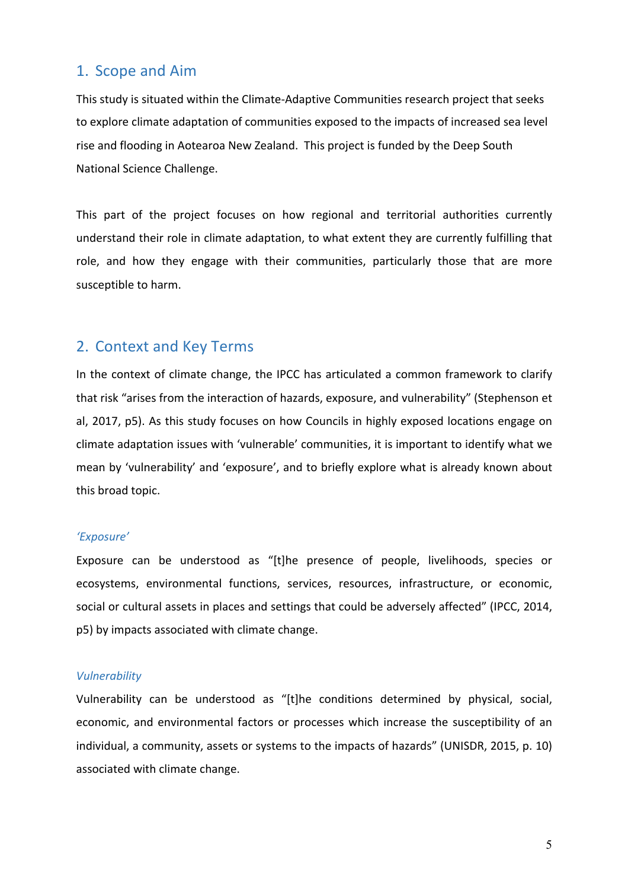## 1. Scope and Aim

This study is situated within the Climate-Adaptive Communities research project that seeks to explore climate adaptation of communities exposed to the impacts of increased sea level rise and flooding in Aotearoa New Zealand. This project is funded by the Deep South National Science Challenge.

This part of the project focuses on how regional and territorial authorities currently understand their role in climate adaptation, to what extent they are currently fulfilling that role, and how they engage with their communities, particularly those that are more susceptible to harm.

## 2. Context and Key Terms

In the context of climate change, the IPCC has articulated a common framework to clarify that risk "arises from the interaction of hazards, exposure, and vulnerability" (Stephenson et al, 2017, p5). As this study focuses on how Councils in highly exposed locations engage on climate adaptation issues with 'vulnerable' communities, it is important to identify what we mean by 'vulnerability' and 'exposure', and to briefly explore what is already known about this broad topic.

### *'Exposure'*

Exposure can be understood as "[t]he presence of people, livelihoods, species or ecosystems, environmental functions, services, resources, infrastructure, or economic, social or cultural assets in places and settings that could be adversely affected" (IPCC, 2014, p5) by impacts associated with climate change.

### *Vulnerability*

Vulnerability can be understood as "[t]he conditions determined by physical, social, economic, and environmental factors or processes which increase the susceptibility of an individual, a community, assets or systems to the impacts of hazards" (UNISDR, 2015, p. 10) associated with climate change.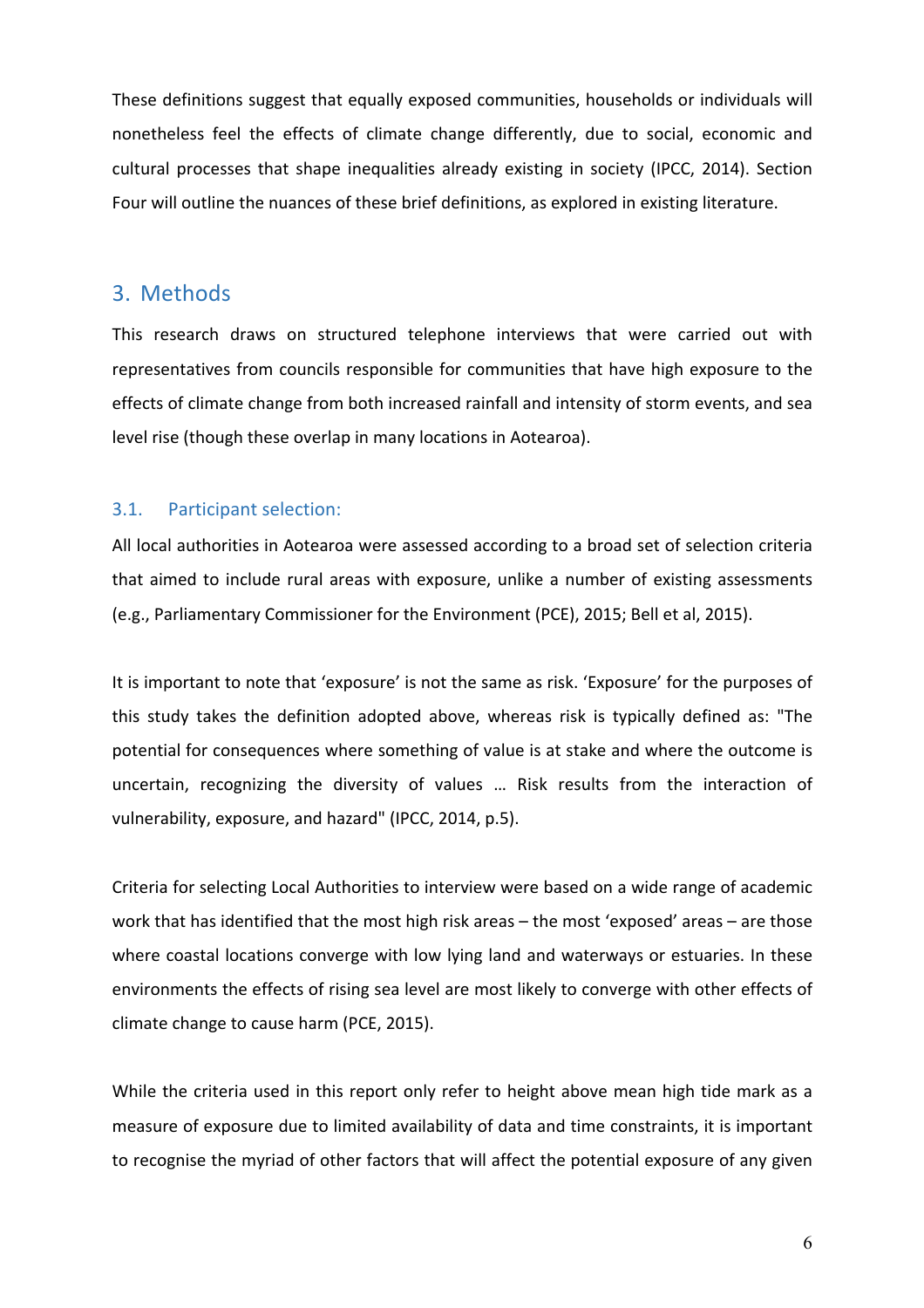These definitions suggest that equally exposed communities, households or individuals will nonetheless feel the effects of climate change differently, due to social, economic and cultural processes that shape inequalities already existing in society (IPCC, 2014). Section Four will outline the nuances of these brief definitions, as explored in existing literature.

## 3. Methods

This research draws on structured telephone interviews that were carried out with representatives from councils responsible for communities that have high exposure to the effects of climate change from both increased rainfall and intensity of storm events, and sea level rise (though these overlap in many locations in Aotearoa).

### 3.1. Participant selection:

All local authorities in Aotearoa were assessed according to a broad set of selection criteria that aimed to include rural areas with exposure, unlike a number of existing assessments (e.g., Parliamentary Commissioner for the Environment (PCE), 2015; Bell et al, 2015).

It is important to note that 'exposure' is not the same as risk. 'Exposure' for the purposes of this study takes the definition adopted above, whereas risk is typically defined as: "The potential for consequences where something of value is at stake and where the outcome is uncertain, recognizing the diversity of values … Risk results from the interaction of vulnerability, exposure, and hazard" (IPCC, 2014, p.5).

Criteria for selecting Local Authorities to interview were based on a wide range of academic work that has identified that the most high risk areas – the most 'exposed' areas – are those where coastal locations converge with low lying land and waterways or estuaries. In these environments the effects of rising sea level are most likely to converge with other effects of climate change to cause harm (PCE, 2015).

While the criteria used in this report only refer to height above mean high tide mark as a measure of exposure due to limited availability of data and time constraints, it is important to recognise the myriad of other factors that will affect the potential exposure of any given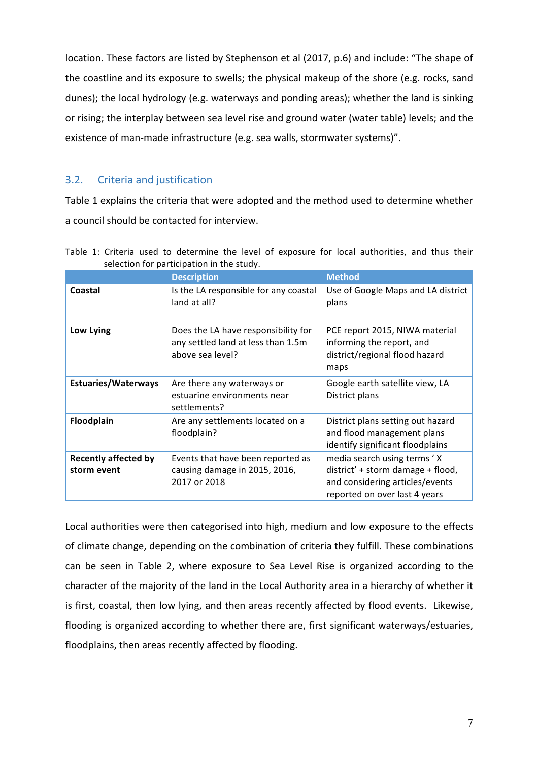location. These factors are listed by Stephenson et al (2017, p.6) and include: "The shape of the coastline and its exposure to swells; the physical makeup of the shore (e.g. rocks, sand dunes); the local hydrology (e.g. waterways and ponding areas); whether the land is sinking or rising; the interplay between sea level rise and ground water (water table) levels; and the existence of man-made infrastructure (e.g. sea walls, stormwater systems)".

## 3.2. Criteria and justification

Table 1 explains the criteria that were adopted and the method used to determine whether a council should be contacted for interview.

Table 1: Criteria used to determine the level of exposure for local authorities, and thus their selection for participation in the study.

| | Description | Method |
|---|---|---|
| **Coastal** | Is the LA responsible for any coastal land at all? | Use of Google Maps and LA district plans |
| **Low Lying** | Does the LA have responsibility for any settled land at less than 1.5m above sea level? | PCE report 2015, NIWA material informing the report, and district/regional flood hazard maps |
| **Estuaries/Waterways** | Are there any waterways or estuarine environments near settlements? | Google earth satellite view, LA District plans |
| **Floodplain** | Are any settlements located on a floodplain? | District plans setting out hazard and flood management plans identify significant floodplains |
| **Recently affected by storm event** | Events that have been reported as causing damage in 2015, 2016, 2017 or 2018 | media search using terms ' X district' + storm damage + flood, and considering articles/events reported on over last 4 years |

Local authorities were then categorised into high, medium and low exposure to the effects of climate change, depending on the combination of criteria they fulfill. These combinations can be seen in Table 2, where exposure to Sea Level Rise is organized according to the character of the majority of the land in the Local Authority area in a hierarchy of whether it is first, coastal, then low lying, and then areas recently affected by flood events. Likewise, flooding is organized according to whether there are, first significant waterways/estuaries, floodplains, then areas recently affected by flooding.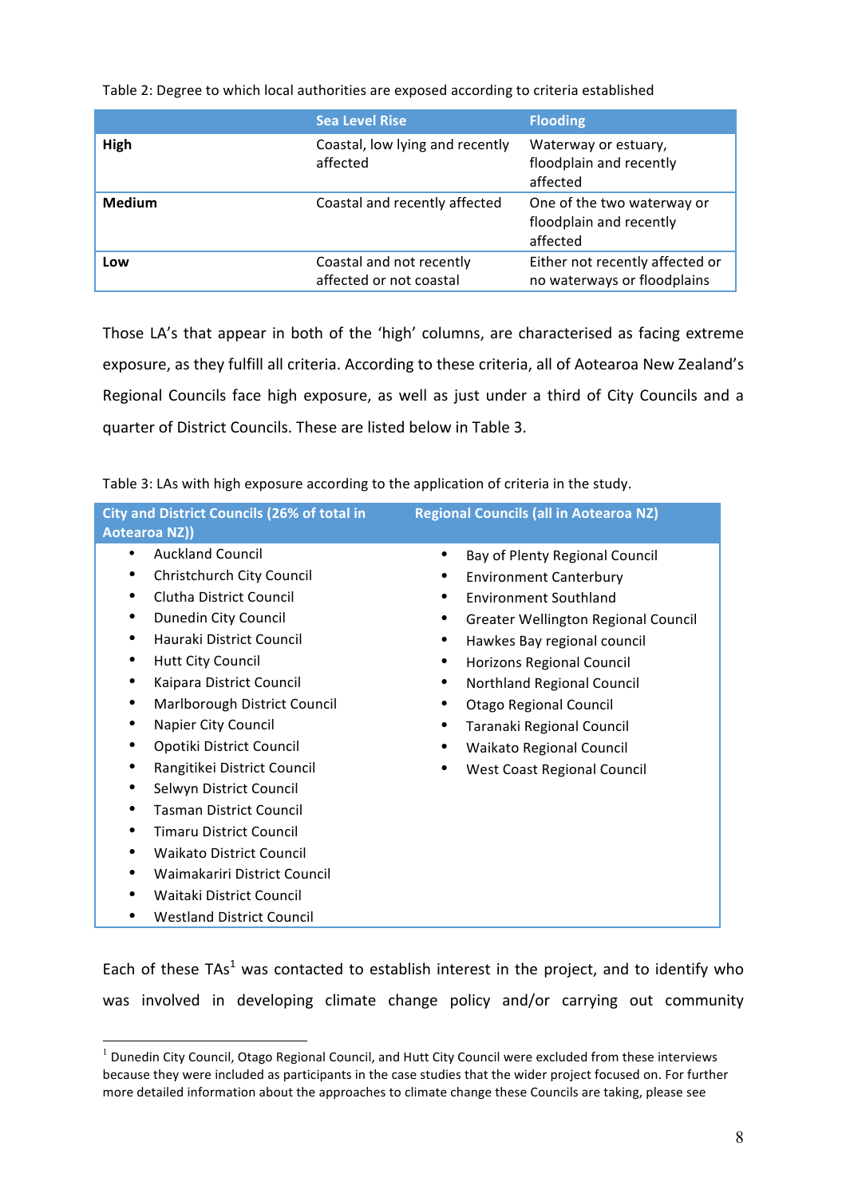Table 2: Degree to which local authorities are exposed according to criteria established

| | Sea Level Rise | Flooding |
|---|---|---|
| **High** | Coastal, low lying and recently affected | Waterway or estuary, floodplain and recently affected |
| **Medium** | Coastal and recently affected | One of the two waterway or floodplain and recently affected |
| **Low** | Coastal and not recently affected or not coastal | Either not recently affected or no waterways or floodplains |

Those LA's that appear in both of the 'high' columns, are characterised as facing extreme exposure, as they fulfill all criteria. According to these criteria, all of Aotearoa New Zealand's Regional Councils face high exposure, as well as just under a third of City Councils and a quarter of District Councils. These are listed below in Table 3.

Table 3: LAs with high exposure according to the application of criteria in the study.

| City and District Councils (26% of total in Aotearoa NZ)) | Regional Councils (all in Aotearoa NZ) |
|---|---|
| • Auckland Council | • Bay of Plenty Regional Council |
| • Christchurch City Council | • Environment Canterbury |
| • Clutha District Council | • Environment Southland |
| • Dunedin City Council | • Greater Wellington Regional Council |
| • Hauraki District Council | • Hawkes Bay regional council |
| • Hutt City Council | • Horizons Regional Council |
| • Kaipara District Council | • Northland Regional Council |
| • Marlborough District Council | • Otago Regional Council |
| • Napier City Council | • Taranaki Regional Council |
| • Opotiki District Council | • Waikato Regional Council |
| • Rangitikei District Council | • West Coast Regional Council |
| • Selwyn District Council | |
| • Tasman District Council | |
| • Timaru District Council | |
| • Waikato District Council | |
| • Waimakariri District Council | |
| • Waitaki District Council | |
| • Westland District Council | |

Each of these TAs[1] was contacted to establish interest in the project, and to identify who was involved in developing climate change policy and/or carrying out community

[1] Dunedin City Council, Otago Regional Council, and Hutt City Council were excluded from these interviews because they were included as participants in the case studies that the wider project focused on. For further more detailed information about the approaches to climate change these Councils are taking, please see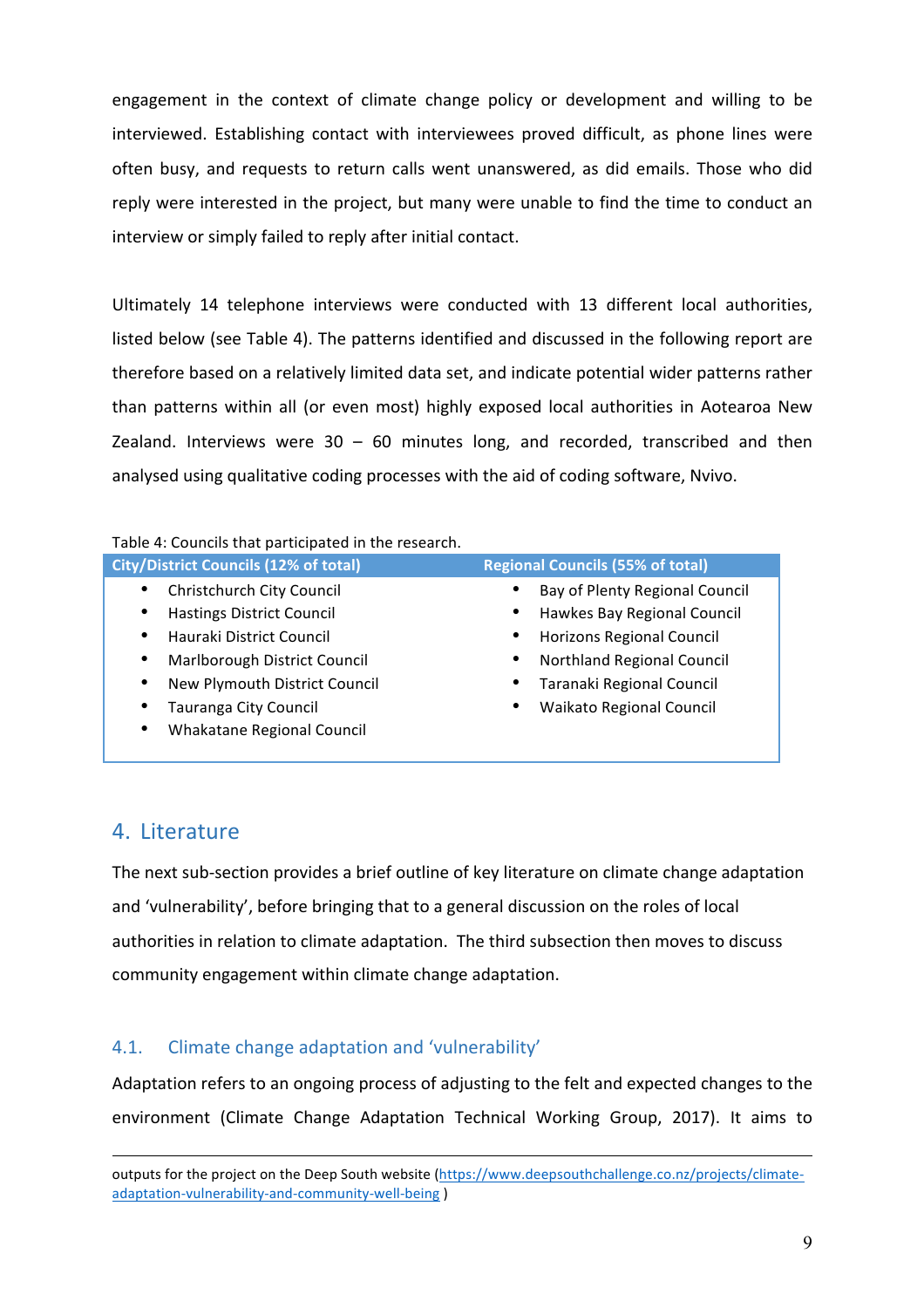engagement in the context of climate change policy or development and willing to be interviewed. Establishing contact with interviewees proved difficult, as phone lines were often busy, and requests to return calls went unanswered, as did emails. Those who did reply were interested in the project, but many were unable to find the time to conduct an interview or simply failed to reply after initial contact.

Ultimately 14 telephone interviews were conducted with 13 different local authorities, listed below (see Table 4). The patterns identified and discussed in the following report are therefore based on a relatively limited data set, and indicate potential wider patterns rather than patterns within all (or even most) highly exposed local authorities in Aotearoa New Zealand. Interviews were 30 – 60 minutes long, and recorded, transcribed and then analysed using qualitative coding processes with the aid of coding software, Nvivo.

Table 4: Councils that participated in the research.

| City/District Councils (12% of total) | Regional Councils (55% of total) |
| --- | --- |
| • Christchurch City Council | • Bay of Plenty Regional Council |
| • Hastings District Council | • Hawkes Bay Regional Council |
| • Hauraki District Council | • Horizons Regional Council |
| • Marlborough District Council | • Northland Regional Council |
| • New Plymouth District Council | • Taranaki Regional Council |
| • Tauranga City Council | • Waikato Regional Council |
| • Whakatane Regional Council | |

## 4. Literature

The next sub-section provides a brief outline of key literature on climate change adaptation and 'vulnerability', before bringing that to a general discussion on the roles of local authorities in relation to climate adaptation. The third subsection then moves to discuss community engagement within climate change adaptation.

### 4.1. Climate change adaptation and 'vulnerability'

Adaptation refers to an ongoing process of adjusting to the felt and expected changes to the environment (Climate Change Adaptation Technical Working Group, 2017). It aims to

outputs for the project on the Deep South website (https://www.deepsouthchallenge.co.nz/projects/climate-adaptation-vulnerability-and-community-well-being )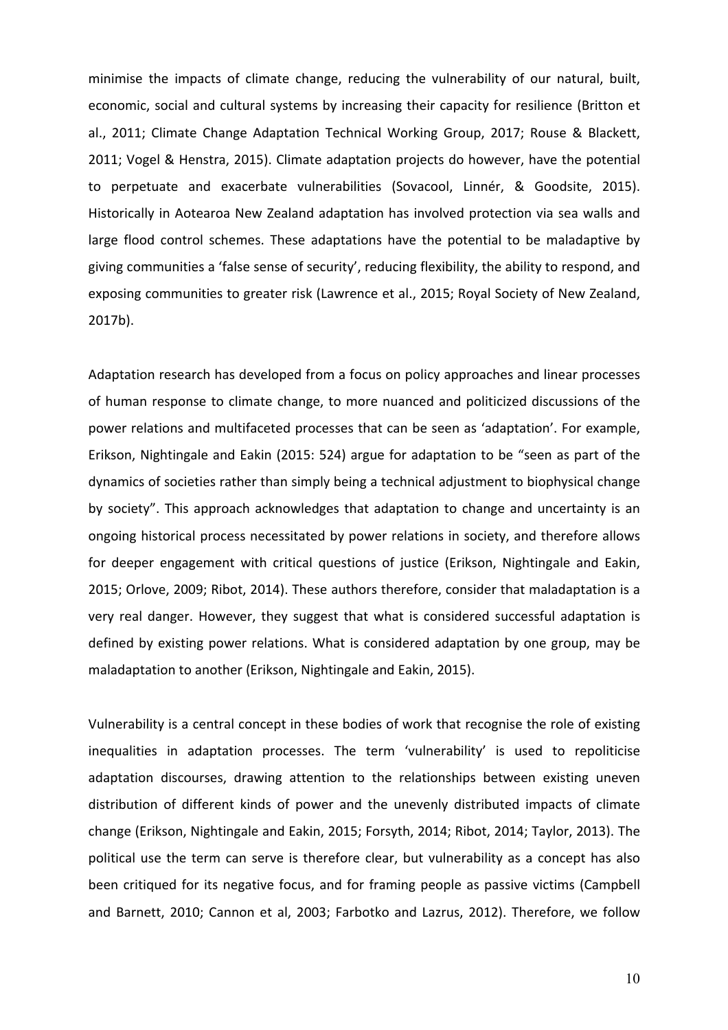minimise the impacts of climate change, reducing the vulnerability of our natural, built, economic, social and cultural systems by increasing their capacity for resilience (Britton et al., 2011; Climate Change Adaptation Technical Working Group, 2017; Rouse & Blackett, 2011; Vogel & Henstra, 2015). Climate adaptation projects do however, have the potential to perpetuate and exacerbate vulnerabilities (Sovacool, Linnér, & Goodsite, 2015). Historically in Aotearoa New Zealand adaptation has involved protection via sea walls and large flood control schemes. These adaptations have the potential to be maladaptive by giving communities a 'false sense of security', reducing flexibility, the ability to respond, and exposing communities to greater risk (Lawrence et al., 2015; Royal Society of New Zealand, 2017b).

Adaptation research has developed from a focus on policy approaches and linear processes of human response to climate change, to more nuanced and politicized discussions of the power relations and multifaceted processes that can be seen as 'adaptation'. For example, Erikson, Nightingale and Eakin (2015: 524) argue for adaptation to be "seen as part of the dynamics of societies rather than simply being a technical adjustment to biophysical change by society". This approach acknowledges that adaptation to change and uncertainty is an ongoing historical process necessitated by power relations in society, and therefore allows for deeper engagement with critical questions of justice (Erikson, Nightingale and Eakin, 2015; Orlove, 2009; Ribot, 2014). These authors therefore, consider that maladaptation is a very real danger. However, they suggest that what is considered successful adaptation is defined by existing power relations. What is considered adaptation by one group, may be maladaptation to another (Erikson, Nightingale and Eakin, 2015).

Vulnerability is a central concept in these bodies of work that recognise the role of existing inequalities in adaptation processes. The term 'vulnerability' is used to repoliticise adaptation discourses, drawing attention to the relationships between existing uneven distribution of different kinds of power and the unevenly distributed impacts of climate change (Erikson, Nightingale and Eakin, 2015; Forsyth, 2014; Ribot, 2014; Taylor, 2013). The political use the term can serve is therefore clear, but vulnerability as a concept has also been critiqued for its negative focus, and for framing people as passive victims (Campbell and Barnett, 2010; Cannon et al, 2003; Farbotko and Lazrus, 2012). Therefore, we follow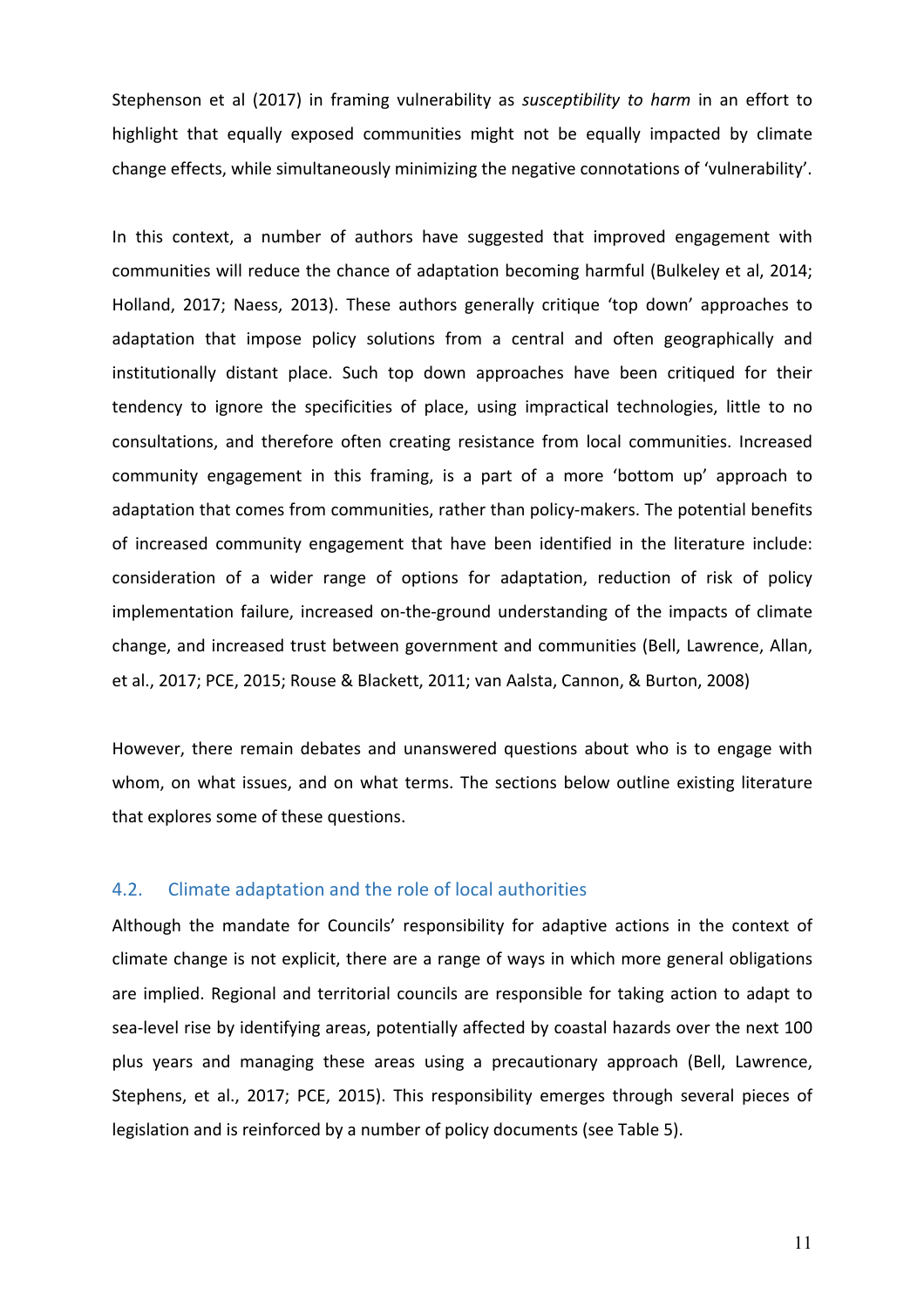Stephenson et al (2017) in framing vulnerability as *susceptibility to harm* in an effort to highlight that equally exposed communities might not be equally impacted by climate change effects, while simultaneously minimizing the negative connotations of 'vulnerability'.

In this context, a number of authors have suggested that improved engagement with communities will reduce the chance of adaptation becoming harmful (Bulkeley et al, 2014; Holland, 2017; Naess, 2013). These authors generally critique 'top down' approaches to adaptation that impose policy solutions from a central and often geographically and institutionally distant place. Such top down approaches have been critiqued for their tendency to ignore the specificities of place, using impractical technologies, little to no consultations, and therefore often creating resistance from local communities. Increased community engagement in this framing, is a part of a more 'bottom up' approach to adaptation that comes from communities, rather than policy-makers. The potential benefits of increased community engagement that have been identified in the literature include: consideration of a wider range of options for adaptation, reduction of risk of policy implementation failure, increased on-the-ground understanding of the impacts of climate change, and increased trust between government and communities (Bell, Lawrence, Allan, et al., 2017; PCE, 2015; Rouse & Blackett, 2011; van Aalsta, Cannon, & Burton, 2008)

However, there remain debates and unanswered questions about who is to engage with whom, on what issues, and on what terms. The sections below outline existing literature that explores some of these questions.

## 4.2. Climate adaptation and the role of local authorities

Although the mandate for Councils' responsibility for adaptive actions in the context of climate change is not explicit, there are a range of ways in which more general obligations are implied. Regional and territorial councils are responsible for taking action to adapt to sea-level rise by identifying areas, potentially affected by coastal hazards over the next 100 plus years and managing these areas using a precautionary approach (Bell, Lawrence, Stephens, et al., 2017; PCE, 2015). This responsibility emerges through several pieces of legislation and is reinforced by a number of policy documents (see Table 5).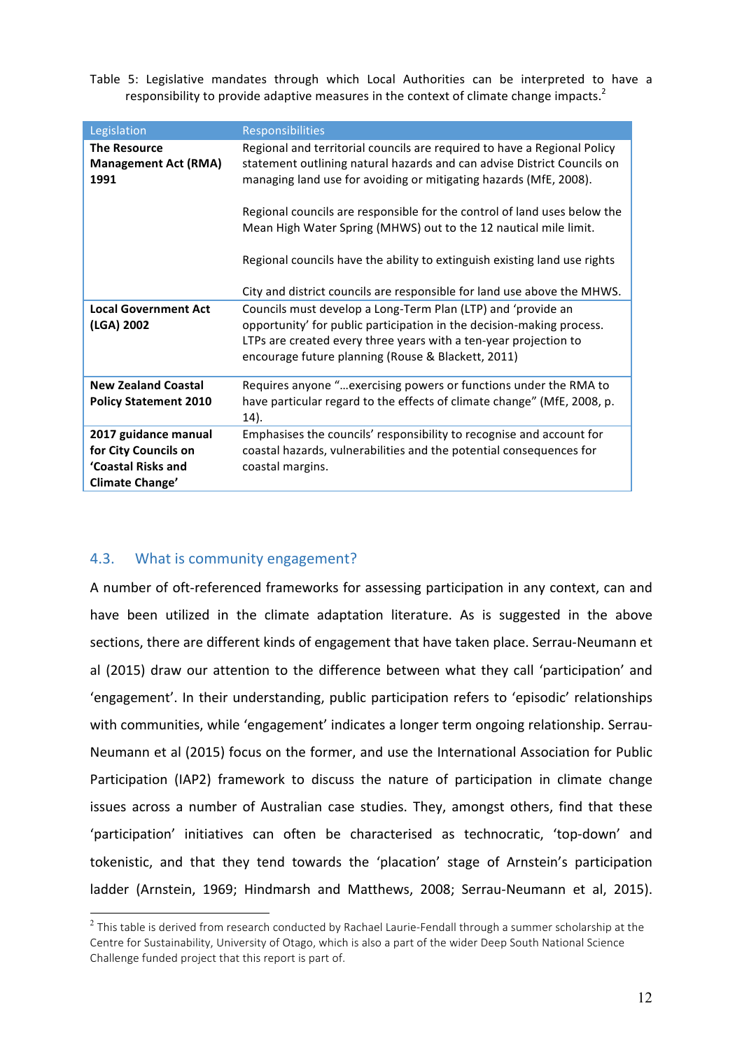Table 5: Legislative mandates through which Local Authorities can be interpreted to have a responsibility to provide adaptive measures in the context of climate change impacts.[2]

| Legislation | Responsibilities |
|---|---|
| **The Resource Management Act (RMA) 1991** | Regional and territorial councils are required to have a Regional Policy statement outlining natural hazards and can advise District Councils on managing land use for avoiding or mitigating hazards (MfE, 2008).<br><br>Regional councils are responsible for the control of land uses below the Mean High Water Spring (MHWS) out to the 12 nautical mile limit.<br><br>Regional councils have the ability to extinguish existing land use rights<br><br>City and district councils are responsible for land use above the MHWS. |
| **Local Government Act (LGA) 2002** | Councils must develop a Long-Term Plan (LTP) and 'provide an opportunity' for public participation in the decision-making process. LTPs are created every three years with a ten-year projection to encourage future planning (Rouse & Blackett, 2011) |
| **New Zealand Coastal Policy Statement 2010** | Requires anyone "…exercising powers or functions under the RMA to have particular regard to the effects of climate change" (MfE, 2008, p. 14). |
| **2017 guidance manual for City Councils on 'Coastal Risks and Climate Change'** | Emphasises the councils' responsibility to recognise and account for coastal hazards, vulnerabilities and the potential consequences for coastal margins. |

## 4.3. What is community engagement?

A number of oft-referenced frameworks for assessing participation in any context, can and have been utilized in the climate adaptation literature. As is suggested in the above sections, there are different kinds of engagement that have taken place. Serrau-Neumann et al (2015) draw our attention to the difference between what they call 'participation' and 'engagement'. In their understanding, public participation refers to 'episodic' relationships with communities, while 'engagement' indicates a longer term ongoing relationship. Serrau-Neumann et al (2015) focus on the former, and use the International Association for Public Participation (IAP2) framework to discuss the nature of participation in climate change issues across a number of Australian case studies. They, amongst others, find that these 'participation' initiatives can often be characterised as technocratic, 'top-down' and tokenistic, and that they tend towards the 'placation' stage of Arnstein's participation ladder (Arnstein, 1969; Hindmarsh and Matthews, 2008; Serrau-Neumann et al, 2015).

[2] This table is derived from research conducted by Rachael Laurie-Fendall through a summer scholarship at the Centre for Sustainability, University of Otago, which is also a part of the wider Deep South National Science Challenge funded project that this report is part of.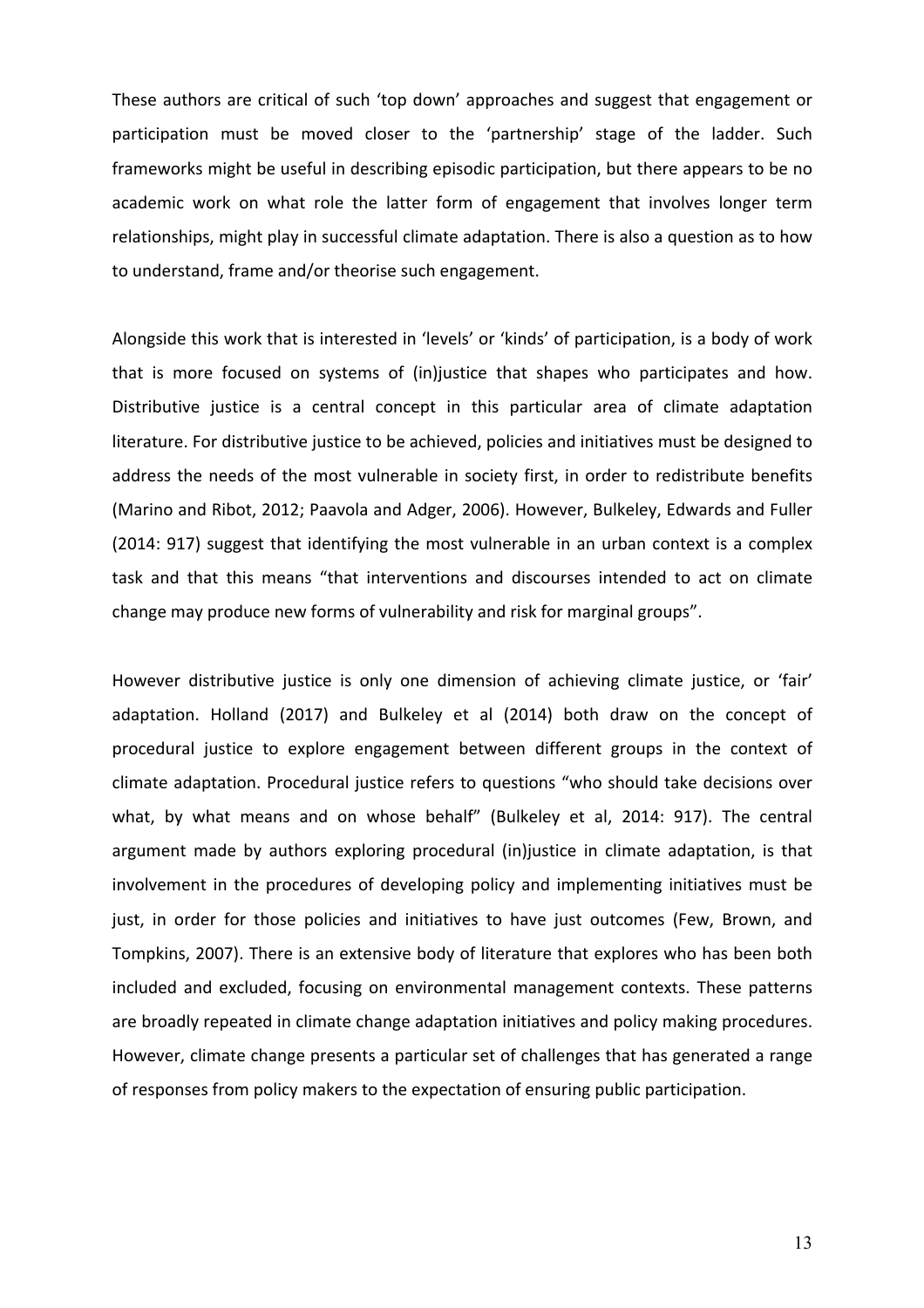These authors are critical of such 'top down' approaches and suggest that engagement or participation must be moved closer to the 'partnership' stage of the ladder. Such frameworks might be useful in describing episodic participation, but there appears to be no academic work on what role the latter form of engagement that involves longer term relationships, might play in successful climate adaptation. There is also a question as to how to understand, frame and/or theorise such engagement.

Alongside this work that is interested in 'levels' or 'kinds' of participation, is a body of work that is more focused on systems of (in)justice that shapes who participates and how. Distributive justice is a central concept in this particular area of climate adaptation literature. For distributive justice to be achieved, policies and initiatives must be designed to address the needs of the most vulnerable in society first, in order to redistribute benefits (Marino and Ribot, 2012; Paavola and Adger, 2006). However, Bulkeley, Edwards and Fuller (2014: 917) suggest that identifying the most vulnerable in an urban context is a complex task and that this means "that interventions and discourses intended to act on climate change may produce new forms of vulnerability and risk for marginal groups".

However distributive justice is only one dimension of achieving climate justice, or 'fair' adaptation. Holland (2017) and Bulkeley et al (2014) both draw on the concept of procedural justice to explore engagement between different groups in the context of climate adaptation. Procedural justice refers to questions "who should take decisions over what, by what means and on whose behalf" (Bulkeley et al, 2014: 917). The central argument made by authors exploring procedural (in)justice in climate adaptation, is that involvement in the procedures of developing policy and implementing initiatives must be just, in order for those policies and initiatives to have just outcomes (Few, Brown, and Tompkins, 2007). There is an extensive body of literature that explores who has been both included and excluded, focusing on environmental management contexts. These patterns are broadly repeated in climate change adaptation initiatives and policy making procedures. However, climate change presents a particular set of challenges that has generated a range of responses from policy makers to the expectation of ensuring public participation.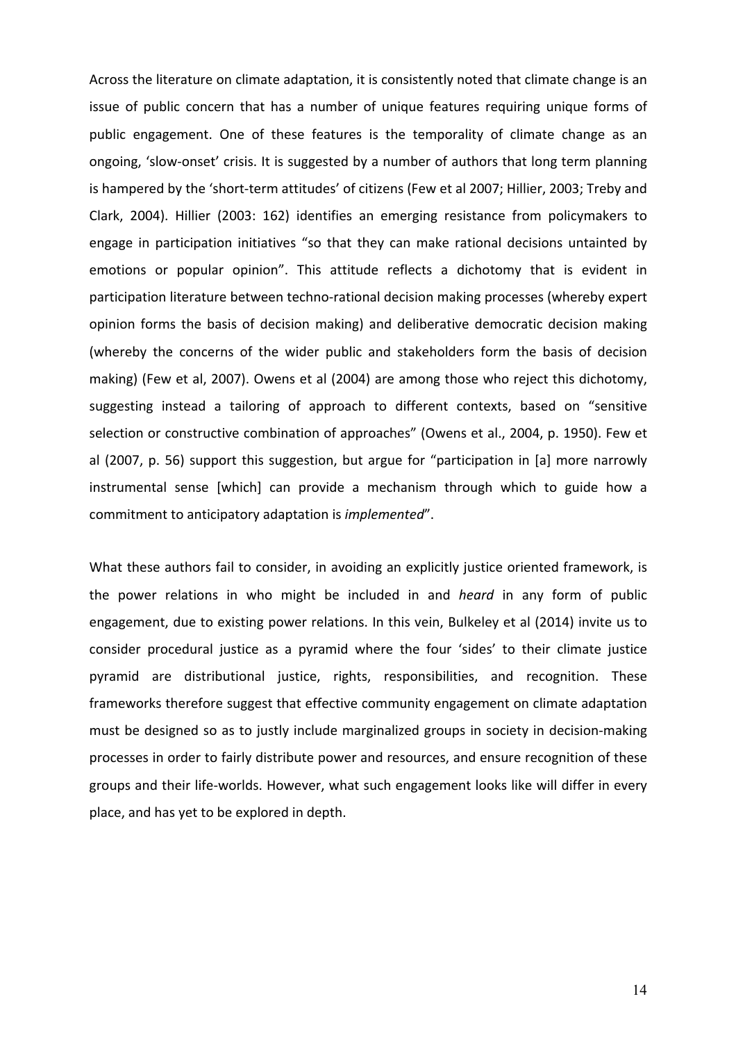Across the literature on climate adaptation, it is consistently noted that climate change is an issue of public concern that has a number of unique features requiring unique forms of public engagement. One of these features is the temporality of climate change as an ongoing, 'slow-onset' crisis. It is suggested by a number of authors that long term planning is hampered by the 'short-term attitudes' of citizens (Few et al 2007; Hillier, 2003; Treby and Clark, 2004). Hillier (2003: 162) identifies an emerging resistance from policymakers to engage in participation initiatives "so that they can make rational decisions untainted by emotions or popular opinion". This attitude reflects a dichotomy that is evident in participation literature between techno-rational decision making processes (whereby expert opinion forms the basis of decision making) and deliberative democratic decision making (whereby the concerns of the wider public and stakeholders form the basis of decision making) (Few et al, 2007). Owens et al (2004) are among those who reject this dichotomy, suggesting instead a tailoring of approach to different contexts, based on "sensitive selection or constructive combination of approaches" (Owens et al., 2004, p. 1950). Few et al (2007, p. 56) support this suggestion, but argue for "participation in [a] more narrowly instrumental sense [which] can provide a mechanism through which to guide how a commitment to anticipatory adaptation is *implemented*".

What these authors fail to consider, in avoiding an explicitly justice oriented framework, is the power relations in who might be included in and *heard* in any form of public engagement, due to existing power relations. In this vein, Bulkeley et al (2014) invite us to consider procedural justice as a pyramid where the four 'sides' to their climate justice pyramid are distributional justice, rights, responsibilities, and recognition. These frameworks therefore suggest that effective community engagement on climate adaptation must be designed so as to justly include marginalized groups in society in decision-making processes in order to fairly distribute power and resources, and ensure recognition of these groups and their life-worlds. However, what such engagement looks like will differ in every place, and has yet to be explored in depth.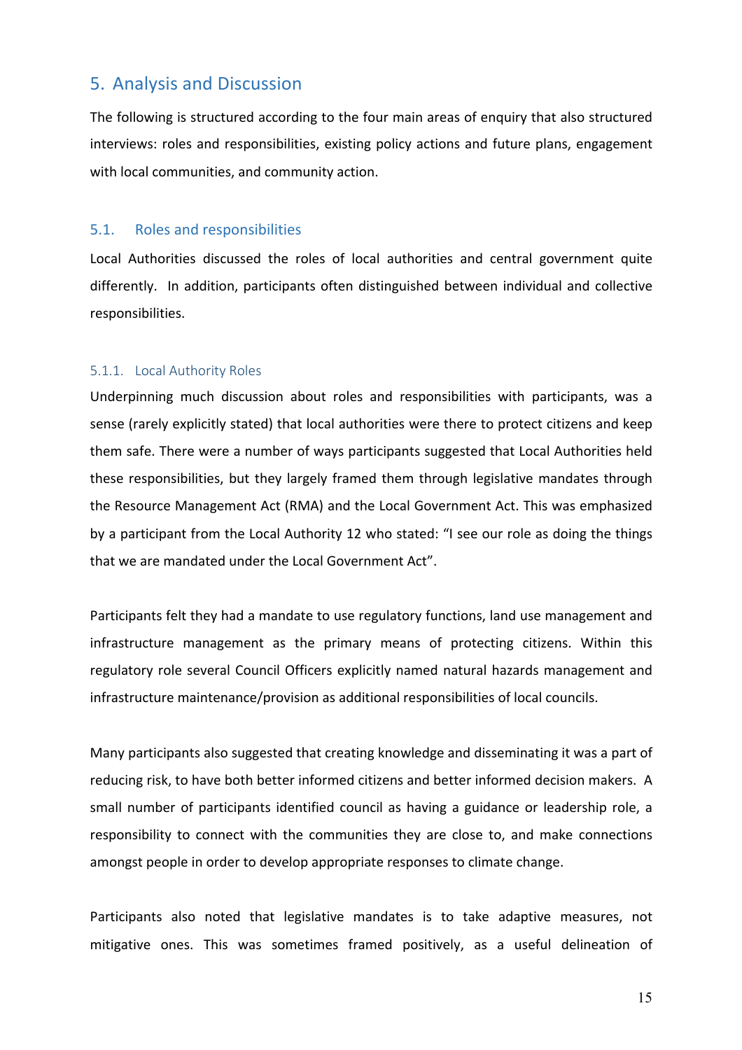## 5. Analysis and Discussion

The following is structured according to the four main areas of enquiry that also structured interviews: roles and responsibilities, existing policy actions and future plans, engagement with local communities, and community action.

### 5.1. Roles and responsibilities

Local Authorities discussed the roles of local authorities and central government quite differently.  In addition, participants often distinguished between individual and collective responsibilities.

#### 5.1.1. Local Authority Roles

Underpinning much discussion about roles and responsibilities with participants, was a sense (rarely explicitly stated) that local authorities were there to protect citizens and keep them safe. There were a number of ways participants suggested that Local Authorities held these responsibilities, but they largely framed them through legislative mandates through the Resource Management Act (RMA) and the Local Government Act. This was emphasized by a participant from the Local Authority 12 who stated: "I see our role as doing the things that we are mandated under the Local Government Act".

Participants felt they had a mandate to use regulatory functions, land use management and infrastructure management as the primary means of protecting citizens. Within this regulatory role several Council Officers explicitly named natural hazards management and infrastructure maintenance/provision as additional responsibilities of local councils.

Many participants also suggested that creating knowledge and disseminating it was a part of reducing risk, to have both better informed citizens and better informed decision makers.  A small number of participants identified council as having a guidance or leadership role, a responsibility to connect with the communities they are close to, and make connections amongst people in order to develop appropriate responses to climate change.

Participants also noted that legislative mandates is to take adaptive measures, not mitigative ones. This was sometimes framed positively, as a useful delineation of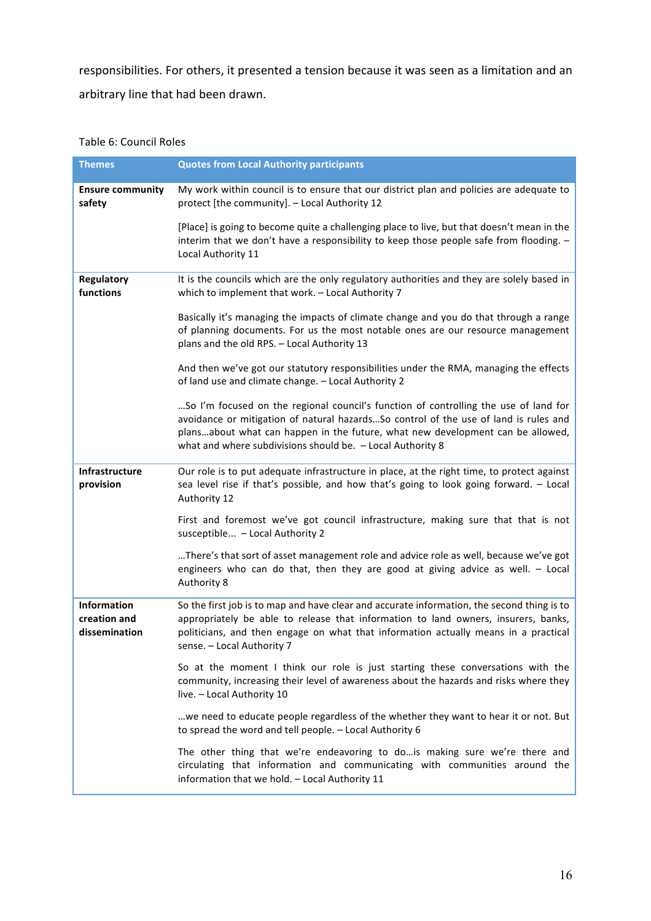responsibilities. For others, it presented a tension because it was seen as a limitation and an arbitrary line that had been drawn.

Table 6: Council Roles

| Themes | Quotes from Local Authority participants |
|---|---|
| **Ensure community safety** | My work within council is to ensure that our district plan and policies are adequate to protect [the community]. – Local Authority 12<br><br>[Place] is going to become quite a challenging place to live, but that doesn't mean in the interim that we don't have a responsibility to keep those people safe from flooding. – Local Authority 11 |
| **Regulatory functions** | It is the councils which are the only regulatory authorities and they are solely based in which to implement that work. – Local Authority 7<br><br>Basically it's managing the impacts of climate change and you do that through a range of planning documents. For us the most notable ones are our resource management plans and the old RPS. – Local Authority 13<br><br>And then we've got our statutory responsibilities under the RMA, managing the effects of land use and climate change. – Local Authority 2<br><br>…So I'm focused on the regional council's function of controlling the use of land for avoidance or mitigation of natural hazards…So control of the use of land is rules and plans…about what can happen in the future, what new development can be allowed, what and where subdivisions should be. – Local Authority 8 |
| **Infrastructure provision** | Our role is to put adequate infrastructure in place, at the right time, to protect against sea level rise if that's possible, and how that's going to look going forward. – Local Authority 12<br><br>First and foremost we've got council infrastructure, making sure that that is not susceptible... – Local Authority 2<br><br>…There's that sort of asset management role and advice role as well, because we've got engineers who can do that, then they are good at giving advice as well. – Local Authority 8 |
| **Information creation and dissemination** | So the first job is to map and have clear and accurate information, the second thing is to appropriately be able to release that information to land owners, insurers, banks, politicians, and then engage on what that information actually means in a practical sense. – Local Authority 7<br><br>So at the moment I think our role is just starting these conversations with the community, increasing their level of awareness about the hazards and risks where they live. – Local Authority 10<br><br>…we need to educate people regardless of the whether they want to hear it or not. But to spread the word and tell people. – Local Authority 6<br><br>The other thing that we're endeavoring to do…is making sure we're there and circulating that information and communicating with communities around the information that we hold. – Local Authority 11 |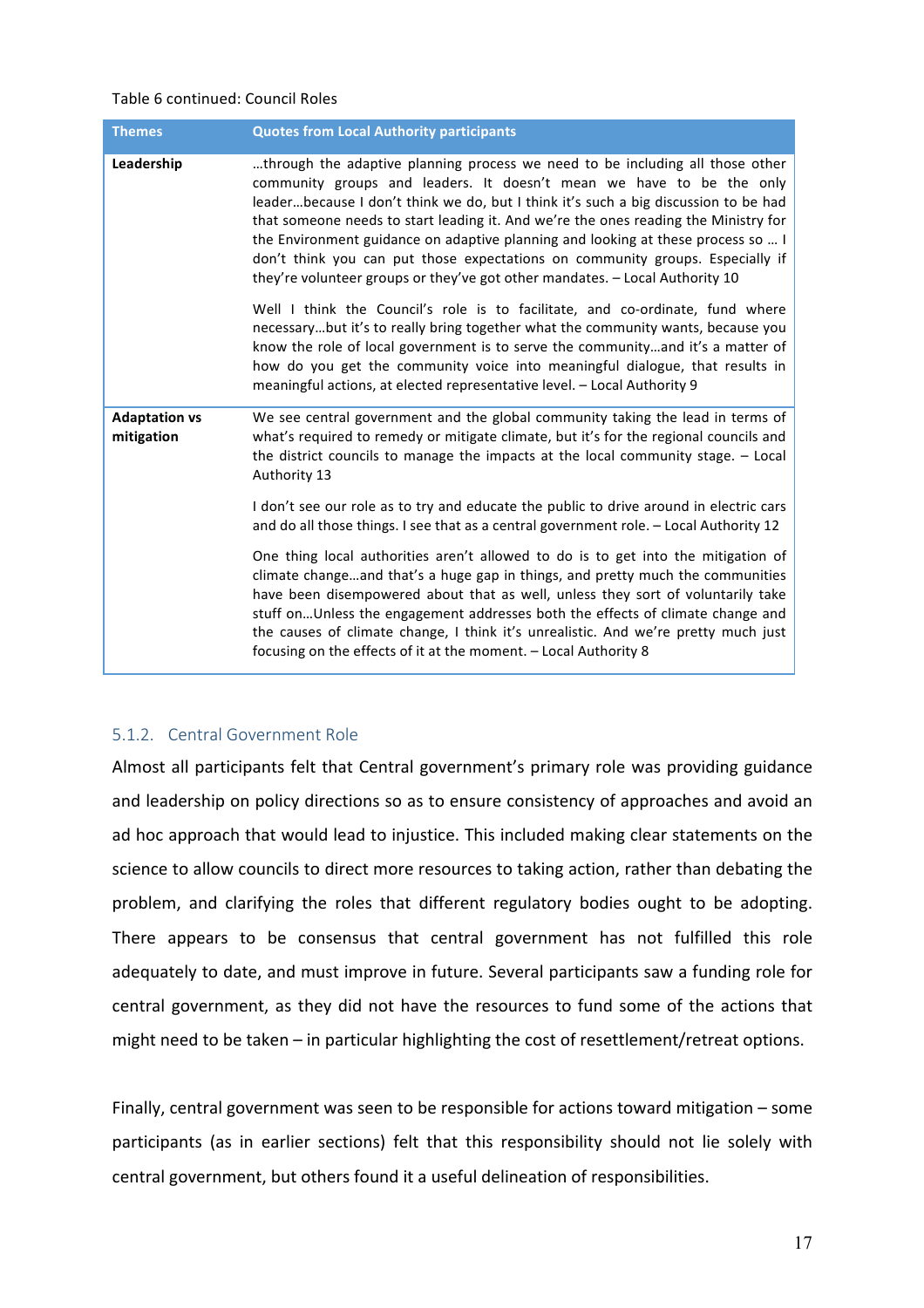Table 6 continued: Council Roles

| Themes | Quotes from Local Authority participants |
| --- | --- |
| **Leadership** | …through the adaptive planning process we need to be including all those other community groups and leaders. It doesn't mean we have to be the only leader…because I don't think we do, but I think it's such a big discussion to be had that someone needs to start leading it. And we're the ones reading the Ministry for the Environment guidance on adaptive planning and looking at these process so … I don't think you can put those expectations on community groups. Especially if they're volunteer groups or they've got other mandates. – Local Authority 10<br><br>Well I think the Council's role is to facilitate, and co-ordinate, fund where necessary…but it's to really bring together what the community wants, because you know the role of local government is to serve the community…and it's a matter of how do you get the community voice into meaningful dialogue, that results in meaningful actions, at elected representative level. – Local Authority 9 |
| **Adaptation vs mitigation** | We see central government and the global community taking the lead in terms of what's required to remedy or mitigate climate, but it's for the regional councils and the district councils to manage the impacts at the local community stage. – Local Authority 13<br><br>I don't see our role as to try and educate the public to drive around in electric cars and do all those things. I see that as a central government role. – Local Authority 12<br><br>One thing local authorities aren't allowed to do is to get into the mitigation of climate change…and that's a huge gap in things, and pretty much the communities have been disempowered about that as well, unless they sort of voluntarily take stuff on…Unless the engagement addresses both the effects of climate change and the causes of climate change, I think it's unrealistic. And we're pretty much just focusing on the effects of it at the moment. – Local Authority 8 |

### 5.1.2. Central Government Role

Almost all participants felt that Central government's primary role was providing guidance and leadership on policy directions so as to ensure consistency of approaches and avoid an ad hoc approach that would lead to injustice. This included making clear statements on the science to allow councils to direct more resources to taking action, rather than debating the problem, and clarifying the roles that different regulatory bodies ought to be adopting. There appears to be consensus that central government has not fulfilled this role adequately to date, and must improve in future. Several participants saw a funding role for central government, as they did not have the resources to fund some of the actions that might need to be taken – in particular highlighting the cost of resettlement/retreat options.

Finally, central government was seen to be responsible for actions toward mitigation – some participants (as in earlier sections) felt that this responsibility should not lie solely with central government, but others found it a useful delineation of responsibilities.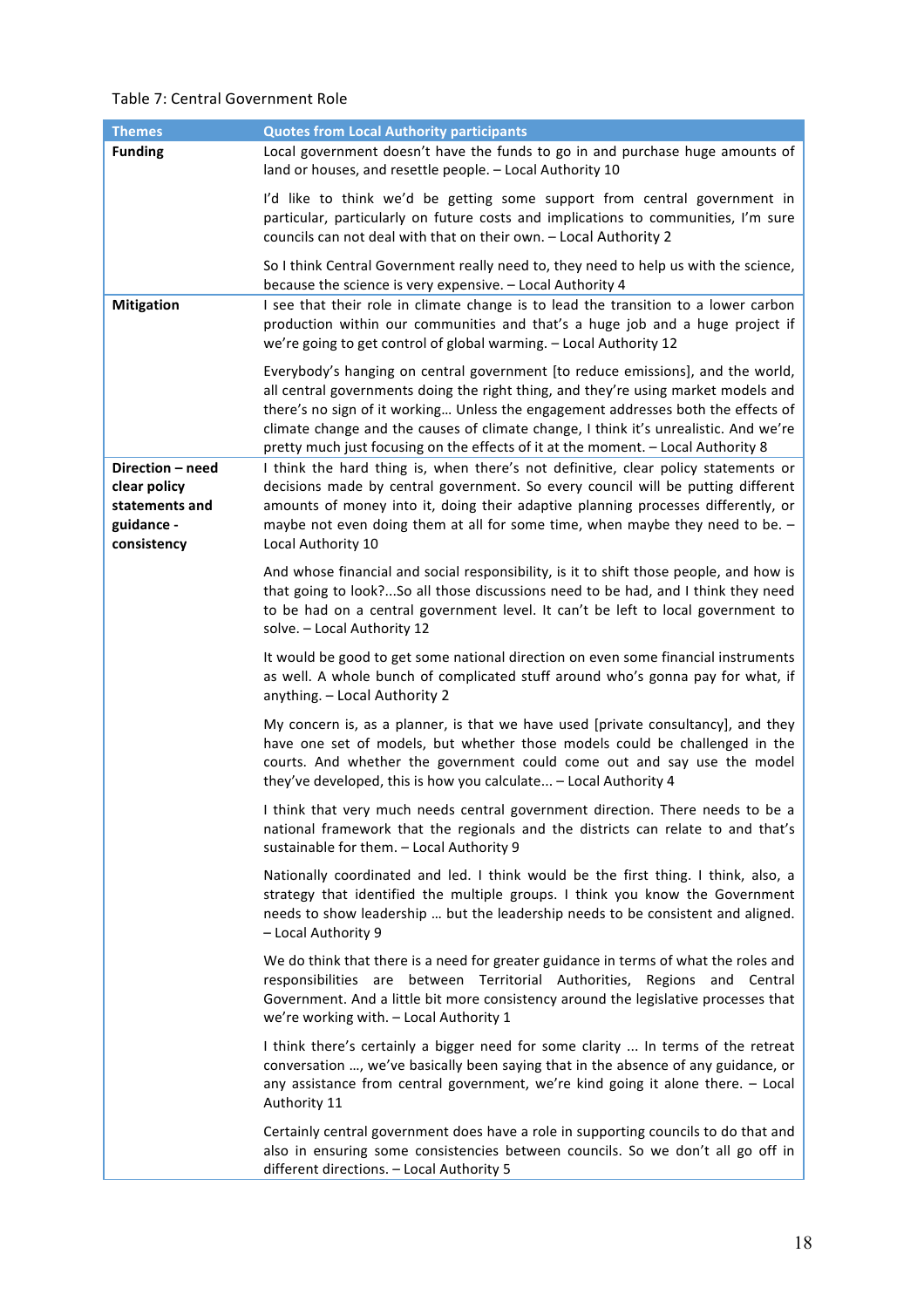Table 7: Central Government Role

| Themes | Quotes from Local Authority participants |
|---|---|
| **Funding** | Local government doesn't have the funds to go in and purchase huge amounts of land or houses, and resettle people. – Local Authority 10 |
| | I'd like to think we'd be getting some support from central government in particular, particularly on future costs and implications to communities, I'm sure councils can not deal with that on their own. – Local Authority 2 |
| | So I think Central Government really need to, they need to help us with the science, because the science is very expensive. – Local Authority 4 |
| **Mitigation** | I see that their role in climate change is to lead the transition to a lower carbon production within our communities and that's a huge job and a huge project if we're going to get control of global warming. – Local Authority 12 |
| | Everybody's hanging on central government [to reduce emissions], and the world, all central governments doing the right thing, and they're using market models and there's no sign of it working… Unless the engagement addresses both the effects of climate change and the causes of climate change, I think it's unrealistic. And we're pretty much just focusing on the effects of it at the moment. – Local Authority 8 |
| **Direction – need clear policy statements and guidance - consistency** | I think the hard thing is, when there's not definitive, clear policy statements or decisions made by central government. So every council will be putting different amounts of money into it, doing their adaptive planning processes differently, or maybe not even doing them at all for some time, when maybe they need to be. – Local Authority 10 |
| | And whose financial and social responsibility, is it to shift those people, and how is that going to look?...So all those discussions need to be had, and I think they need to be had on a central government level. It can't be left to local government to solve. – Local Authority 12 |
| | It would be good to get some national direction on even some financial instruments as well. A whole bunch of complicated stuff around who's gonna pay for what, if anything. – Local Authority 2 |
| | My concern is, as a planner, is that we have used [private consultancy], and they have one set of models, but whether those models could be challenged in the courts. And whether the government could come out and say use the model they've developed, this is how you calculate... – Local Authority 4 |
| | I think that very much needs central government direction. There needs to be a national framework that the regionals and the districts can relate to and that's sustainable for them. – Local Authority 9 |
| | Nationally coordinated and led. I think would be the first thing. I think, also, a strategy that identified the multiple groups. I think you know the Government needs to show leadership … but the leadership needs to be consistent and aligned. – Local Authority 9 |
| | We do think that there is a need for greater guidance in terms of what the roles and responsibilities are between Territorial Authorities, Regions and Central Government. And a little bit more consistency around the legislative processes that we're working with. – Local Authority 1 |
| | I think there's certainly a bigger need for some clarity ... In terms of the retreat conversation ..., we've basically been saying that in the absence of any guidance, or any assistance from central government, we're kind going it alone there. – Local Authority 11 |
| | Certainly central government does have a role in supporting councils to do that and also in ensuring some consistencies between councils. So we don't all go off in different directions. – Local Authority 5 |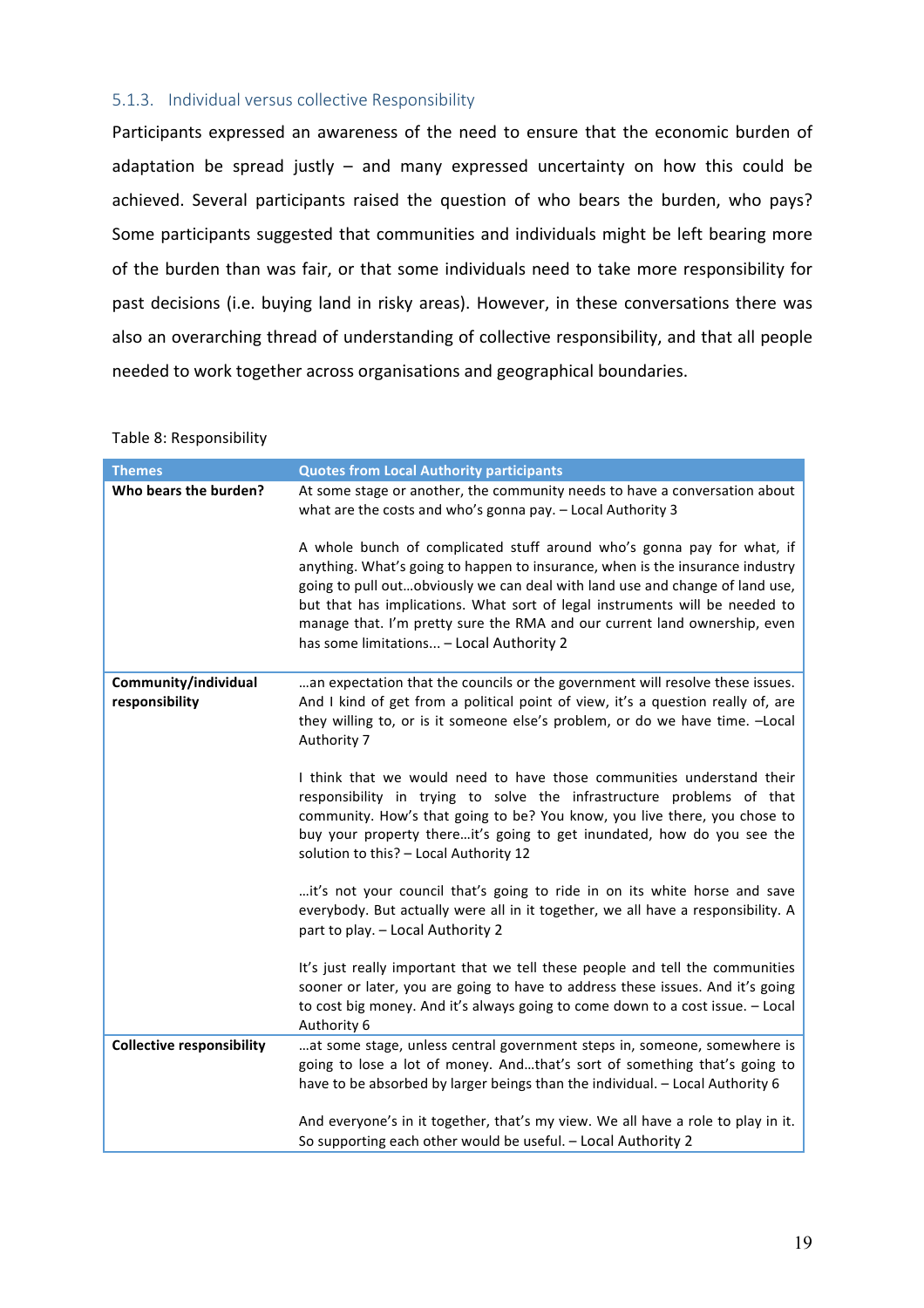### 5.1.3. Individual versus collective Responsibility

Participants expressed an awareness of the need to ensure that the economic burden of adaptation be spread justly – and many expressed uncertainty on how this could be achieved. Several participants raised the question of who bears the burden, who pays? Some participants suggested that communities and individuals might be left bearing more of the burden than was fair, or that some individuals need to take more responsibility for past decisions (i.e. buying land in risky areas). However, in these conversations there was also an overarching thread of understanding of collective responsibility, and that all people needed to work together across organisations and geographical boundaries.

Table 8: Responsibility

| Themes | Quotes from Local Authority participants |
|---|---|
| **Who bears the burden?** | At some stage or another, the community needs to have a conversation about what are the costs and who's gonna pay. – Local Authority 3<br><br>A whole bunch of complicated stuff around who's gonna pay for what, if anything. What's going to happen to insurance, when is the insurance industry going to pull out…obviously we can deal with land use and change of land use, but that has implications. What sort of legal instruments will be needed to manage that. I'm pretty sure the RMA and our current land ownership, even has some limitations... – Local Authority 2 |
| **Community/individual responsibility** | …an expectation that the councils or the government will resolve these issues. And I kind of get from a political point of view, it's a question really of, are they willing to, or is it someone else's problem, or do we have time. –Local Authority 7<br><br>I think that we would need to have those communities understand their responsibility in trying to solve the infrastructure problems of that community. How's that going to be? You know, you live there, you chose to buy your property there…it's going to get inundated, how do you see the solution to this? – Local Authority 12<br><br>…it's not your council that's going to ride in on its white horse and save everybody. But actually were all in it together, we all have a responsibility. A part to play. – Local Authority 2<br><br>It's just really important that we tell these people and tell the communities sooner or later, you are going to have to address these issues. And it's going to cost big money. And it's always going to come down to a cost issue. – Local Authority 6 |
| **Collective responsibility** | …at some stage, unless central government steps in, someone, somewhere is going to lose a lot of money. And…that's sort of something that's going to have to be absorbed by larger beings than the individual. – Local Authority 6<br><br>And everyone's in it together, that's my view. We all have a role to play in it. So supporting each other would be useful. – Local Authority 2 |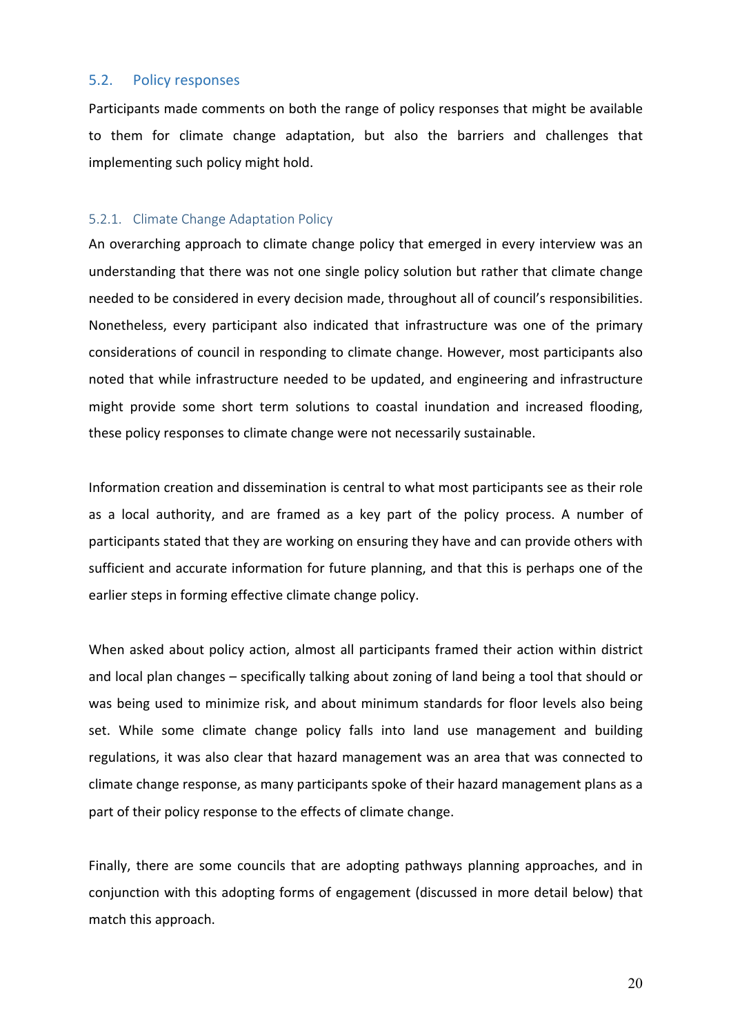## 5.2. Policy responses

Participants made comments on both the range of policy responses that might be available to them for climate change adaptation, but also the barriers and challenges that implementing such policy might hold.

### 5.2.1. Climate Change Adaptation Policy

An overarching approach to climate change policy that emerged in every interview was an understanding that there was not one single policy solution but rather that climate change needed to be considered in every decision made, throughout all of council's responsibilities. Nonetheless, every participant also indicated that infrastructure was one of the primary considerations of council in responding to climate change. However, most participants also noted that while infrastructure needed to be updated, and engineering and infrastructure might provide some short term solutions to coastal inundation and increased flooding, these policy responses to climate change were not necessarily sustainable.

Information creation and dissemination is central to what most participants see as their role as a local authority, and are framed as a key part of the policy process. A number of participants stated that they are working on ensuring they have and can provide others with sufficient and accurate information for future planning, and that this is perhaps one of the earlier steps in forming effective climate change policy.

When asked about policy action, almost all participants framed their action within district and local plan changes – specifically talking about zoning of land being a tool that should or was being used to minimize risk, and about minimum standards for floor levels also being set. While some climate change policy falls into land use management and building regulations, it was also clear that hazard management was an area that was connected to climate change response, as many participants spoke of their hazard management plans as a part of their policy response to the effects of climate change.

Finally, there are some councils that are adopting pathways planning approaches, and in conjunction with this adopting forms of engagement (discussed in more detail below) that match this approach.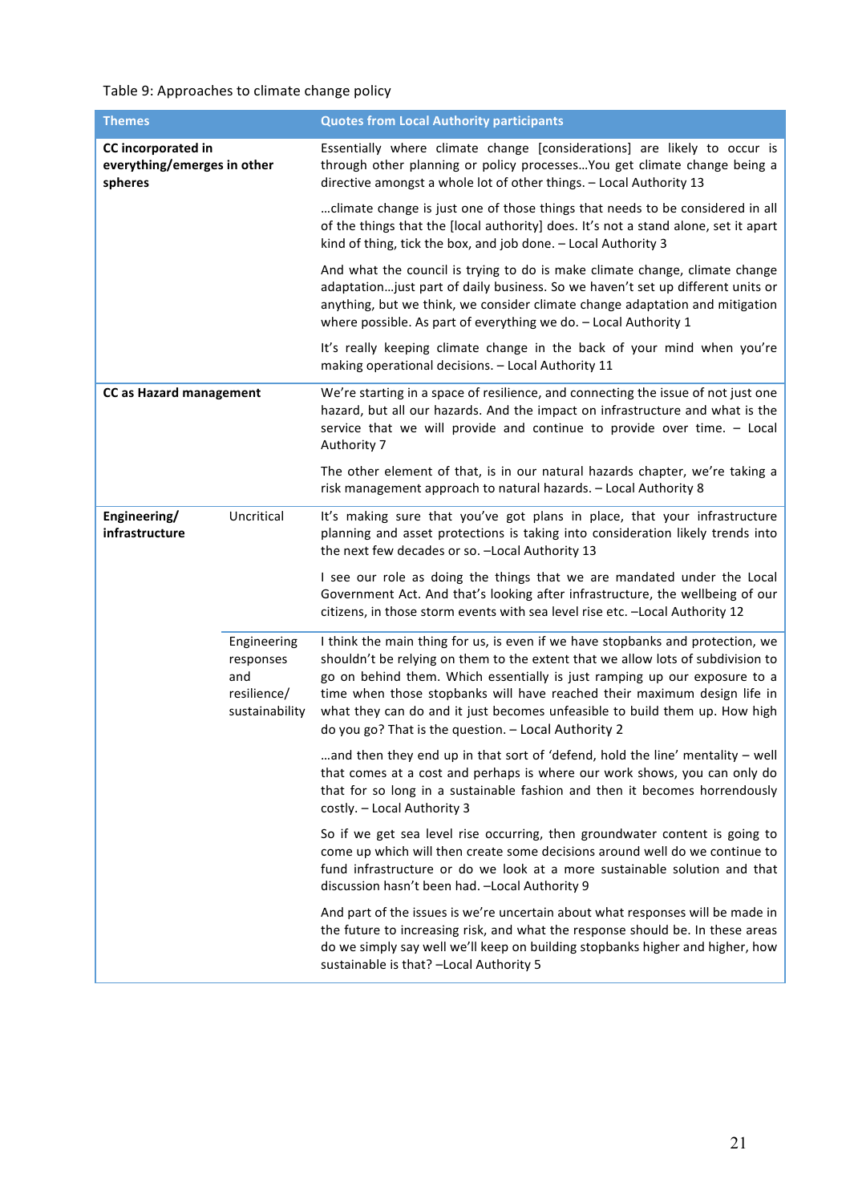Table 9: Approaches to climate change policy

| Themes | | Quotes from Local Authority participants |
|---|---|---|
| **CC incorporated in everything/emerges in other spheres** | | Essentially where climate change [considerations] are likely to occur is through other planning or policy processes…You get climate change being a directive amongst a whole lot of other things. – Local Authority 13 |
| | | …climate change is just one of those things that needs to be considered in all of the things that the [local authority] does. It's not a stand alone, set it apart kind of thing, tick the box, and job done. – Local Authority 3 |
| | | And what the council is trying to do is make climate change, climate change adaptation…just part of daily business. So we haven't set up different units or anything, but we think, we consider climate change adaptation and mitigation where possible. As part of everything we do. – Local Authority 1 |
| | | It's really keeping climate change in the back of your mind when you're making operational decisions. – Local Authority 11 |
| **CC as Hazard management** | | We're starting in a space of resilience, and connecting the issue of not just one hazard, but all our hazards. And the impact on infrastructure and what is the service that we will provide and continue to provide over time. – Local Authority 7 |
| | | The other element of that, is in our natural hazards chapter, we're taking a risk management approach to natural hazards. – Local Authority 8 |
| **Engineering/ infrastructure** | Uncritical | It's making sure that you've got plans in place, that your infrastructure planning and asset protections is taking into consideration likely trends into the next few decades or so. –Local Authority 13 |
| | | I see our role as doing the things that we are mandated under the Local Government Act. And that's looking after infrastructure, the wellbeing of our citizens, in those storm events with sea level rise etc. –Local Authority 12 |
| | Engineering responses and resilience/ sustainability | I think the main thing for us, is even if we have stopbanks and protection, we shouldn't be relying on them to the extent that we allow lots of subdivision to go on behind them. Which essentially is just ramping up our exposure to a time when those stopbanks will have reached their maximum design life in what they can do and it just becomes unfeasible to build them up. How high do you go? That is the question. – Local Authority 2 |
| | | …and then they end up in that sort of 'defend, hold the line' mentality – well that comes at a cost and perhaps is where our work shows, you can only do that for so long in a sustainable fashion and then it becomes horrendously costly. – Local Authority 3 |
| | | So if we get sea level rise occurring, then groundwater content is going to come up which will then create some decisions around well do we continue to fund infrastructure or do we look at a more sustainable solution and that discussion hasn't been had. –Local Authority 9 |
| | | And part of the issues is we're uncertain about what responses will be made in the future to increasing risk, and what the response should be. In these areas do we simply say well we'll keep on building stopbanks higher and higher, how sustainable is that? –Local Authority 5 |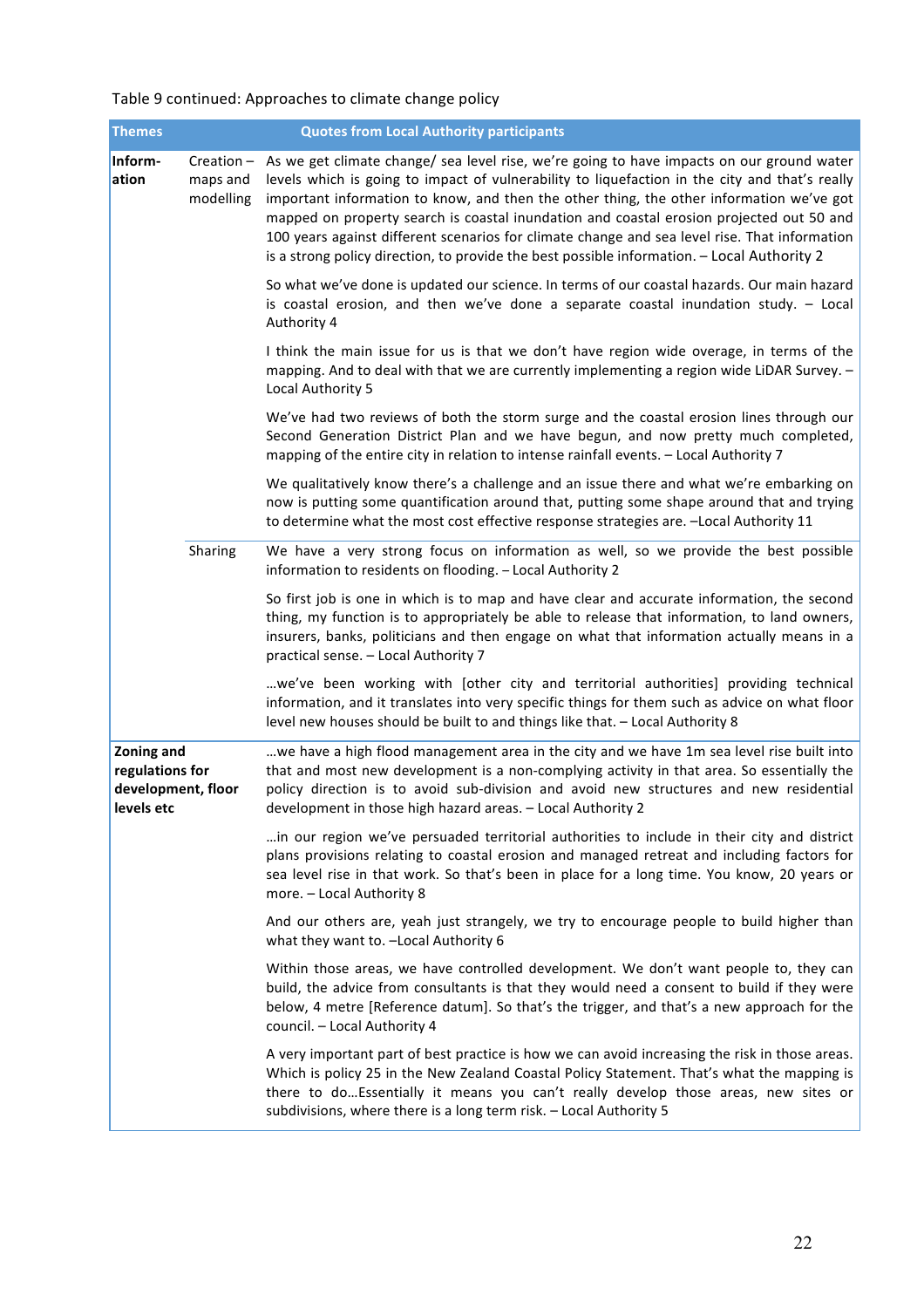Table 9 continued: Approaches to climate change policy

| Themes | | Quotes from Local Authority participants |
|---|---|---|
| Information | Creation – maps and modelling | As we get climate change/ sea level rise, we're going to have impacts on our ground water levels which is going to impact of vulnerability to liquefaction in the city and that's really important information to know, and then the other thing, the other information we've got mapped on property search is coastal inundation and coastal erosion projected out 50 and 100 years against different scenarios for climate change and sea level rise. That information is a strong policy direction, to provide the best possible information. – Local Authority 2 |
| | | So what we've done is updated our science. In terms of our coastal hazards. Our main hazard is coastal erosion, and then we've done a separate coastal inundation study. – Local Authority 4 |
| | | I think the main issue for us is that we don't have region wide overage, in terms of the mapping. And to deal with that we are currently implementing a region wide LiDAR Survey. – Local Authority 5 |
| | | We've had two reviews of both the storm surge and the coastal erosion lines through our Second Generation District Plan and we have begun, and now pretty much completed, mapping of the entire city in relation to intense rainfall events. – Local Authority 7 |
| | | We qualitatively know there's a challenge and an issue there and what we're embarking on now is putting some quantification around that, putting some shape around that and trying to determine what the most cost effective response strategies are. –Local Authority 11 |
| | Sharing | We have a very strong focus on information as well, so we provide the best possible information to residents on flooding. – Local Authority 2 |
| | | So first job is one in which is to map and have clear and accurate information, the second thing, my function is to appropriately be able to release that information, to land owners, insurers, banks, politicians and then engage on what that information actually means in a practical sense. – Local Authority 7 |
| | | …we've been working with [other city and territorial authorities] providing technical information, and it translates into very specific things for them such as advice on what floor level new houses should be built to and things like that. – Local Authority 8 |
| Zoning and regulations for development, floor levels etc | | …we have a high flood management area in the city and we have 1m sea level rise built into that and most new development is a non-complying activity in that area. So essentially the policy direction is to avoid sub-division and avoid new structures and new residential development in those high hazard areas. – Local Authority 2 |
| | | …in our region we've persuaded territorial authorities to include in their city and district plans provisions relating to coastal erosion and managed retreat and including factors for sea level rise in that work. So that's been in place for a long time. You know, 20 years or more. – Local Authority 8 |
| | | And our others are, yeah just strangely, we try to encourage people to build higher than what they want to. –Local Authority 6 |
| | | Within those areas, we have controlled development. We don't want people to, they can build, the advice from consultants is that they would need a consent to build if they were below, 4 metre [Reference datum]. So that's the trigger, and that's a new approach for the council. – Local Authority 4 |
| | | A very important part of best practice is how we can avoid increasing the risk in those areas. Which is policy 25 in the New Zealand Coastal Policy Statement. That's what the mapping is there to do…Essentially it means you can't really develop those areas, new sites or subdivisions, where there is a long term risk. – Local Authority 5 |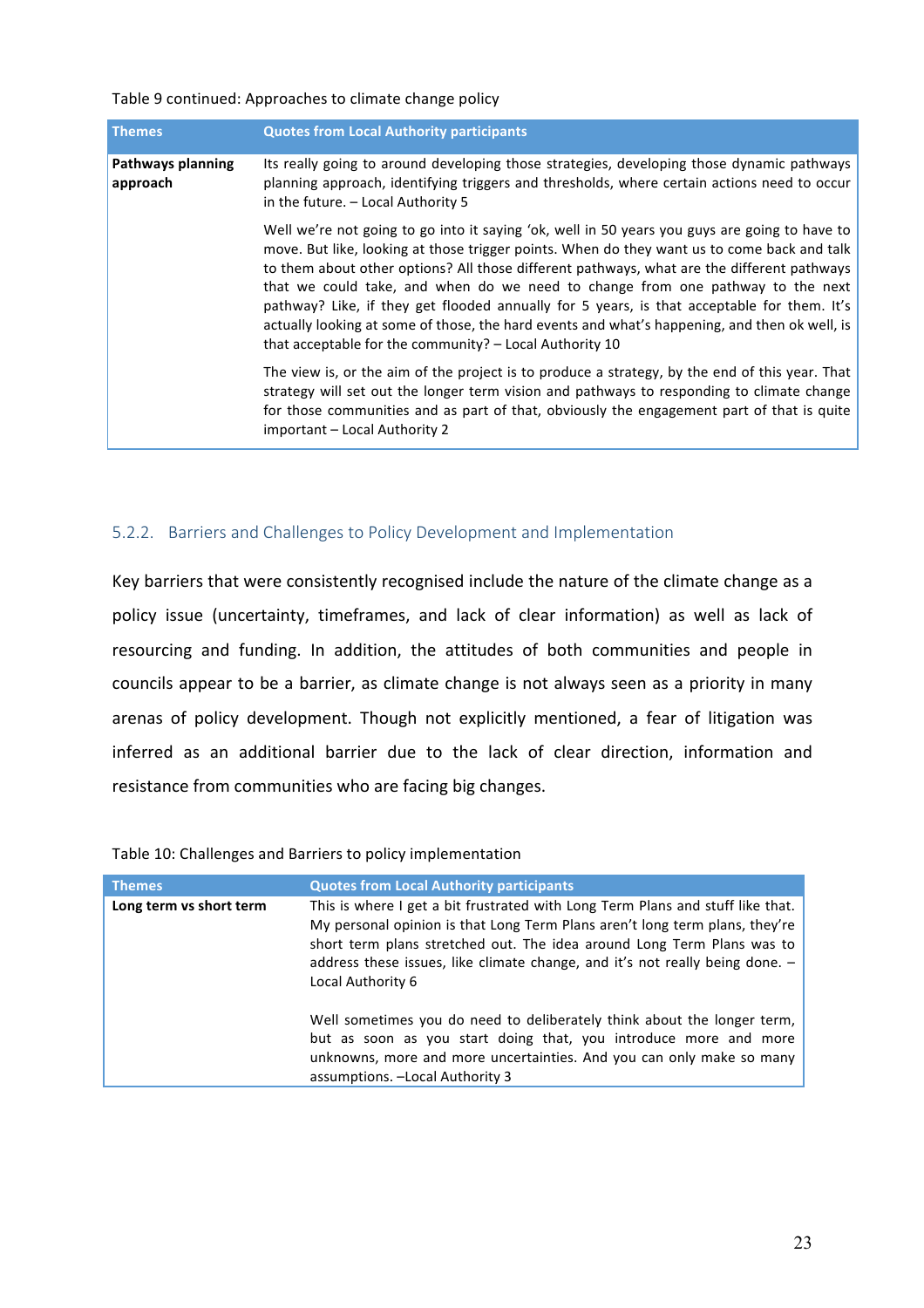Table 9 continued: Approaches to climate change policy

| Themes | Quotes from Local Authority participants |
| --- | --- |
| **Pathways planning approach** | Its really going to around developing those strategies, developing those dynamic pathways planning approach, identifying triggers and thresholds, where certain actions need to occur in the future. – Local Authority 5 |
| | Well we're not going to go into it saying 'ok, well in 50 years you guys are going to have to move. But like, looking at those trigger points. When do they want us to come back and talk to them about other options? All those different pathways, what are the different pathways that we could take, and when do we need to change from one pathway to the next pathway? Like, if they get flooded annually for 5 years, is that acceptable for them. It's actually looking at some of those, the hard events and what's happening, and then ok well, is that acceptable for the community? – Local Authority 10 |
| | The view is, or the aim of the project is to produce a strategy, by the end of this year. That strategy will set out the longer term vision and pathways to responding to climate change for those communities and as part of that, obviously the engagement part of that is quite important – Local Authority 2 |

### 5.2.2. Barriers and Challenges to Policy Development and Implementation

Key barriers that were consistently recognised include the nature of the climate change as a policy issue (uncertainty, timeframes, and lack of clear information) as well as lack of resourcing and funding. In addition, the attitudes of both communities and people in councils appear to be a barrier, as climate change is not always seen as a priority in many arenas of policy development. Though not explicitly mentioned, a fear of litigation was inferred as an additional barrier due to the lack of clear direction, information and resistance from communities who are facing big changes.

Table 10: Challenges and Barriers to policy implementation

| Themes | Quotes from Local Authority participants |
| --- | --- |
| **Long term vs short term** | This is where I get a bit frustrated with Long Term Plans and stuff like that. My personal opinion is that Long Term Plans aren't long term plans, they're short term plans stretched out. The idea around Long Term Plans was to address these issues, like climate change, and it's not really being done. – Local Authority 6 |
| | Well sometimes you do need to deliberately think about the longer term, but as soon as you start doing that, you introduce more and more unknowns, more and more uncertainties. And you can only make so many assumptions. –Local Authority 3 |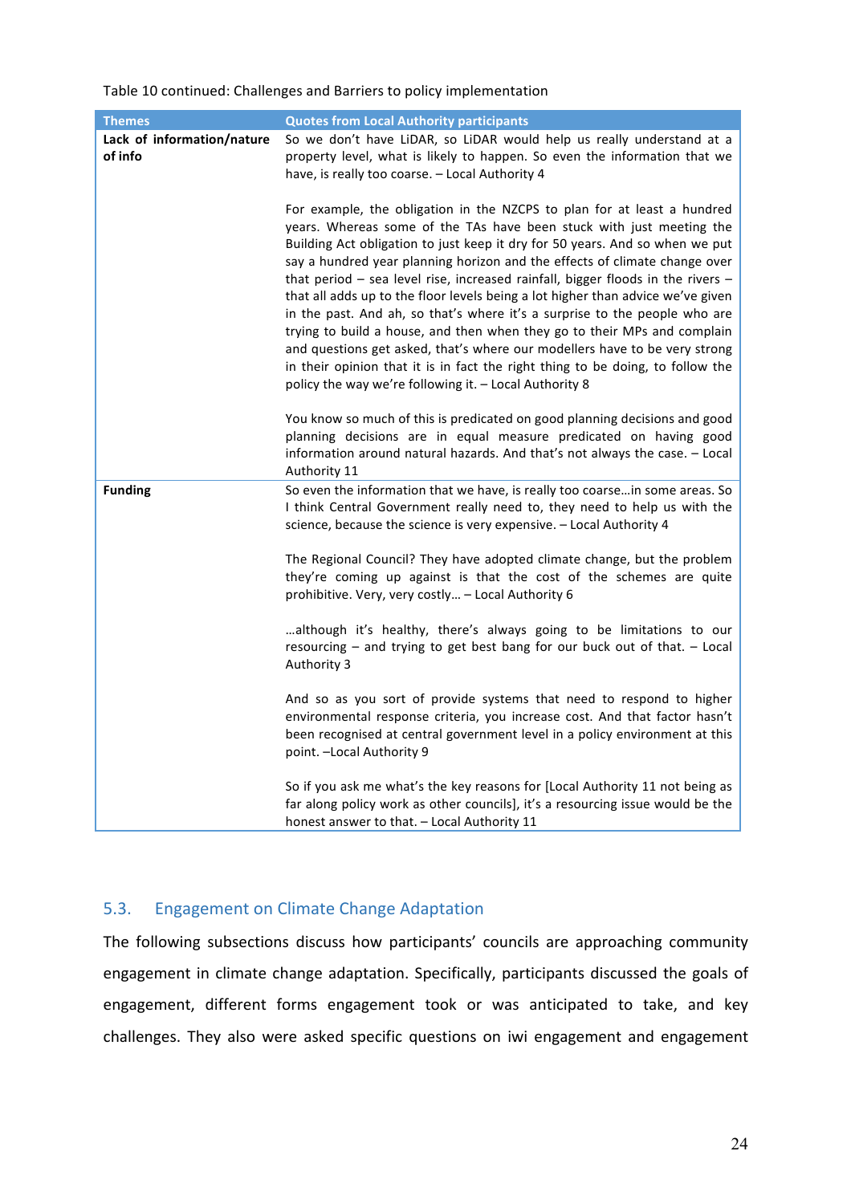Table 10 continued: Challenges and Barriers to policy implementation

| Themes | Quotes from Local Authority participants |
|---|---|
| **Lack of information/nature of info** | So we don't have LiDAR, so LiDAR would help us really understand at a property level, what is likely to happen. So even the information that we have, is really too coarse. – Local Authority 4<br><br>For example, the obligation in the NZCPS to plan for at least a hundred years. Whereas some of the TAs have been stuck with just meeting the Building Act obligation to just keep it dry for 50 years. And so when we put say a hundred year planning horizon and the effects of climate change over that period – sea level rise, increased rainfall, bigger floods in the rivers – that all adds up to the floor levels being a lot higher than advice we've given in the past. And ah, so that's where it's a surprise to the people who are trying to build a house, and then when they go to their MPs and complain and questions get asked, that's where our modellers have to be very strong in their opinion that it is in fact the right thing to be doing, to follow the policy the way we're following it. – Local Authority 8<br><br>You know so much of this is predicated on good planning decisions and good planning decisions are in equal measure predicated on having good information around natural hazards. And that's not always the case. – Local Authority 11 |
| **Funding** | So even the information that we have, is really too coarse…in some areas. So I think Central Government really need to, they need to help us with the science, because the science is very expensive. – Local Authority 4<br><br>The Regional Council? They have adopted climate change, but the problem they're coming up against is that the cost of the schemes are quite prohibitive. Very, very costly… – Local Authority 6<br><br>…although it's healthy, there's always going to be limitations to our resourcing – and trying to get best bang for our buck out of that. – Local Authority 3<br><br>And so as you sort of provide systems that need to respond to higher environmental response criteria, you increase cost. And that factor hasn't been recognised at central government level in a policy environment at this point. –Local Authority 9<br><br>So if you ask me what's the key reasons for [Local Authority 11 not being as far along policy work as other councils], it's a resourcing issue would be the honest answer to that. – Local Authority 11 |

## 5.3. Engagement on Climate Change Adaptation

The following subsections discuss how participants' councils are approaching community engagement in climate change adaptation. Specifically, participants discussed the goals of engagement, different forms engagement took or was anticipated to take, and key challenges. They also were asked specific questions on iwi engagement and engagement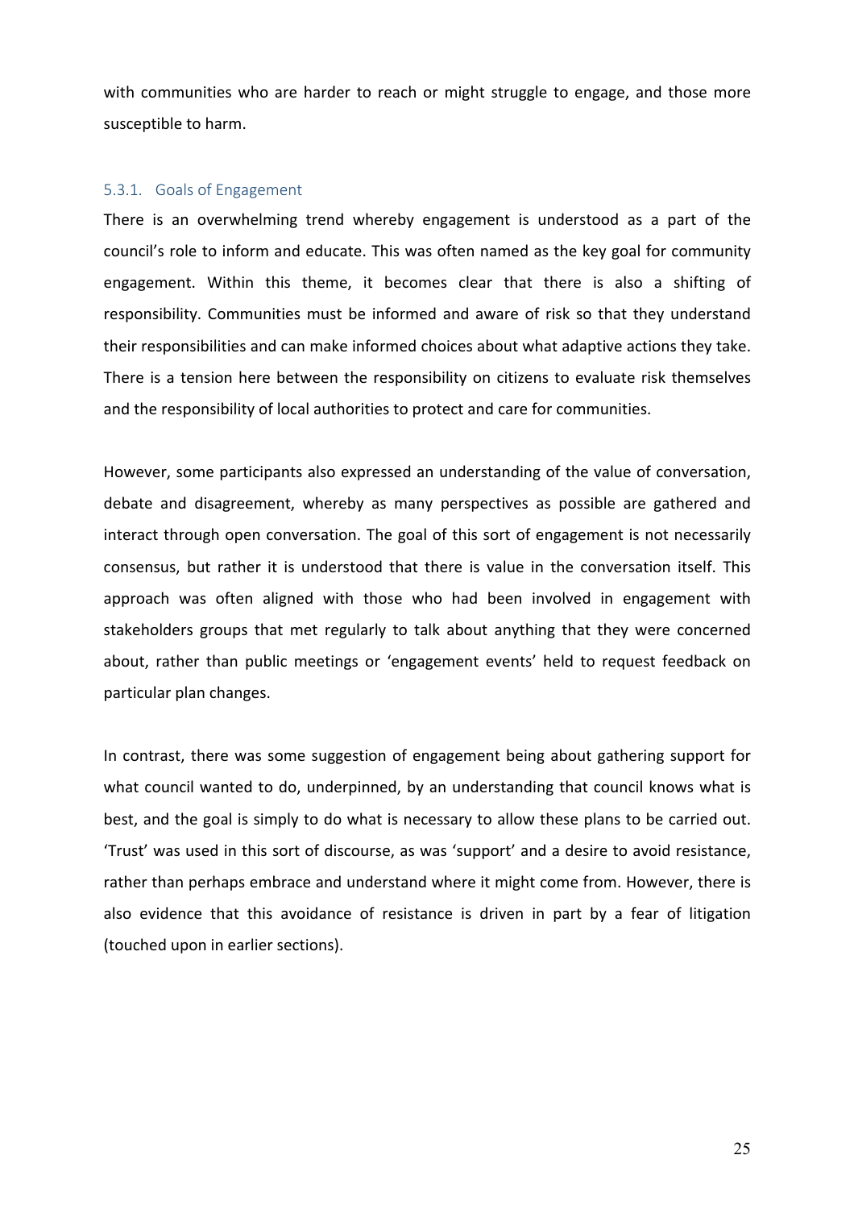with communities who are harder to reach or might struggle to engage, and those more susceptible to harm.

### 5.3.1. Goals of Engagement

There is an overwhelming trend whereby engagement is understood as a part of the council's role to inform and educate. This was often named as the key goal for community engagement. Within this theme, it becomes clear that there is also a shifting of responsibility. Communities must be informed and aware of risk so that they understand their responsibilities and can make informed choices about what adaptive actions they take. There is a tension here between the responsibility on citizens to evaluate risk themselves and the responsibility of local authorities to protect and care for communities.

However, some participants also expressed an understanding of the value of conversation, debate and disagreement, whereby as many perspectives as possible are gathered and interact through open conversation. The goal of this sort of engagement is not necessarily consensus, but rather it is understood that there is value in the conversation itself. This approach was often aligned with those who had been involved in engagement with stakeholders groups that met regularly to talk about anything that they were concerned about, rather than public meetings or 'engagement events' held to request feedback on particular plan changes.

In contrast, there was some suggestion of engagement being about gathering support for what council wanted to do, underpinned, by an understanding that council knows what is best, and the goal is simply to do what is necessary to allow these plans to be carried out. 'Trust' was used in this sort of discourse, as was 'support' and a desire to avoid resistance, rather than perhaps embrace and understand where it might come from. However, there is also evidence that this avoidance of resistance is driven in part by a fear of litigation (touched upon in earlier sections).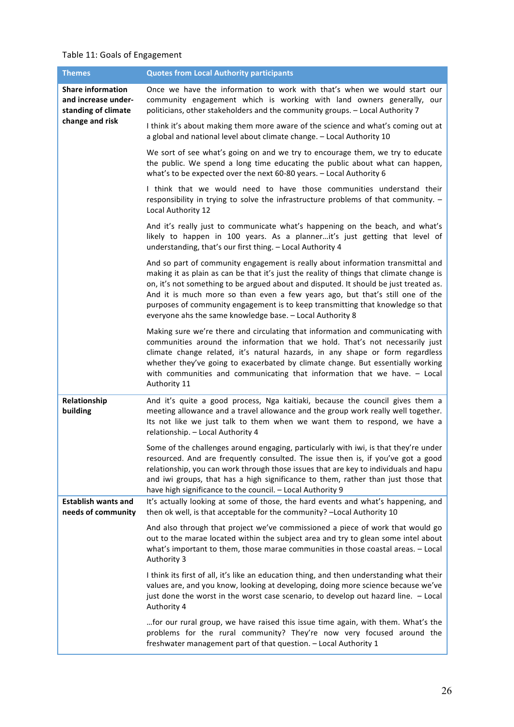Table 11: Goals of Engagement

| Themes | Quotes from Local Authority participants |
| --- | --- |
| **Share information and increase under-standing of climate change and risk** | Once we have the information to work with that's when we would start our community engagement which is working with land owners generally, our politicians, other stakeholders and the community groups. – Local Authority 7 |
| | I think it's about making them more aware of the science and what's coming out at a global and national level about climate change. – Local Authority 10 |
| | We sort of see what's going on and we try to encourage them, we try to educate the public. We spend a long time educating the public about what can happen, what's to be expected over the next 60-80 years. – Local Authority 6 |
| | I think that we would need to have those communities understand their responsibility in trying to solve the infrastructure problems of that community. – Local Authority 12 |
| | And it's really just to communicate what's happening on the beach, and what's likely to happen in 100 years. As a planner…it's just getting that level of understanding, that's our first thing. – Local Authority 4 |
| | And so part of community engagement is really about information transmittal and making it as plain as can be that it's just the reality of things that climate change is on, it's not something to be argued about and disputed. It should be just treated as. And it is much more so than even a few years ago, but that's still one of the purposes of community engagement is to keep transmitting that knowledge so that everyone ahs the same knowledge base. – Local Authority 8 |
| | Making sure we're there and circulating that information and communicating with communities around the information that we hold. That's not necessarily just climate change related, it's natural hazards, in any shape or form regardless whether they've going to exacerbated by climate change. But essentially working with communities and communicating that information that we have. – Local Authority 11 |
| **Relationship building** | And it's quite a good process, Nga kaitiaki, because the council gives them a meeting allowance and a travel allowance and the group work really well together. Its not like we just talk to them when we want them to respond, we have a relationship. – Local Authority 4 |
| | Some of the challenges around engaging, particularly with iwi, is that they're under resourced. And are frequently consulted. The issue then is, if you've got a good relationship, you can work through those issues that are key to individuals and hapu and iwi groups, that has a high significance to them, rather than just those that have high significance to the council. – Local Authority 9 |
| **Establish wants and needs of community** | It's actually looking at some of those, the hard events and what's happening, and then ok well, is that acceptable for the community? –Local Authority 10 |
| | And also through that project we've commissioned a piece of work that would go out to the marae located within the subject area and try to glean some intel about what's important to them, those marae communities in those coastal areas. – Local Authority 3 |
| | I think its first of all, it's like an education thing, and then understanding what their values are, and you know, looking at developing, doing more science because we've just done the worst in the worst case scenario, to develop out hazard line. – Local Authority 4 |
| | …for our rural group, we have raised this issue time again, with them. What's the problems for the rural community? They're now very focused around the freshwater management part of that question. – Local Authority 1 |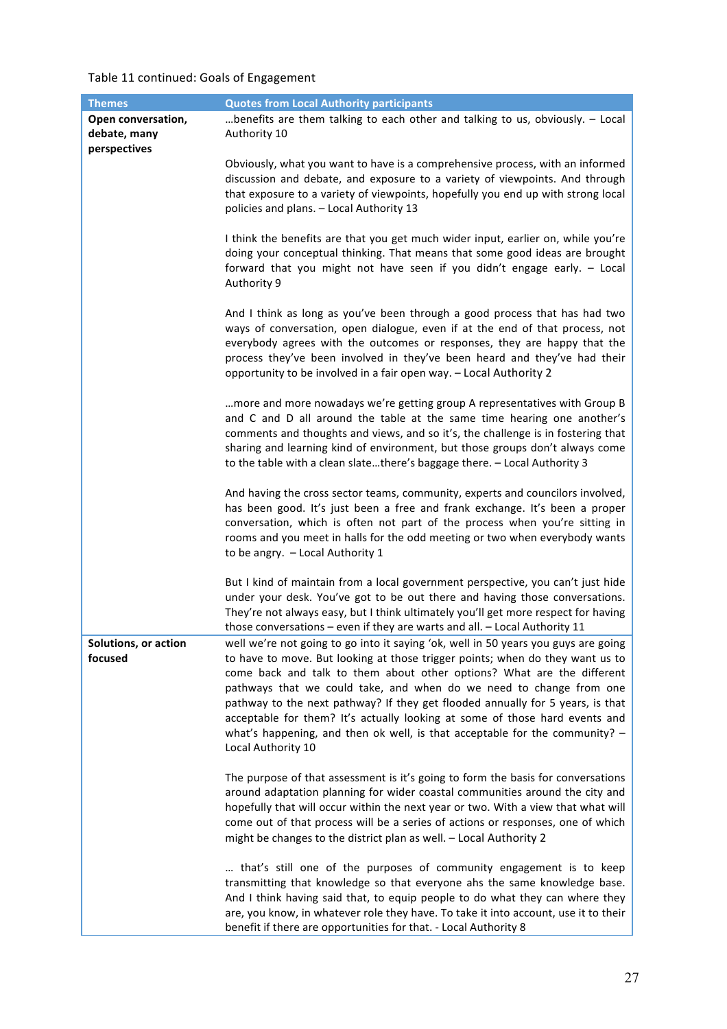Table 11 continued: Goals of Engagement

| Themes | Quotes from Local Authority participants |
| --- | --- |
| **Open conversation, debate, many perspectives** | …benefits are them talking to each other and talking to us, obviously. – Local Authority 10 |
| | Obviously, what you want to have is a comprehensive process, with an informed discussion and debate, and exposure to a variety of viewpoints. And through that exposure to a variety of viewpoints, hopefully you end up with strong local policies and plans. – Local Authority 13 |
| | I think the benefits are that you get much wider input, earlier on, while you're doing your conceptual thinking. That means that some good ideas are brought forward that you might not have seen if you didn't engage early. – Local Authority 9 |
| | And I think as long as you've been through a good process that has had two ways of conversation, open dialogue, even if at the end of that process, not everybody agrees with the outcomes or responses, they are happy that the process they've been involved in they've been heard and they've had their opportunity to be involved in a fair open way. – Local Authority 2 |
| | …more and more nowadays we're getting group A representatives with Group B and C and D all around the table at the same time hearing one another's comments and thoughts and views, and so it's, the challenge is in fostering that sharing and learning kind of environment, but those groups don't always come to the table with a clean slate…there's baggage there. – Local Authority 3 |
| | And having the cross sector teams, community, experts and councilors involved, has been good. It's just been a free and frank exchange. It's been a proper conversation, which is often not part of the process when you're sitting in rooms and you meet in halls for the odd meeting or two when everybody wants to be angry. – Local Authority 1 |
| | But I kind of maintain from a local government perspective, you can't just hide under your desk. You've got to be out there and having those conversations. They're not always easy, but I think ultimately you'll get more respect for having those conversations – even if they are warts and all. – Local Authority 11 |
| **Solutions, or action focused** | well we're not going to go into it saying 'ok, well in 50 years you guys are going to have to move. But looking at those trigger points; when do they want us to come back and talk to them about other options? What are the different pathways that we could take, and when do we need to change from one pathway to the next pathway? If they get flooded annually for 5 years, is that acceptable for them? It's actually looking at some of those hard events and what's happening, and then ok well, is that acceptable for the community? – Local Authority 10 |
| | The purpose of that assessment is it's going to form the basis for conversations around adaptation planning for wider coastal communities around the city and hopefully that will occur within the next year or two. With a view that what will come out of that process will be a series of actions or responses, one of which might be changes to the district plan as well. – Local Authority 2 |
| | … that's still one of the purposes of community engagement is to keep transmitting that knowledge so that everyone ahs the same knowledge base. And I think having said that, to equip people to do what they can where they are, you know, in whatever role they have. To take it into account, use it to their benefit if there are opportunities for that. - Local Authority 8 |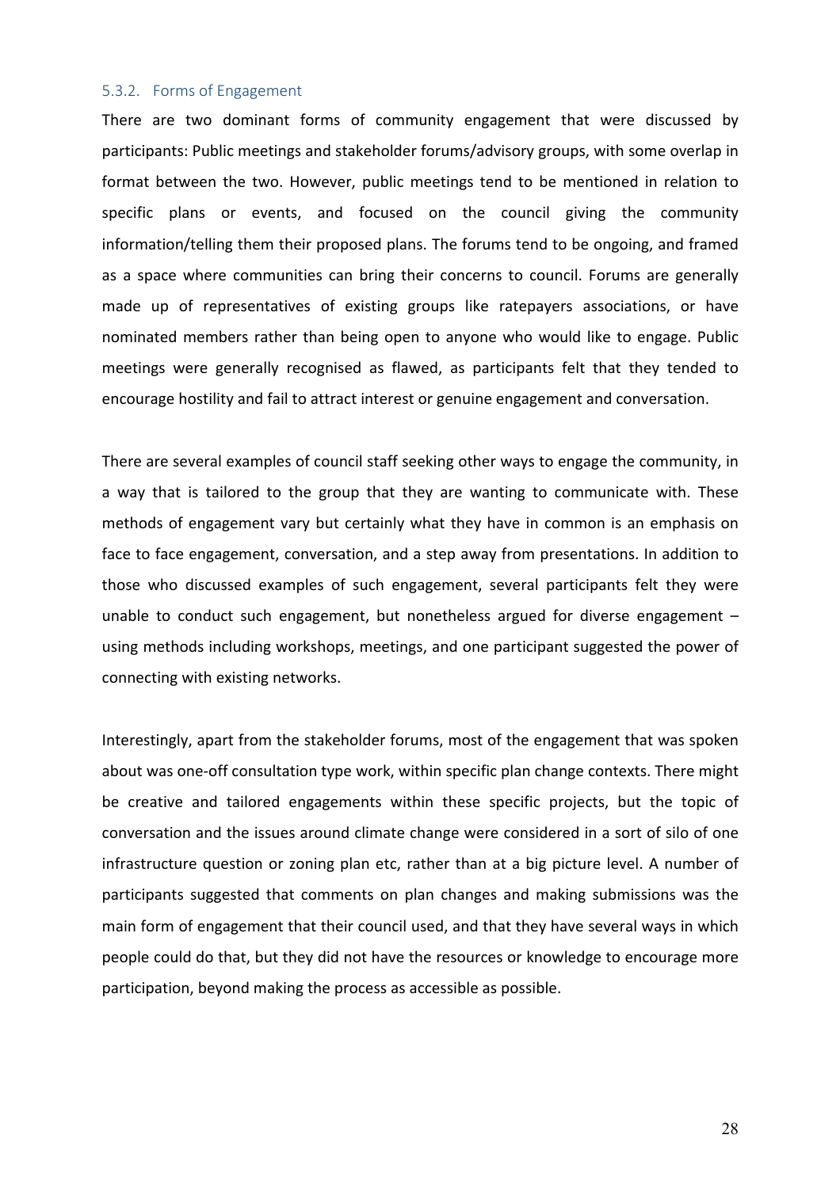### 5.3.2. Forms of Engagement

There are two dominant forms of community engagement that were discussed by participants: Public meetings and stakeholder forums/advisory groups, with some overlap in format between the two. However, public meetings tend to be mentioned in relation to specific plans or events, and focused on the council giving the community information/telling them their proposed plans. The forums tend to be ongoing, and framed as a space where communities can bring their concerns to council. Forums are generally made up of representatives of existing groups like ratepayers associations, or have nominated members rather than being open to anyone who would like to engage. Public meetings were generally recognised as flawed, as participants felt that they tended to encourage hostility and fail to attract interest or genuine engagement and conversation.

There are several examples of council staff seeking other ways to engage the community, in a way that is tailored to the group that they are wanting to communicate with. These methods of engagement vary but certainly what they have in common is an emphasis on face to face engagement, conversation, and a step away from presentations. In addition to those who discussed examples of such engagement, several participants felt they were unable to conduct such engagement, but nonetheless argued for diverse engagement – using methods including workshops, meetings, and one participant suggested the power of connecting with existing networks.

Interestingly, apart from the stakeholder forums, most of the engagement that was spoken about was one-off consultation type work, within specific plan change contexts. There might be creative and tailored engagements within these specific projects, but the topic of conversation and the issues around climate change were considered in a sort of silo of one infrastructure question or zoning plan etc, rather than at a big picture level. A number of participants suggested that comments on plan changes and making submissions was the main form of engagement that their council used, and that they have several ways in which people could do that, but they did not have the resources or knowledge to encourage more participation, beyond making the process as accessible as possible.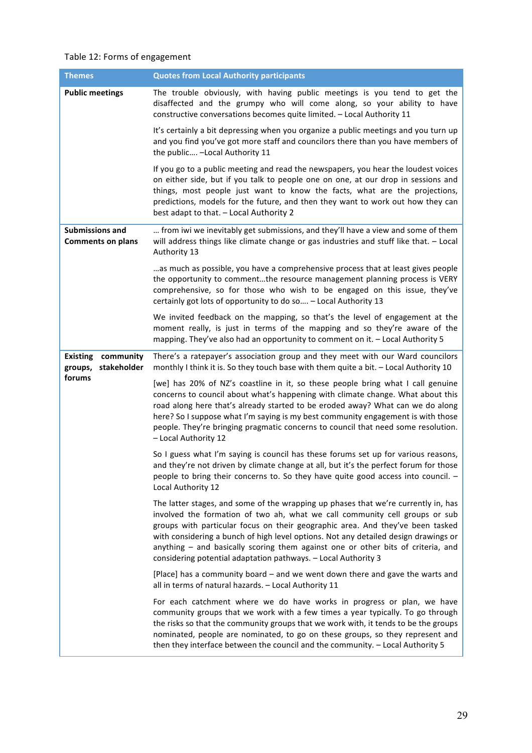Table 12: Forms of engagement

| Themes | Quotes from Local Authority participants |
| --- | --- |
| **Public meetings** | The trouble obviously, with having public meetings is you tend to get the disaffected and the grumpy who will come along, so your ability to have constructive conversations becomes quite limited. – Local Authority 11 |
| | It's certainly a bit depressing when you organize a public meetings and you turn up and you find you've got more staff and councilors there than you have members of the public…. –Local Authority 11 |
| | If you go to a public meeting and read the newspapers, you hear the loudest voices on either side, but if you talk to people one on one, at our drop in sessions and things, most people just want to know the facts, what are the projections, predictions, models for the future, and then they want to work out how they can best adapt to that. – Local Authority 2 |
| **Submissions and Comments on plans** | … from iwi we inevitably get submissions, and they'll have a view and some of them will address things like climate change or gas industries and stuff like that. – Local Authority 13 |
| | …as much as possible, you have a comprehensive process that at least gives people the opportunity to comment…the resource management planning process is VERY comprehensive, so for those who wish to be engaged on this issue, they've certainly got lots of opportunity to do so…. – Local Authority 13 |
| | We invited feedback on the mapping, so that's the level of engagement at the moment really, is just in terms of the mapping and so they're aware of the mapping. They've also had an opportunity to comment on it. – Local Authority 5 |
| **Existing community groups, stakeholder forums** | There's a ratepayer's association group and they meet with our Ward councilors monthly I think it is. So they touch base with them quite a bit. – Local Authority 10 |
| | [we] has 20% of NZ's coastline in it, so these people bring what I call genuine concerns to council about what's happening with climate change. What about this road along here that's already started to be eroded away? What can we do along here? So I suppose what I'm saying is my best community engagement is with those people. They're bringing pragmatic concerns to council that need some resolution. – Local Authority 12 |
| | So I guess what I'm saying is council has these forums set up for various reasons, and they're not driven by climate change at all, but it's the perfect forum for those people to bring their concerns to. So they have quite good access into council. – Local Authority 12 |
| | The latter stages, and some of the wrapping up phases that we're currently in, has involved the formation of two ah, what we call community cell groups or sub groups with particular focus on their geographic area. And they've been tasked with considering a bunch of high level options. Not any detailed design drawings or anything – and basically scoring them against one or other bits of criteria, and considering potential adaptation pathways. – Local Authority 3 |
| | [Place] has a community board – and we went down there and gave the warts and all in terms of natural hazards. – Local Authority 11 |
| | For each catchment where we do have works in progress or plan, we have community groups that we work with a few times a year typically. To go through the risks so that the community groups that we work with, it tends to be the groups nominated, people are nominated, to go on these groups, so they represent and then they interface between the council and the community. – Local Authority 5 |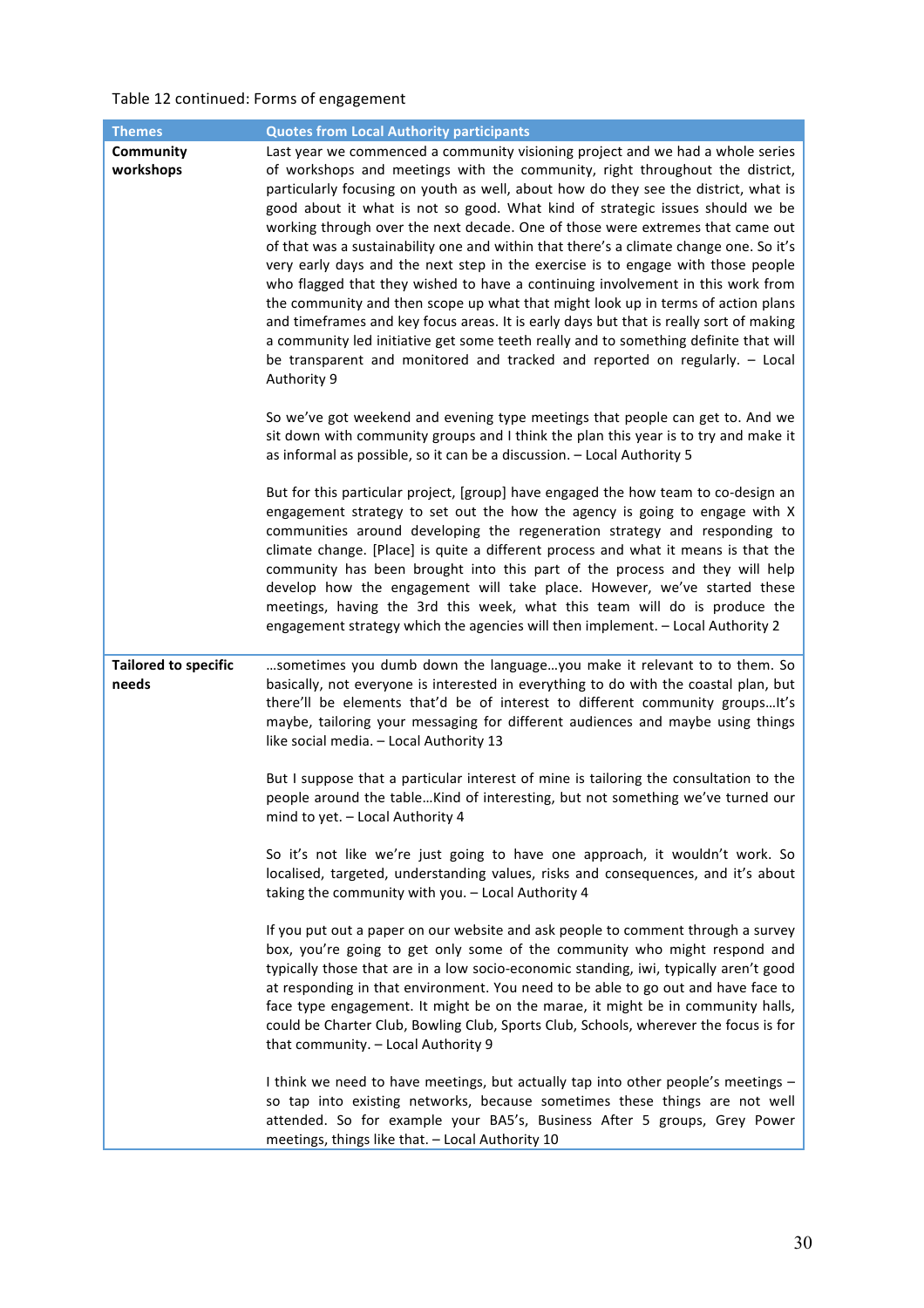Table 12 continued: Forms of engagement

| Themes | Quotes from Local Authority participants |
|---|---|
| **Community workshops** | Last year we commenced a community visioning project and we had a whole series of workshops and meetings with the community, right throughout the district, particularly focusing on youth as well, about how do they see the district, what is good about it what is not so good. What kind of strategic issues should we be working through over the next decade. One of those were extremes that came out of that was a sustainability one and within that there's a climate change one. So it's very early days and the next step in the exercise is to engage with those people who flagged that they wished to have a continuing involvement in this work from the community and then scope up what that might look up in terms of action plans and timeframes and key focus areas. It is early days but that is really sort of making a community led initiative get some teeth really and to something definite that will be transparent and monitored and tracked and reported on regularly. – Local Authority 9<br><br>So we've got weekend and evening type meetings that people can get to. And we sit down with community groups and I think the plan this year is to try and make it as informal as possible, so it can be a discussion. – Local Authority 5<br><br>But for this particular project, [group] have engaged the how team to co-design an engagement strategy to set out the how the agency is going to engage with X communities around developing the regeneration strategy and responding to climate change. [Place] is quite a different process and what it means is that the community has been brought into this part of the process and they will help develop how the engagement will take place. However, we've started these meetings, having the 3rd this week, what this team will do is produce the engagement strategy which the agencies will then implement. – Local Authority 2 |
| **Tailored to specific needs** | …sometimes you dumb down the language…you make it relevant to to them. So basically, not everyone is interested in everything to do with the coastal plan, but there'll be elements that'd be of interest to different community groups…It's maybe, tailoring your messaging for different audiences and maybe using things like social media. – Local Authority 13<br><br>But I suppose that a particular interest of mine is tailoring the consultation to the people around the table…Kind of interesting, but not something we've turned our mind to yet. – Local Authority 4<br><br>So it's not like we're just going to have one approach, it wouldn't work. So localised, targeted, understanding values, risks and consequences, and it's about taking the community with you. – Local Authority 4<br><br>If you put out a paper on our website and ask people to comment through a survey box, you're going to get only some of the community who might respond and typically those that are in a low socio-economic standing, iwi, typically aren't good at responding in that environment. You need to be able to go out and have face to face type engagement. It might be on the marae, it might be in community halls, could be Charter Club, Bowling Club, Sports Club, Schools, wherever the focus is for that community. – Local Authority 9<br><br>I think we need to have meetings, but actually tap into other people's meetings – so tap into existing networks, because sometimes these things are not well attended. So for example your BA5's, Business After 5 groups, Grey Power meetings, things like that. – Local Authority 10 |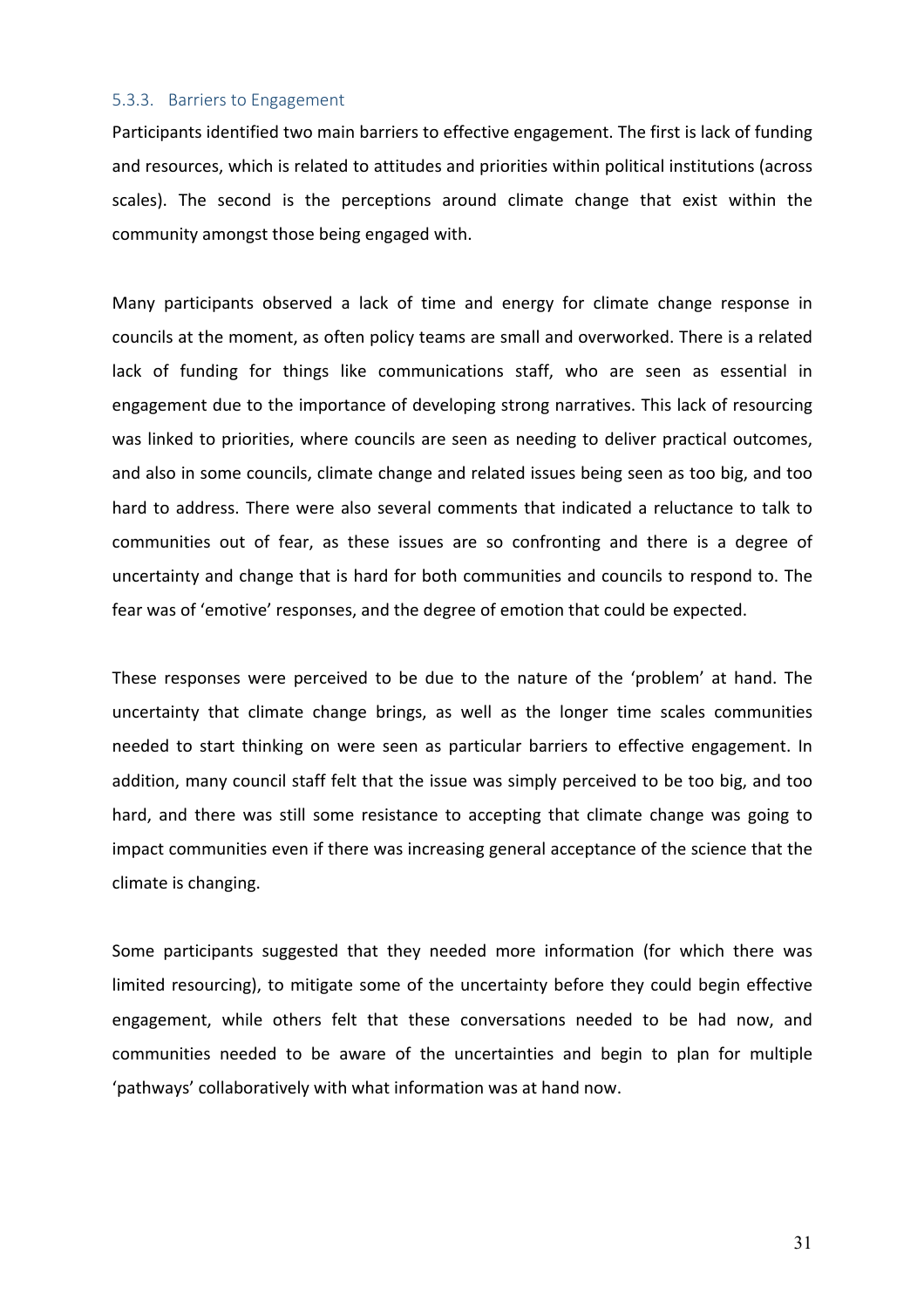### 5.3.3. Barriers to Engagement

Participants identified two main barriers to effective engagement. The first is lack of funding and resources, which is related to attitudes and priorities within political institutions (across scales). The second is the perceptions around climate change that exist within the community amongst those being engaged with.

Many participants observed a lack of time and energy for climate change response in councils at the moment, as often policy teams are small and overworked. There is a related lack of funding for things like communications staff, who are seen as essential in engagement due to the importance of developing strong narratives. This lack of resourcing was linked to priorities, where councils are seen as needing to deliver practical outcomes, and also in some councils, climate change and related issues being seen as too big, and too hard to address. There were also several comments that indicated a reluctance to talk to communities out of fear, as these issues are so confronting and there is a degree of uncertainty and change that is hard for both communities and councils to respond to. The fear was of 'emotive' responses, and the degree of emotion that could be expected.

These responses were perceived to be due to the nature of the 'problem' at hand. The uncertainty that climate change brings, as well as the longer time scales communities needed to start thinking on were seen as particular barriers to effective engagement. In addition, many council staff felt that the issue was simply perceived to be too big, and too hard, and there was still some resistance to accepting that climate change was going to impact communities even if there was increasing general acceptance of the science that the climate is changing.

Some participants suggested that they needed more information (for which there was limited resourcing), to mitigate some of the uncertainty before they could begin effective engagement, while others felt that these conversations needed to be had now, and communities needed to be aware of the uncertainties and begin to plan for multiple 'pathways' collaboratively with what information was at hand now.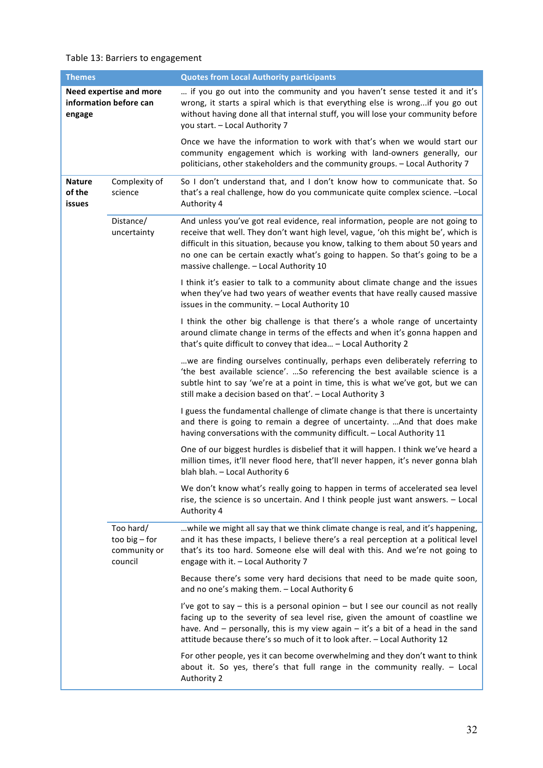Table 13: Barriers to engagement

| Themes | | Quotes from Local Authority participants |
|---|---|---|
| **Need expertise and more information before can engage** | | … if you go out into the community and you haven't sense tested it and it's wrong, it starts a spiral which is that everything else is wrong...if you go out without having done all that internal stuff, you will lose your community before you start. – Local Authority 7 |
| | | Once we have the information to work with that's when we would start our community engagement which is working with land-owners generally, our politicians, other stakeholders and the community groups. – Local Authority 7 |
| **Nature of the issues** | Complexity of science | So I don't understand that, and I don't know how to communicate that. So that's a real challenge, how do you communicate quite complex science. –Local Authority 4 |
| | Distance/ uncertainty | And unless you've got real evidence, real information, people are not going to receive that well. They don't want high level, vague, 'oh this might be', which is difficult in this situation, because you know, talking to them about 50 years and no one can be certain exactly what's going to happen. So that's going to be a massive challenge. – Local Authority 10 |
| | | I think it's easier to talk to a community about climate change and the issues when they've had two years of weather events that have really caused massive issues in the community. – Local Authority 10 |
| | | I think the other big challenge is that there's a whole range of uncertainty around climate change in terms of the effects and when it's gonna happen and that's quite difficult to convey that idea… – Local Authority 2 |
| | | …we are finding ourselves continually, perhaps even deliberately referring to 'the best available science'. …So referencing the best available science is a subtle hint to say 'we're at a point in time, this is what we've got, but we can still make a decision based on that'. – Local Authority 3 |
| | | I guess the fundamental challenge of climate change is that there is uncertainty and there is going to remain a degree of uncertainty. …And that does make having conversations with the community difficult. – Local Authority 11 |
| | | One of our biggest hurdles is disbelief that it will happen. I think we've heard a million times, it'll never flood here, that'll never happen, it's never gonna blah blah blah. – Local Authority 6 |
| | | We don't know what's really going to happen in terms of accelerated sea level rise, the science is so uncertain. And I think people just want answers. – Local Authority 4 |
| | Too hard/ too big – for community or council | …while we might all say that we think climate change is real, and it's happening, and it has these impacts, I believe there's a real perception at a political level that's its too hard. Someone else will deal with this. And we're not going to engage with it. – Local Authority 7 |
| | | Because there's some very hard decisions that need to be made quite soon, and no one's making them. – Local Authority 6 |
| | | I've got to say – this is a personal opinion – but I see our council as not really facing up to the severity of sea level rise, given the amount of coastline we have. And – personally, this is my view again – it's a bit of a head in the sand attitude because there's so much of it to look after. – Local Authority 12 |
| | | For other people, yes it can become overwhelming and they don't want to think about it. So yes, there's that full range in the community really. – Local Authority 2 |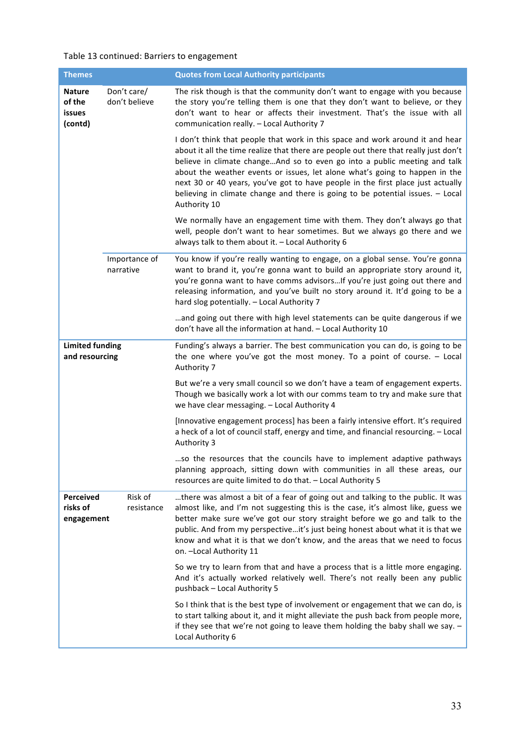Table 13 continued: Barriers to engagement

| Themes | | Quotes from Local Authority participants |
|---|---|---|
| **Nature of the issues (contd)** | Don't care/ don't believe | The risk though is that the community don't want to engage with you because the story you're telling them is one that they don't want to believe, or they don't want to hear or affects their investment. That's the issue with all communication really. – Local Authority 7 |
| | | I don't think that people that work in this space and work around it and hear about it all the time realize that there are people out there that really just don't believe in climate change…And so to even go into a public meeting and talk about the weather events or issues, let alone what's going to happen in the next 30 or 40 years, you've got to have people in the first place just actually believing in climate change and there is going to be potential issues. – Local Authority 10 |
| | | We normally have an engagement time with them. They don't always go that well, people don't want to hear sometimes. But we always go there and we always talk to them about it. – Local Authority 6 |
| | Importance of narrative | You know if you're really wanting to engage, on a global sense. You're gonna want to brand it, you're gonna want to build an appropriate story around it, you're gonna want to have comms advisors…If you're just going out there and releasing information, and you've built no story around it. It'd going to be a hard slog potentially. – Local Authority 7 |
| | | …and going out there with high level statements can be quite dangerous if we don't have all the information at hand. – Local Authority 10 |
| **Limited funding and resourcing** | | Funding's always a barrier. The best communication you can do, is going to be the one where you've got the most money. To a point of course. – Local Authority 7 |
| | | But we're a very small council so we don't have a team of engagement experts. Though we basically work a lot with our comms team to try and make sure that we have clear messaging. – Local Authority 4 |
| | | [Innovative engagement process] has been a fairly intensive effort. It's required a heck of a lot of council staff, energy and time, and financial resourcing. – Local Authority 3 |
| | | …so the resources that the councils have to implement adaptive pathways planning approach, sitting down with communities in all these areas, our resources are quite limited to do that. – Local Authority 5 |
| **Perceived risks of engagement** | Risk of resistance | …there was almost a bit of a fear of going out and talking to the public. It was almost like, and I'm not suggesting this is the case, it's almost like, guess we better make sure we've got our story straight before we go and talk to the public. And from my perspective…it's just being honest about what it is that we know and what it is that we don't know, and the areas that we need to focus on. –Local Authority 11 |
| | | So we try to learn from that and have a process that is a little more engaging. And it's actually worked relatively well. There's not really been any public pushback – Local Authority 5 |
| | | So I think that is the best type of involvement or engagement that we can do, is to start talking about it, and it might alleviate the push back from people more, if they see that we're not going to leave them holding the baby shall we say. – Local Authority 6 |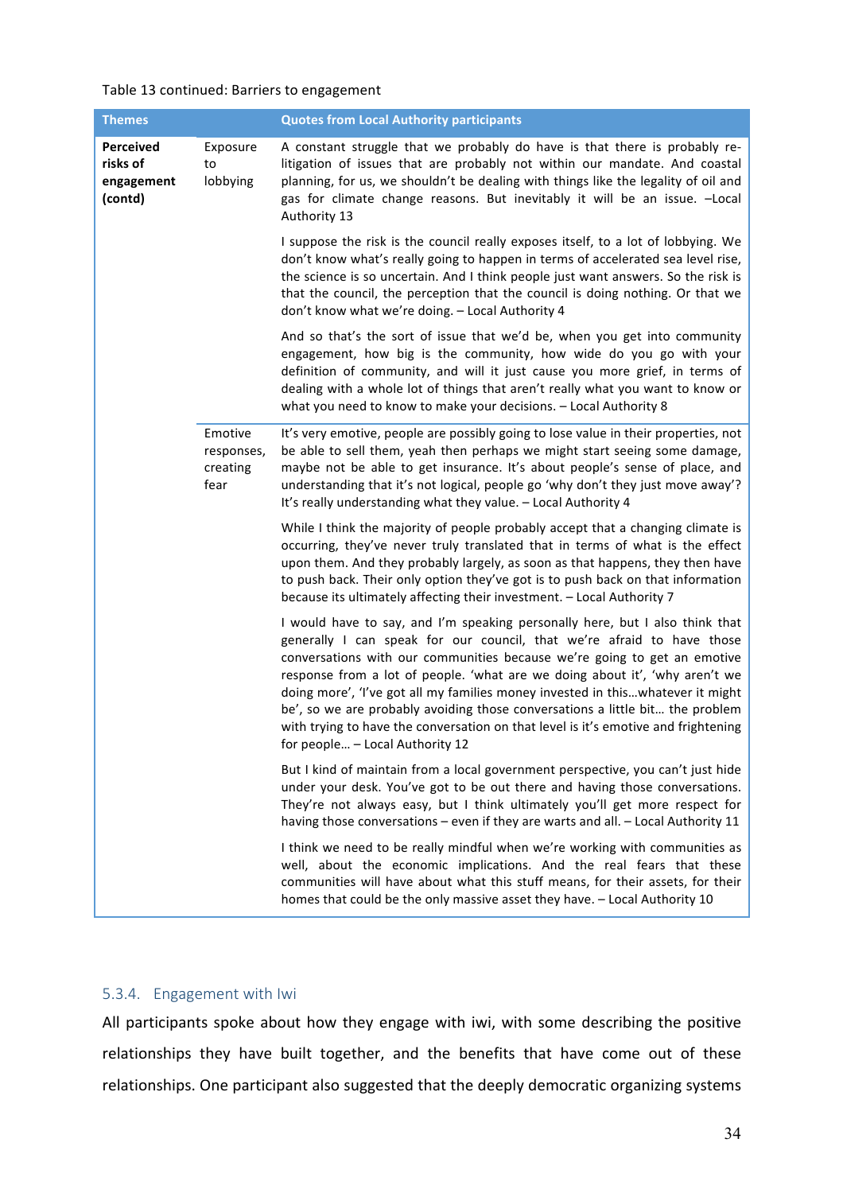Table 13 continued: Barriers to engagement

| Themes | | Quotes from Local Authority participants |
|---|---|---|
| **Perceived risks of engagement (contd)** | Exposure to lobbying | A constant struggle that we probably do have is that there is probably re-litigation of issues that are probably not within our mandate. And coastal planning, for us, we shouldn't be dealing with things like the legality of oil and gas for climate change reasons. But inevitably it will be an issue. –Local Authority 13 |
| | | I suppose the risk is the council really exposes itself, to a lot of lobbying. We don't know what's really going to happen in terms of accelerated sea level rise, the science is so uncertain. And I think people just want answers. So the risk is that the council, the perception that the council is doing nothing. Or that we don't know what we're doing. – Local Authority 4 |
| | | And so that's the sort of issue that we'd be, when you get into community engagement, how big is the community, how wide do you go with your definition of community, and will it just cause you more grief, in terms of dealing with a whole lot of things that aren't really what you want to know or what you need to know to make your decisions. – Local Authority 8 |
| | Emotive responses, creating fear | It's very emotive, people are possibly going to lose value in their properties, not be able to sell them, yeah then perhaps we might start seeing some damage, maybe not be able to get insurance. It's about people's sense of place, and understanding that it's not logical, people go 'why don't they just move away'? It's really understanding what they value. – Local Authority 4 |
| | | While I think the majority of people probably accept that a changing climate is occurring, they've never truly translated that in terms of what is the effect upon them. And they probably largely, as soon as that happens, they then have to push back. Their only option they've got is to push back on that information because its ultimately affecting their investment. – Local Authority 7 |
| | | I would have to say, and I'm speaking personally here, but I also think that generally I can speak for our council, that we're afraid to have those conversations with our communities because we're going to get an emotive response from a lot of people. 'what are we doing about it', 'why aren't we doing more', 'I've got all my families money invested in this…whatever it might be', so we are probably avoiding those conversations a little bit… the problem with trying to have the conversation on that level is it's emotive and frightening for people… – Local Authority 12 |
| | | But I kind of maintain from a local government perspective, you can't just hide under your desk. You've got to be out there and having those conversations. They're not always easy, but I think ultimately you'll get more respect for having those conversations – even if they are warts and all. – Local Authority 11 |
| | | I think we need to be really mindful when we're working with communities as well, about the economic implications. And the real fears that these communities will have about what this stuff means, for their assets, for their homes that could be the only massive asset they have. – Local Authority 10 |

### 5.3.4. Engagement with Iwi

All participants spoke about how they engage with iwi, with some describing the positive relationships they have built together, and the benefits that have come out of these relationships. One participant also suggested that the deeply democratic organizing systems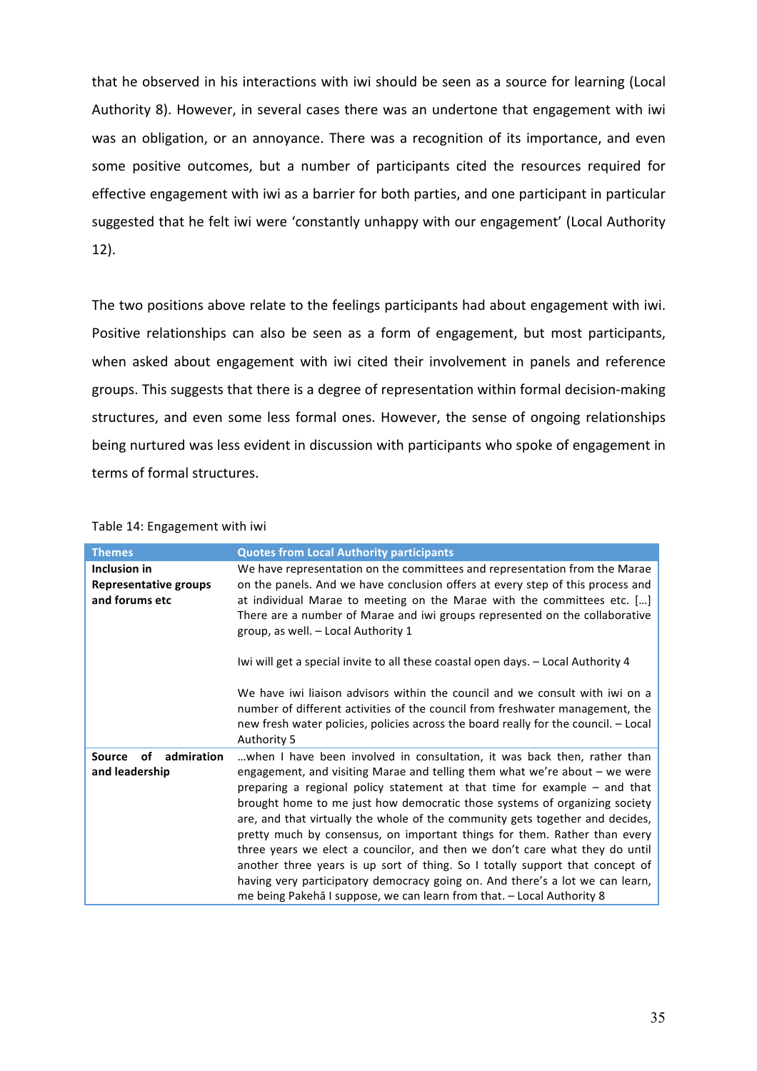that he observed in his interactions with iwi should be seen as a source for learning (Local Authority 8). However, in several cases there was an undertone that engagement with iwi was an obligation, or an annoyance. There was a recognition of its importance, and even some positive outcomes, but a number of participants cited the resources required for effective engagement with iwi as a barrier for both parties, and one participant in particular suggested that he felt iwi were 'constantly unhappy with our engagement' (Local Authority 12).

The two positions above relate to the feelings participants had about engagement with iwi. Positive relationships can also be seen as a form of engagement, but most participants, when asked about engagement with iwi cited their involvement in panels and reference groups. This suggests that there is a degree of representation within formal decision-making structures, and even some less formal ones. However, the sense of ongoing relationships being nurtured was less evident in discussion with participants who spoke of engagement in terms of formal structures.

Table 14: Engagement with iwi

| Themes | Quotes from Local Authority participants |
|---|---|
| **Inclusion in Representative groups and forums etc** | We have representation on the committees and representation from the Marae on the panels. And we have conclusion offers at every step of this process and at individual Marae to meeting on the Marae with the committees etc. […] There are a number of Marae and iwi groups represented on the collaborative group, as well. – Local Authority 1<br><br>Iwi will get a special invite to all these coastal open days. – Local Authority 4<br><br>We have iwi liaison advisors within the council and we consult with iwi on a number of different activities of the council from freshwater management, the new fresh water policies, policies across the board really for the council. – Local Authority 5 |
| **Source of admiration and leadership** | …when I have been involved in consultation, it was back then, rather than engagement, and visiting Marae and telling them what we're about – we were preparing a regional policy statement at that time for example – and that brought home to me just how democratic those systems of organizing society are, and that virtually the whole of the community gets together and decides, pretty much by consensus, on important things for them. Rather than every three years we elect a councilor, and then we don't care what they do until another three years is up sort of thing. So I totally support that concept of having very participatory democracy going on. And there's a lot we can learn, me being Pakehā I suppose, we can learn from that. – Local Authority 8 |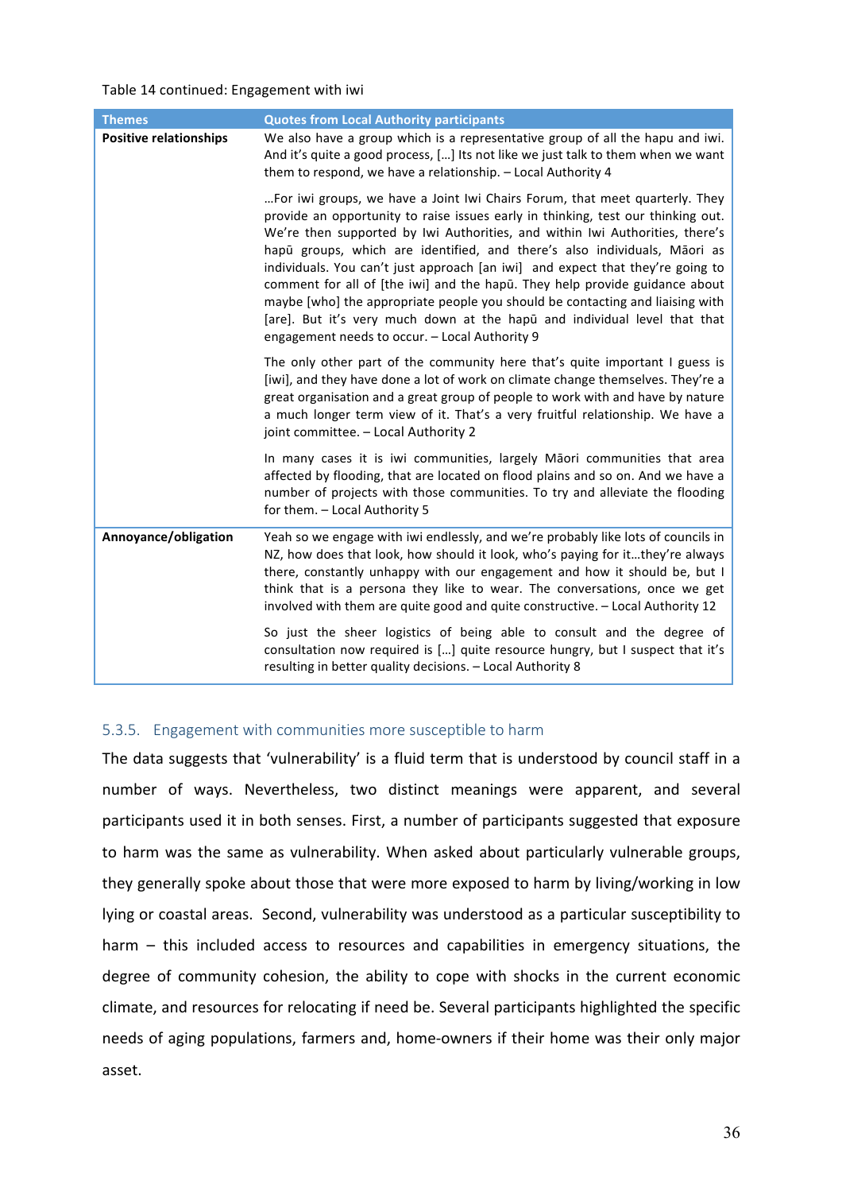Table 14 continued: Engagement with iwi

| Themes | Quotes from Local Authority participants |
|---|---|
| **Positive relationships** | We also have a group which is a representative group of all the hapu and iwi. And it's quite a good process, […] Its not like we just talk to them when we want them to respond, we have a relationship. – Local Authority 4 |
| | …For iwi groups, we have a Joint Iwi Chairs Forum, that meet quarterly. They provide an opportunity to raise issues early in thinking, test our thinking out. We're then supported by Iwi Authorities, and within Iwi Authorities, there's hapū groups, which are identified, and there's also individuals, Māori as individuals. You can't just approach [an iwi] and expect that they're going to comment for all of [the iwi] and the hapū. They help provide guidance about maybe [who] the appropriate people you should be contacting and liaising with [are]. But it's very much down at the hapū and individual level that that engagement needs to occur. – Local Authority 9 |
| | The only other part of the community here that's quite important I guess is [iwi], and they have done a lot of work on climate change themselves. They're a great organisation and a great group of people to work with and have by nature a much longer term view of it. That's a very fruitful relationship. We have a joint committee. – Local Authority 2 |
| | In many cases it is iwi communities, largely Māori communities that area affected by flooding, that are located on flood plains and so on. And we have a number of projects with those communities. To try and alleviate the flooding for them. – Local Authority 5 |
| **Annoyance/obligation** | Yeah so we engage with iwi endlessly, and we're probably like lots of councils in NZ, how does that look, how should it look, who's paying for it…they're always there, constantly unhappy with our engagement and how it should be, but I think that is a persona they like to wear. The conversations, once we get involved with them are quite good and quite constructive. – Local Authority 12 |
| | So just the sheer logistics of being able to consult and the degree of consultation now required is […] quite resource hungry, but I suspect that it's resulting in better quality decisions. – Local Authority 8 |

### 5.3.5. Engagement with communities more susceptible to harm

The data suggests that 'vulnerability' is a fluid term that is understood by council staff in a number of ways. Nevertheless, two distinct meanings were apparent, and several participants used it in both senses. First, a number of participants suggested that exposure to harm was the same as vulnerability. When asked about particularly vulnerable groups, they generally spoke about those that were more exposed to harm by living/working in low lying or coastal areas. Second, vulnerability was understood as a particular susceptibility to harm – this included access to resources and capabilities in emergency situations, the degree of community cohesion, the ability to cope with shocks in the current economic climate, and resources for relocating if need be. Several participants highlighted the specific needs of aging populations, farmers and, home-owners if their home was their only major asset.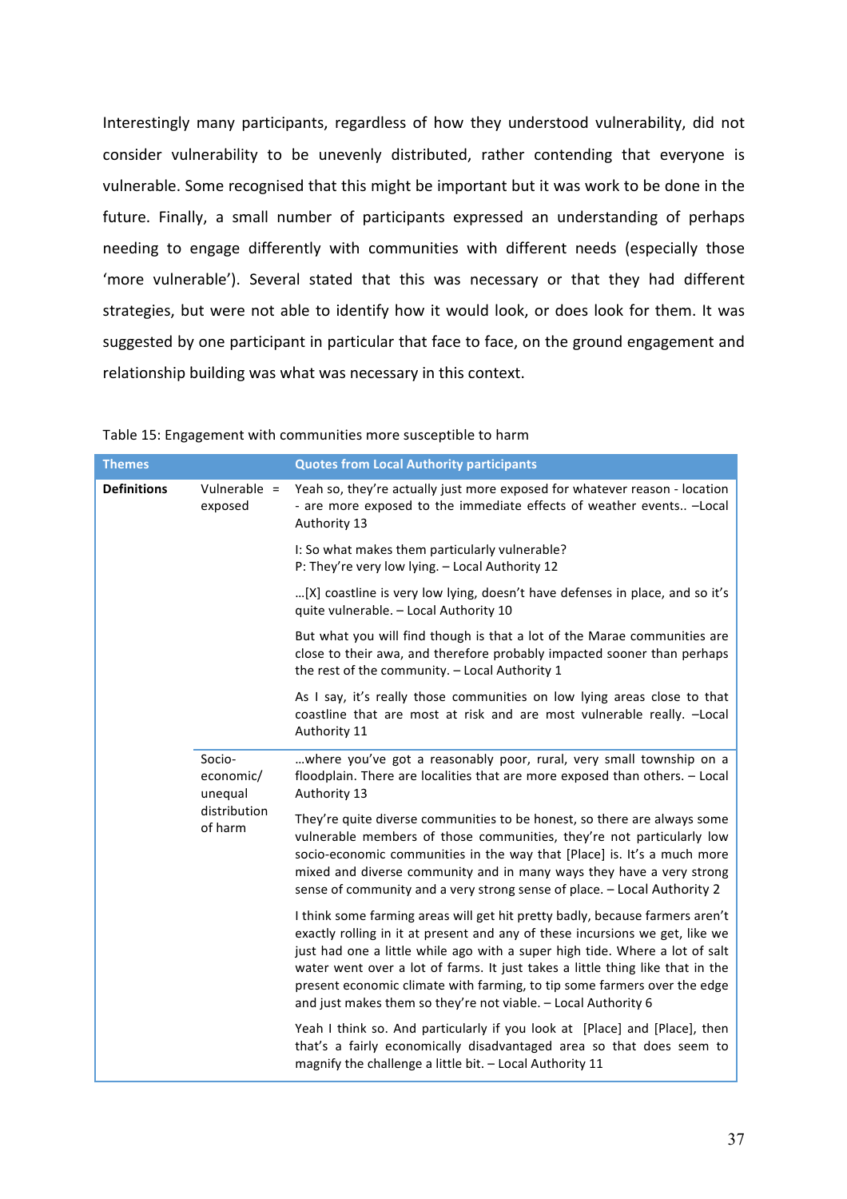Interestingly many participants, regardless of how they understood vulnerability, did not consider vulnerability to be unevenly distributed, rather contending that everyone is vulnerable. Some recognised that this might be important but it was work to be done in the future. Finally, a small number of participants expressed an understanding of perhaps needing to engage differently with communities with different needs (especially those 'more vulnerable'). Several stated that this was necessary or that they had different strategies, but were not able to identify how it would look, or does look for them. It was suggested by one participant in particular that face to face, on the ground engagement and relationship building was what was necessary in this context.

Table 15: Engagement with communities more susceptible to harm

| Themes | | Quotes from Local Authority participants |
|---|---|---|
| **Definitions** | Vulnerable = exposed | Yeah so, they're actually just more exposed for whatever reason - location - are more exposed to the immediate effects of weather events.. –Local Authority 13 |
| | | I: So what makes them particularly vulnerable?<br>P: They're very low lying. – Local Authority 12 |
| | | …[X] coastline is very low lying, doesn't have defenses in place, and so it's quite vulnerable. – Local Authority 10 |
| | | But what you will find though is that a lot of the Marae communities are close to their awa, and therefore probably impacted sooner than perhaps the rest of the community. – Local Authority 1 |
| | | As I say, it's really those communities on low lying areas close to that coastline that are most at risk and are most vulnerable really. –Local Authority 11 |
| | Socio-economic/ unequal distribution of harm | …where you've got a reasonably poor, rural, very small township on a floodplain. There are localities that are more exposed than others. – Local Authority 13 |
| | | They're quite diverse communities to be honest, so there are always some vulnerable members of those communities, they're not particularly low socio-economic communities in the way that [Place] is. It's a much more mixed and diverse community and in many ways they have a very strong sense of community and a very strong sense of place. – Local Authority 2 |
| | | I think some farming areas will get hit pretty badly, because farmers aren't exactly rolling in it at present and any of these incursions we get, like we just had one a little while ago with a super high tide. Where a lot of salt water went over a lot of farms. It just takes a little thing like that in the present economic climate with farming, to tip some farmers over the edge and just makes them so they're not viable. – Local Authority 6 |
| | | Yeah I think so. And particularly if you look at [Place] and [Place], then that's a fairly economically disadvantaged area so that does seem to magnify the challenge a little bit. – Local Authority 11 |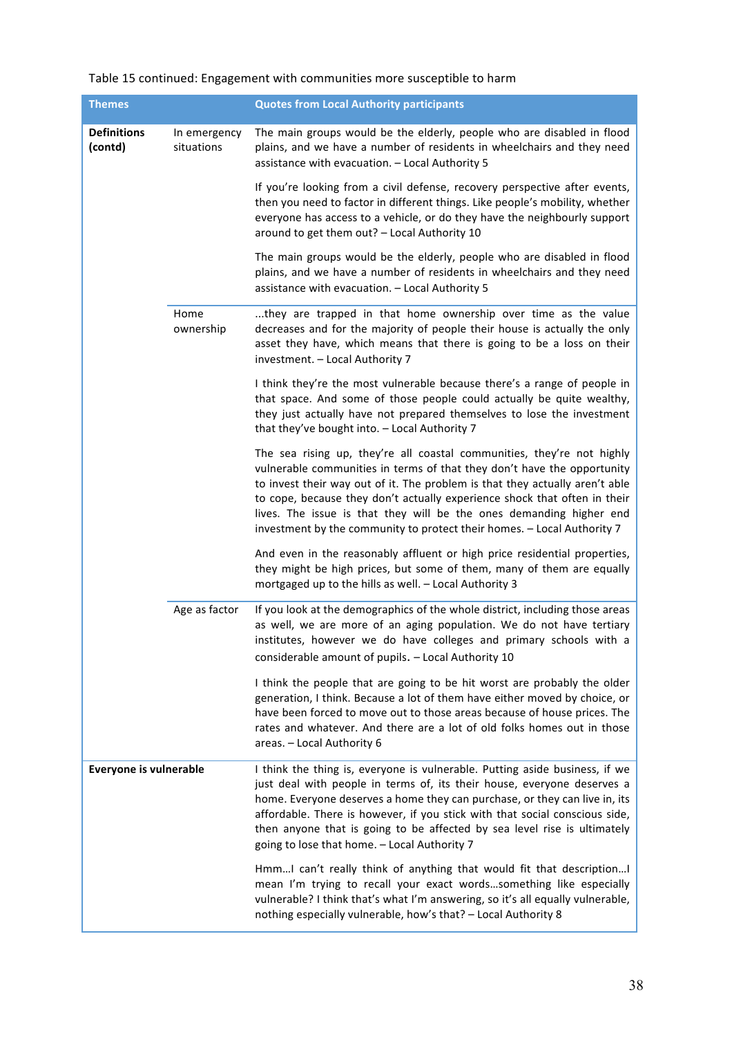Table 15 continued: Engagement with communities more susceptible to harm

| Themes | | Quotes from Local Authority participants |
|---|---|---|
| **Definitions (contd)** | In emergency situations | The main groups would be the elderly, people who are disabled in flood plains, and we have a number of residents in wheelchairs and they need assistance with evacuation. – Local Authority 5 |
| | | If you're looking from a civil defense, recovery perspective after events, then you need to factor in different things. Like people's mobility, whether everyone has access to a vehicle, or do they have the neighbourly support around to get them out? – Local Authority 10 |
| | | The main groups would be the elderly, people who are disabled in flood plains, and we have a number of residents in wheelchairs and they need assistance with evacuation. – Local Authority 5 |
| | Home ownership | ...they are trapped in that home ownership over time as the value decreases and for the majority of people their house is actually the only asset they have, which means that there is going to be a loss on their investment. – Local Authority 7 |
| | | I think they're the most vulnerable because there's a range of people in that space. And some of those people could actually be quite wealthy, they just actually have not prepared themselves to lose the investment that they've bought into. – Local Authority 7 |
| | | The sea rising up, they're all coastal communities, they're not highly vulnerable communities in terms of that they don't have the opportunity to invest their way out of it. The problem is that they actually aren't able to cope, because they don't actually experience shock that often in their lives. The issue is that they will be the ones demanding higher end investment by the community to protect their homes. – Local Authority 7 |
| | | And even in the reasonably affluent or high price residential properties, they might be high prices, but some of them, many of them are equally mortgaged up to the hills as well. – Local Authority 3 |
| | Age as factor | If you look at the demographics of the whole district, including those areas as well, we are more of an aging population. We do not have tertiary institutes, however we do have colleges and primary schools with a considerable amount of pupils. – Local Authority 10 |
| | | I think the people that are going to be hit worst are probably the older generation, I think. Because a lot of them have either moved by choice, or have been forced to move out to those areas because of house prices. The rates and whatever. And there are a lot of old folks homes out in those areas. – Local Authority 6 |
| **Everyone is vulnerable** | | I think the thing is, everyone is vulnerable. Putting aside business, if we just deal with people in terms of, its their house, everyone deserves a home. Everyone deserves a home they can purchase, or they can live in, its affordable. There is however, if you stick with that social conscious side, then anyone that is going to be affected by sea level rise is ultimately going to lose that home. – Local Authority 7 |
| | | Hmm…I can't really think of anything that would fit that description…I mean I'm trying to recall your exact words…something like especially vulnerable? I think that's what I'm answering, so it's all equally vulnerable, nothing especially vulnerable, how's that? – Local Authority 8 |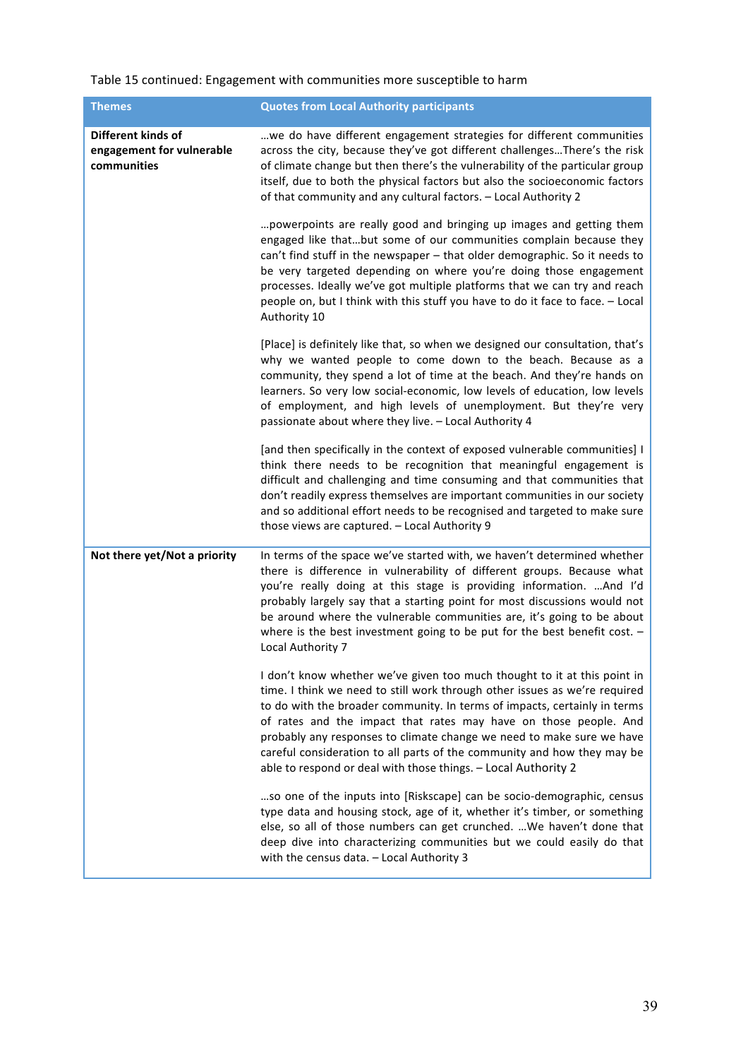Table 15 continued: Engagement with communities more susceptible to harm

| Themes | Quotes from Local Authority participants |
|---|---|
| **Different kinds of engagement for vulnerable communities** | …we do have different engagement strategies for different communities across the city, because they've got different challenges…There's the risk of climate change but then there's the vulnerability of the particular group itself, due to both the physical factors but also the socioeconomic factors of that community and any cultural factors. – Local Authority 2<br><br>…powerpoints are really good and bringing up images and getting them engaged like that…but some of our communities complain because they can't find stuff in the newspaper – that older demographic. So it needs to be very targeted depending on where you're doing those engagement processes. Ideally we've got multiple platforms that we can try and reach people on, but I think with this stuff you have to do it face to face. – Local Authority 10<br><br>[Place] is definitely like that, so when we designed our consultation, that's why we wanted people to come down to the beach. Because as a community, they spend a lot of time at the beach. And they're hands on learners. So very low social-economic, low levels of education, low levels of employment, and high levels of unemployment. But they're very passionate about where they live. – Local Authority 4<br><br>[and then specifically in the context of exposed vulnerable communities] I think there needs to be recognition that meaningful engagement is difficult and challenging and time consuming and that communities that don't readily express themselves are important communities in our society and so additional effort needs to be recognised and targeted to make sure those views are captured. – Local Authority 9 |
| **Not there yet/Not a priority** | In terms of the space we've started with, we haven't determined whether there is difference in vulnerability of different groups. Because what you're really doing at this stage is providing information. …And I'd probably largely say that a starting point for most discussions would not be around where the vulnerable communities are, it's going to be about where is the best investment going to be put for the best benefit cost. – Local Authority 7<br><br>I don't know whether we've given too much thought to it at this point in time. I think we need to still work through other issues as we're required to do with the broader community. In terms of impacts, certainly in terms of rates and the impact that rates may have on those people. And probably any responses to climate change we need to make sure we have careful consideration to all parts of the community and how they may be able to respond or deal with those things. – Local Authority 2<br><br>…so one of the inputs into [Riskscape] can be socio-demographic, census type data and housing stock, age of it, whether it's timber, or something else, so all of those numbers can get crunched. …We haven't done that deep dive into characterizing communities but we could easily do that with the census data. – Local Authority 3 |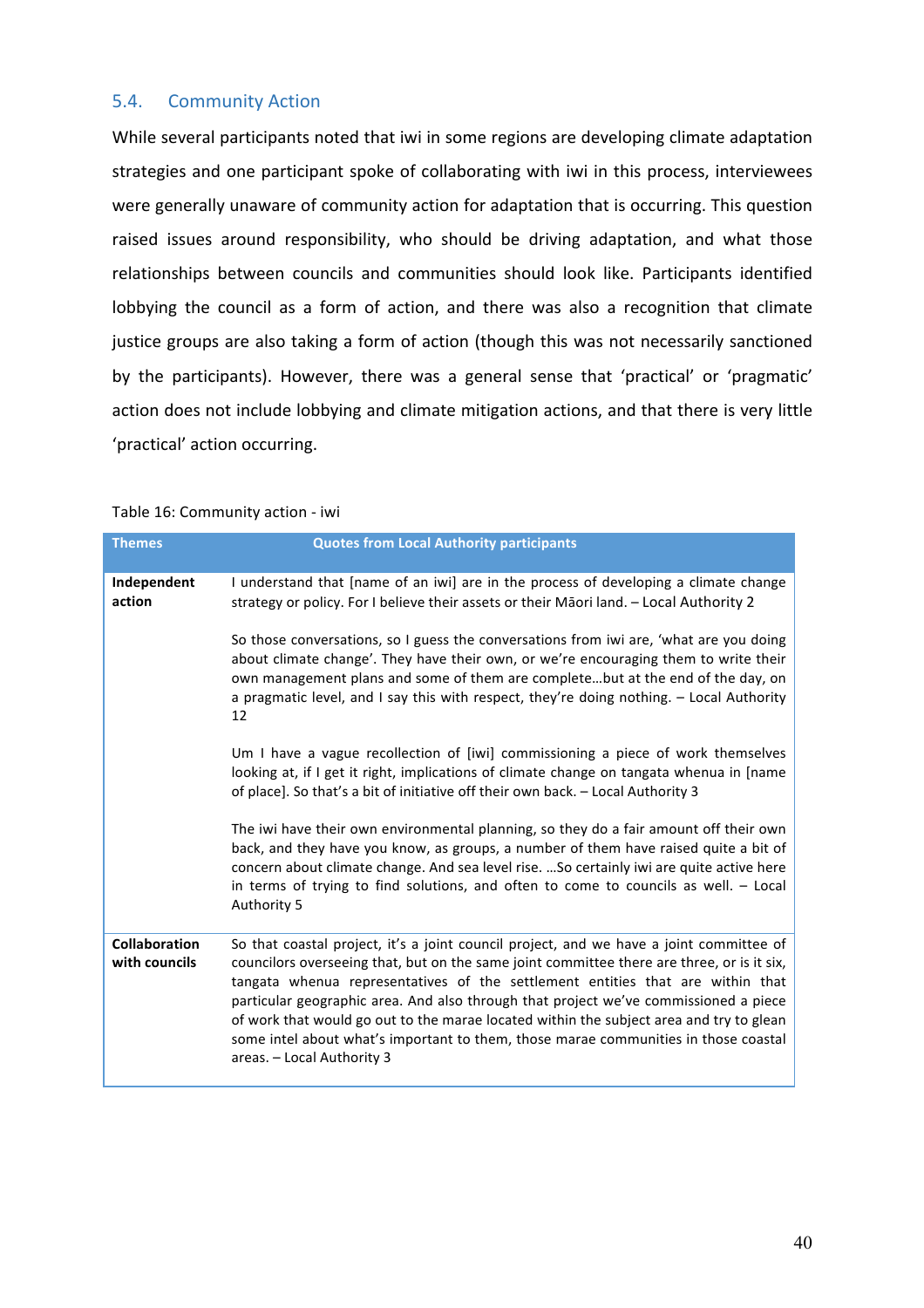## 5.4. Community Action

While several participants noted that iwi in some regions are developing climate adaptation strategies and one participant spoke of collaborating with iwi in this process, interviewees were generally unaware of community action for adaptation that is occurring. This question raised issues around responsibility, who should be driving adaptation, and what those relationships between councils and communities should look like. Participants identified lobbying the council as a form of action, and there was also a recognition that climate justice groups are also taking a form of action (though this was not necessarily sanctioned by the participants). However, there was a general sense that 'practical' or 'pragmatic' action does not include lobbying and climate mitigation actions, and that there is very little 'practical' action occurring.

Table 16: Community action - iwi

| Themes | Quotes from Local Authority participants |
|---|---|
| **Independent action** | I understand that [name of an iwi] are in the process of developing a climate change strategy or policy. For I believe their assets or their Māori land. – Local Authority 2<br><br>So those conversations, so I guess the conversations from iwi are, 'what are you doing about climate change'. They have their own, or we're encouraging them to write their own management plans and some of them are complete…but at the end of the day, on a pragmatic level, and I say this with respect, they're doing nothing. – Local Authority 12<br><br>Um I have a vague recollection of [iwi] commissioning a piece of work themselves looking at, if I get it right, implications of climate change on tangata whenua in [name of place]. So that's a bit of initiative off their own back. – Local Authority 3<br><br>The iwi have their own environmental planning, so they do a fair amount off their own back, and they have you know, as groups, a number of them have raised quite a bit of concern about climate change. And sea level rise. …So certainly iwi are quite active here in terms of trying to find solutions, and often to come to councils as well. – Local Authority 5 |
| **Collaboration with councils** | So that coastal project, it's a joint council project, and we have a joint committee of councilors overseeing that, but on the same joint committee there are three, or is it six, tangata whenua representatives of the settlement entities that are within that particular geographic area. And also through that project we've commissioned a piece of work that would go out to the marae located within the subject area and try to glean some intel about what's important to them, those marae communities in those coastal areas. – Local Authority 3 |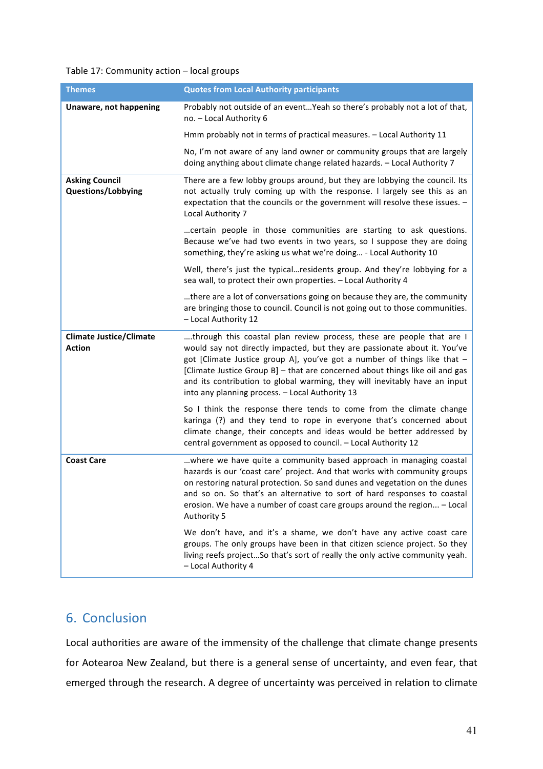Table 17: Community action – local groups

| Themes | Quotes from Local Authority participants |
| --- | --- |
| **Unaware, not happening** | Probably not outside of an event…Yeah so there's probably not a lot of that, no. – Local Authority 6 |
| | Hmm probably not in terms of practical measures. – Local Authority 11 |
| | No, I'm not aware of any land owner or community groups that are largely doing anything about climate change related hazards. – Local Authority 7 |
| **Asking Council Questions/Lobbying** | There are a few lobby groups around, but they are lobbying the council. Its not actually truly coming up with the response. I largely see this as an expectation that the councils or the government will resolve these issues. – Local Authority 7 |
| | …certain people in those communities are starting to ask questions. Because we've had two events in two years, so I suppose they are doing something, they're asking us what we're doing… - Local Authority 10 |
| | Well, there's just the typical…residents group. And they're lobbying for a sea wall, to protect their own properties. – Local Authority 4 |
| | …there are a lot of conversations going on because they are, the community are bringing those to council. Council is not going out to those communities. – Local Authority 12 |
| **Climate Justice/Climate Action** | ….through this coastal plan review process, these are people that are I would say not directly impacted, but they are passionate about it. You've got [Climate Justice group A], you've got a number of things like that – [Climate Justice Group B] – that are concerned about things like oil and gas and its contribution to global warming, they will inevitably have an input into any planning process. – Local Authority 13 |
| | So I think the response there tends to come from the climate change karinga (?) and they tend to rope in everyone that's concerned about climate change, their concepts and ideas would be better addressed by central government as opposed to council. – Local Authority 12 |
| **Coast Care** | …where we have quite a community based approach in managing coastal hazards is our 'coast care' project. And that works with community groups on restoring natural protection. So sand dunes and vegetation on the dunes and so on. So that's an alternative to sort of hard responses to coastal erosion. We have a number of coast care groups around the region... – Local Authority 5 |
| | We don't have, and it's a shame, we don't have any active coast care groups. The only groups have been in that citizen science project. So they living reefs project…So that's sort of really the only active community yeah. – Local Authority 4 |

## 6. Conclusion

Local authorities are aware of the immensity of the challenge that climate change presents for Aotearoa New Zealand, but there is a general sense of uncertainty, and even fear, that emerged through the research. A degree of uncertainty was perceived in relation to climate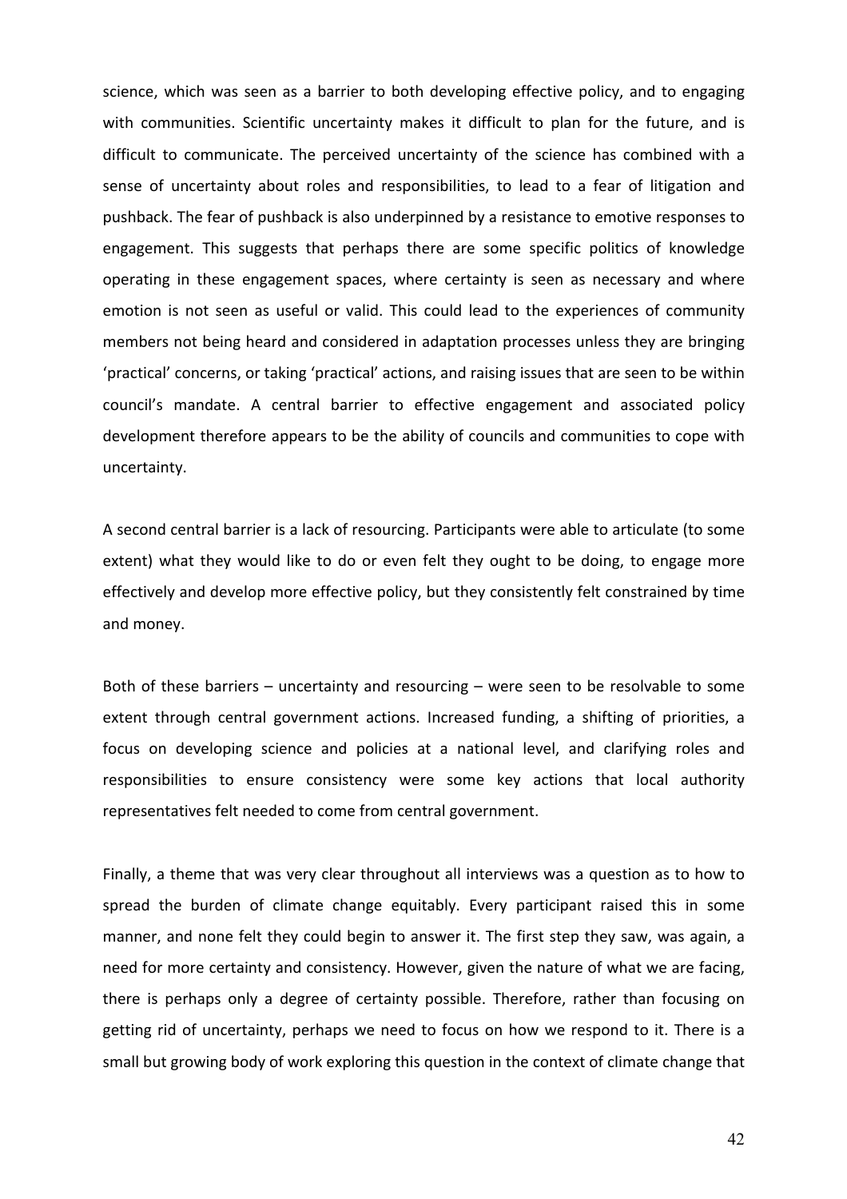science, which was seen as a barrier to both developing effective policy, and to engaging with communities. Scientific uncertainty makes it difficult to plan for the future, and is difficult to communicate. The perceived uncertainty of the science has combined with a sense of uncertainty about roles and responsibilities, to lead to a fear of litigation and pushback. The fear of pushback is also underpinned by a resistance to emotive responses to engagement. This suggests that perhaps there are some specific politics of knowledge operating in these engagement spaces, where certainty is seen as necessary and where emotion is not seen as useful or valid. This could lead to the experiences of community members not being heard and considered in adaptation processes unless they are bringing 'practical' concerns, or taking 'practical' actions, and raising issues that are seen to be within council's mandate. A central barrier to effective engagement and associated policy development therefore appears to be the ability of councils and communities to cope with uncertainty.

A second central barrier is a lack of resourcing. Participants were able to articulate (to some extent) what they would like to do or even felt they ought to be doing, to engage more effectively and develop more effective policy, but they consistently felt constrained by time and money.

Both of these barriers – uncertainty and resourcing – were seen to be resolvable to some extent through central government actions. Increased funding, a shifting of priorities, a focus on developing science and policies at a national level, and clarifying roles and responsibilities to ensure consistency were some key actions that local authority representatives felt needed to come from central government.

Finally, a theme that was very clear throughout all interviews was a question as to how to spread the burden of climate change equitably. Every participant raised this in some manner, and none felt they could begin to answer it. The first step they saw, was again, a need for more certainty and consistency. However, given the nature of what we are facing, there is perhaps only a degree of certainty possible. Therefore, rather than focusing on getting rid of uncertainty, perhaps we need to focus on how we respond to it. There is a small but growing body of work exploring this question in the context of climate change that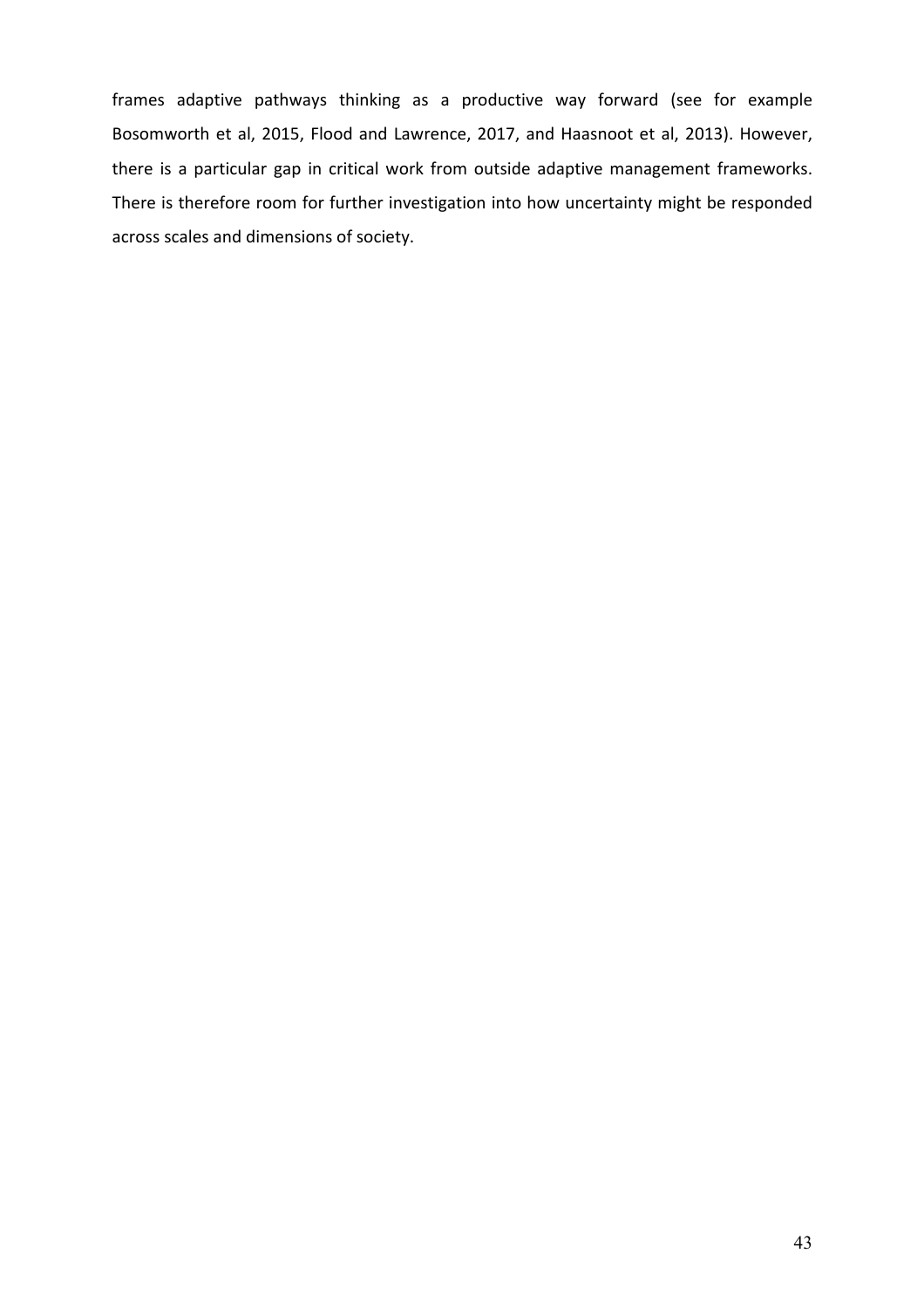frames adaptive pathways thinking as a productive way forward (see for example Bosomworth et al, 2015, Flood and Lawrence, 2017, and Haasnoot et al, 2013). However, there is a particular gap in critical work from outside adaptive management frameworks. There is therefore room for further investigation into how uncertainty might be responded across scales and dimensions of society.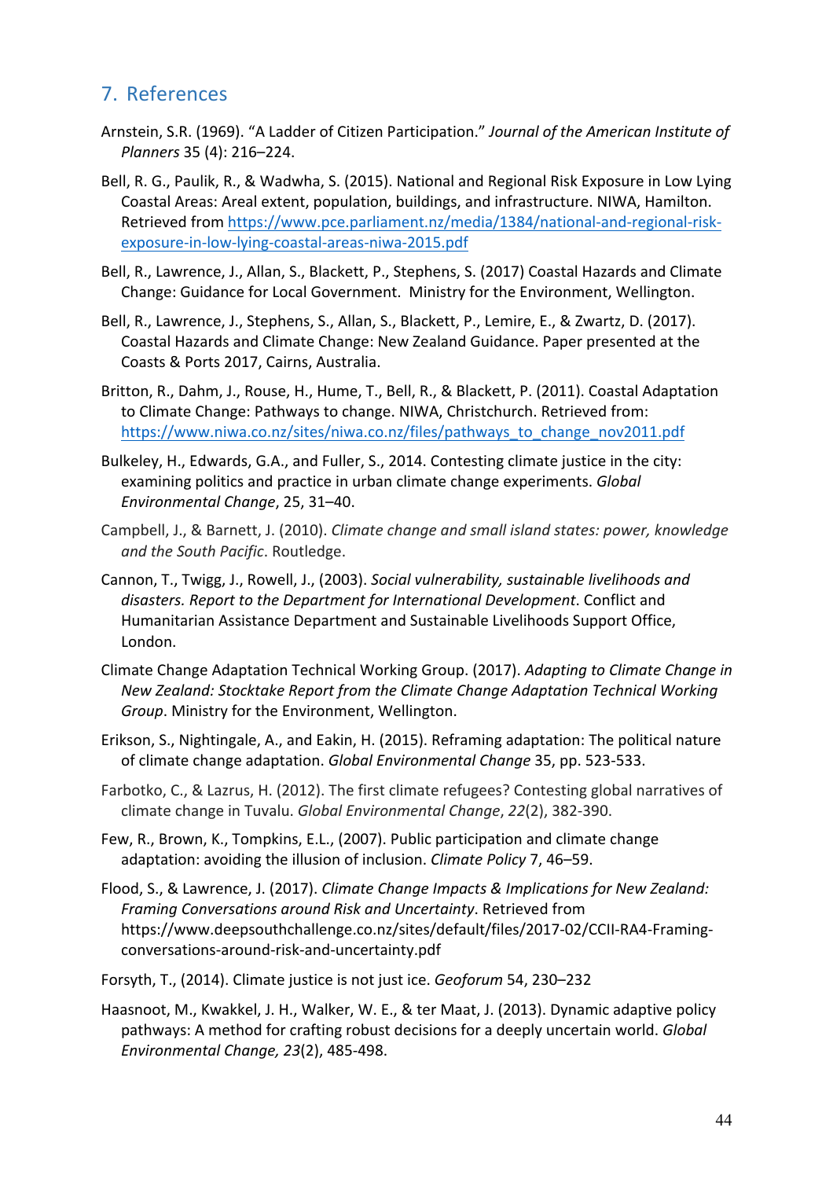## 7. References

Arnstein, S.R. (1969). "A Ladder of Citizen Participation." *Journal of the American Institute of Planners* 35 (4): 216–224.

Bell, R. G., Paulik, R., & Wadwha, S. (2015). National and Regional Risk Exposure in Low Lying Coastal Areas: Areal extent, population, buildings, and infrastructure. NIWA, Hamilton. Retrieved from https://www.pce.parliament.nz/media/1384/national-and-regional-risk-exposure-in-low-lying-coastal-areas-niwa-2015.pdf

Bell, R., Lawrence, J., Allan, S., Blackett, P., Stephens, S. (2017) Coastal Hazards and Climate Change: Guidance for Local Government. Ministry for the Environment, Wellington.

Bell, R., Lawrence, J., Stephens, S., Allan, S., Blackett, P., Lemire, E., & Zwartz, D. (2017). Coastal Hazards and Climate Change: New Zealand Guidance. Paper presented at the Coasts & Ports 2017, Cairns, Australia.

Britton, R., Dahm, J., Rouse, H., Hume, T., Bell, R., & Blackett, P. (2011). Coastal Adaptation to Climate Change: Pathways to change. NIWA, Christchurch. Retrieved from: https://www.niwa.co.nz/sites/niwa.co.nz/files/pathways_to_change_nov2011.pdf

Bulkeley, H., Edwards, G.A., and Fuller, S., 2014. Contesting climate justice in the city: examining politics and practice in urban climate change experiments. *Global Environmental Change*, 25, 31–40.

Campbell, J., & Barnett, J. (2010). *Climate change and small island states: power, knowledge and the South Pacific*. Routledge.

Cannon, T., Twigg, J., Rowell, J., (2003). *Social vulnerability, sustainable livelihoods and disasters. Report to the Department for International Development*. Conflict and Humanitarian Assistance Department and Sustainable Livelihoods Support Office, London.

Climate Change Adaptation Technical Working Group. (2017). *Adapting to Climate Change in New Zealand: Stocktake Report from the Climate Change Adaptation Technical Working Group*. Ministry for the Environment, Wellington.

Erikson, S., Nightingale, A., and Eakin, H. (2015). Reframing adaptation: The political nature of climate change adaptation. *Global Environmental Change* 35, pp. 523-533.

Farbotko, C., & Lazrus, H. (2012). The first climate refugees? Contesting global narratives of climate change in Tuvalu. *Global Environmental Change*, *22*(2), 382-390.

Few, R., Brown, K., Tompkins, E.L., (2007). Public participation and climate change adaptation: avoiding the illusion of inclusion. *Climate Policy* 7, 46–59.

Flood, S., & Lawrence, J. (2017). *Climate Change Impacts & Implications for New Zealand: Framing Conversations around Risk and Uncertainty*. Retrieved from https://www.deepsouthchallenge.co.nz/sites/default/files/2017-02/CCII-RA4-Framing-conversations-around-risk-and-uncertainty.pdf

Forsyth, T., (2014). Climate justice is not just ice. *Geoforum* 54, 230–232

Haasnoot, M., Kwakkel, J. H., Walker, W. E., & ter Maat, J. (2013). Dynamic adaptive policy pathways: A method for crafting robust decisions for a deeply uncertain world. *Global Environmental Change, 23*(2), 485-498.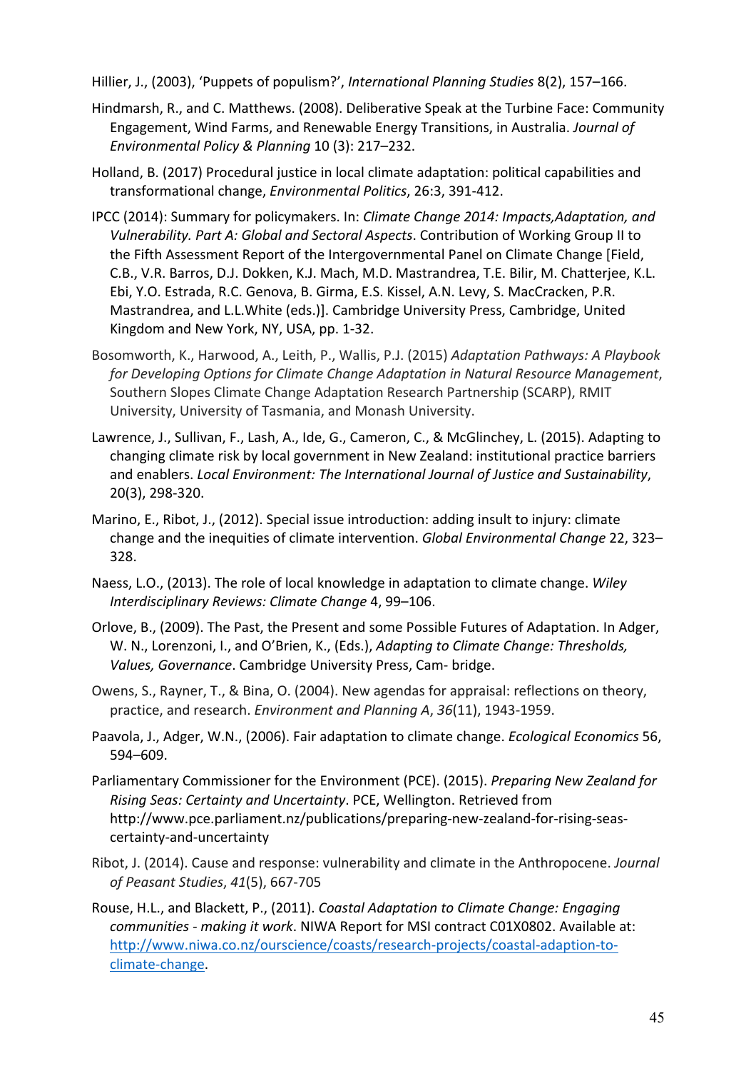Hillier, J., (2003), 'Puppets of populism?', *International Planning Studies* 8(2), 157–166.

Hindmarsh, R., and C. Matthews. (2008). Deliberative Speak at the Turbine Face: Community Engagement, Wind Farms, and Renewable Energy Transitions, in Australia. *Journal of Environmental Policy & Planning* 10 (3): 217–232.

Holland, B. (2017) Procedural justice in local climate adaptation: political capabilities and transformational change, *Environmental Politics*, 26:3, 391-412.

IPCC (2014): Summary for policymakers. In: *Climate Change 2014: Impacts,Adaptation, and Vulnerability. Part A: Global and Sectoral Aspects*. Contribution of Working Group II to the Fifth Assessment Report of the Intergovernmental Panel on Climate Change [Field, C.B., V.R. Barros, D.J. Dokken, K.J. Mach, M.D. Mastrandrea, T.E. Bilir, M. Chatterjee, K.L. Ebi, Y.O. Estrada, R.C. Genova, B. Girma, E.S. Kissel, A.N. Levy, S. MacCracken, P.R. Mastrandrea, and L.L.White (eds.)]. Cambridge University Press, Cambridge, United Kingdom and New York, NY, USA, pp. 1-32.

Bosomworth, K., Harwood, A., Leith, P., Wallis, P.J. (2015) *Adaptation Pathways: A Playbook for Developing Options for Climate Change Adaptation in Natural Resource Management*, Southern Slopes Climate Change Adaptation Research Partnership (SCARP), RMIT University, University of Tasmania, and Monash University.

Lawrence, J., Sullivan, F., Lash, A., Ide, G., Cameron, C., & McGlinchey, L. (2015). Adapting to changing climate risk by local government in New Zealand: institutional practice barriers and enablers. *Local Environment: The International Journal of Justice and Sustainability*, 20(3), 298-320.

Marino, E., Ribot, J., (2012). Special issue introduction: adding insult to injury: climate change and the inequities of climate intervention. *Global Environmental Change* 22, 323–328.

Naess, L.O., (2013). The role of local knowledge in adaptation to climate change. *Wiley Interdisciplinary Reviews: Climate Change* 4, 99–106.

Orlove, B., (2009). The Past, the Present and some Possible Futures of Adaptation. In Adger, W. N., Lorenzoni, I., and O'Brien, K., (Eds.), *Adapting to Climate Change: Thresholds, Values, Governance*. Cambridge University Press, Cam- bridge.

Owens, S., Rayner, T., & Bina, O. (2004). New agendas for appraisal: reflections on theory, practice, and research. *Environment and Planning A*, *36*(11), 1943-1959.

Paavola, J., Adger, W.N., (2006). Fair adaptation to climate change. *Ecological Economics* 56, 594–609.

Parliamentary Commissioner for the Environment (PCE). (2015). *Preparing New Zealand for Rising Seas: Certainty and Uncertainty*. PCE, Wellington. Retrieved from http://www.pce.parliament.nz/publications/preparing-new-zealand-for-rising-seas-certainty-and-uncertainty

Ribot, J. (2014). Cause and response: vulnerability and climate in the Anthropocene. *Journal of Peasant Studies*, *41*(5), 667-705

Rouse, H.L., and Blackett, P., (2011). *Coastal Adaptation to Climate Change: Engaging communities - making it work*. NIWA Report for MSI contract C01X0802. Available at: http://www.niwa.co.nz/ourscience/coasts/research-projects/coastal-adaption-to-climate-change.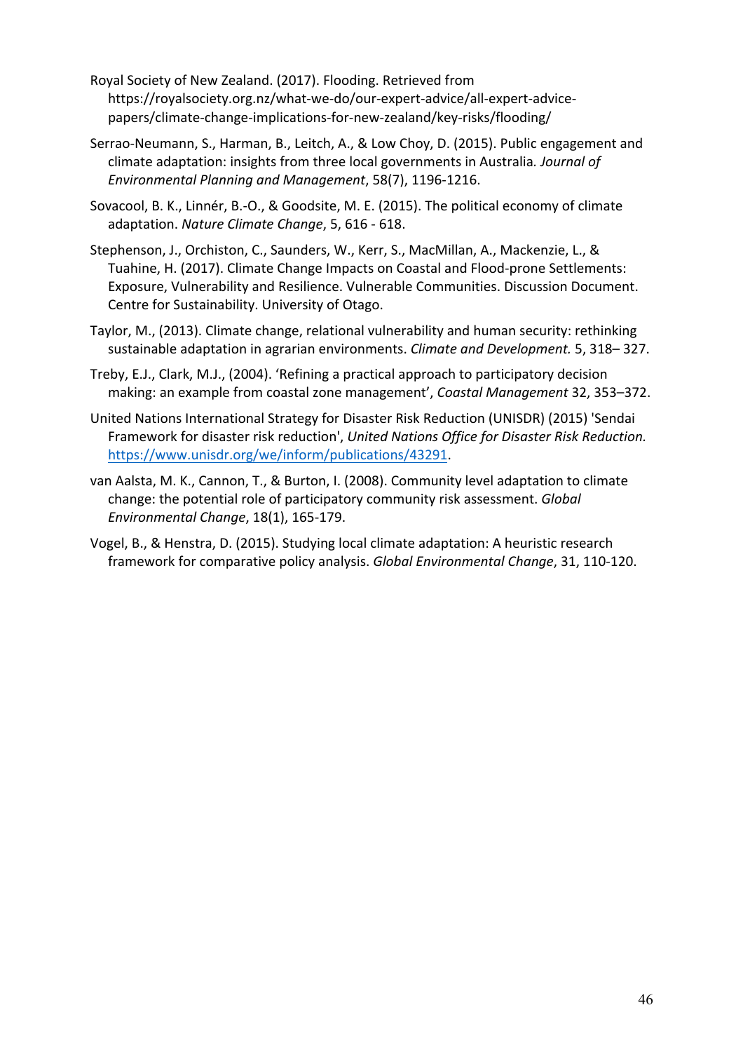Royal Society of New Zealand. (2017). Flooding. Retrieved from https://royalsociety.org.nz/what-we-do/our-expert-advice/all-expert-advice-papers/climate-change-implications-for-new-zealand/key-risks/flooding/

Serrao-Neumann, S., Harman, B., Leitch, A., & Low Choy, D. (2015). Public engagement and climate adaptation: insights from three local governments in Australia. *Journal of Environmental Planning and Management*, 58(7), 1196-1216.

Sovacool, B. K., Linnér, B.-O., & Goodsite, M. E. (2015). The political economy of climate adaptation. *Nature Climate Change*, 5, 616 - 618.

Stephenson, J., Orchiston, C., Saunders, W., Kerr, S., MacMillan, A., Mackenzie, L., & Tuahine, H. (2017). Climate Change Impacts on Coastal and Flood-prone Settlements: Exposure, Vulnerability and Resilience. Vulnerable Communities. Discussion Document. Centre for Sustainability. University of Otago.

Taylor, M., (2013). Climate change, relational vulnerability and human security: rethinking sustainable adaptation in agrarian environments. *Climate and Development.* 5, 318– 327.

Treby, E.J., Clark, M.J., (2004). 'Refining a practical approach to participatory decision making: an example from coastal zone management', *Coastal Management* 32, 353–372.

United Nations International Strategy for Disaster Risk Reduction (UNISDR) (2015) 'Sendai Framework for disaster risk reduction', *United Nations Office for Disaster Risk Reduction.* https://www.unisdr.org/we/inform/publications/43291.

van Aalsta, M. K., Cannon, T., & Burton, I. (2008). Community level adaptation to climate change: the potential role of participatory community risk assessment. *Global Environmental Change*, 18(1), 165-179.

Vogel, B., & Henstra, D. (2015). Studying local climate adaptation: A heuristic research framework for comparative policy analysis. *Global Environmental Change*, 31, 110-120.